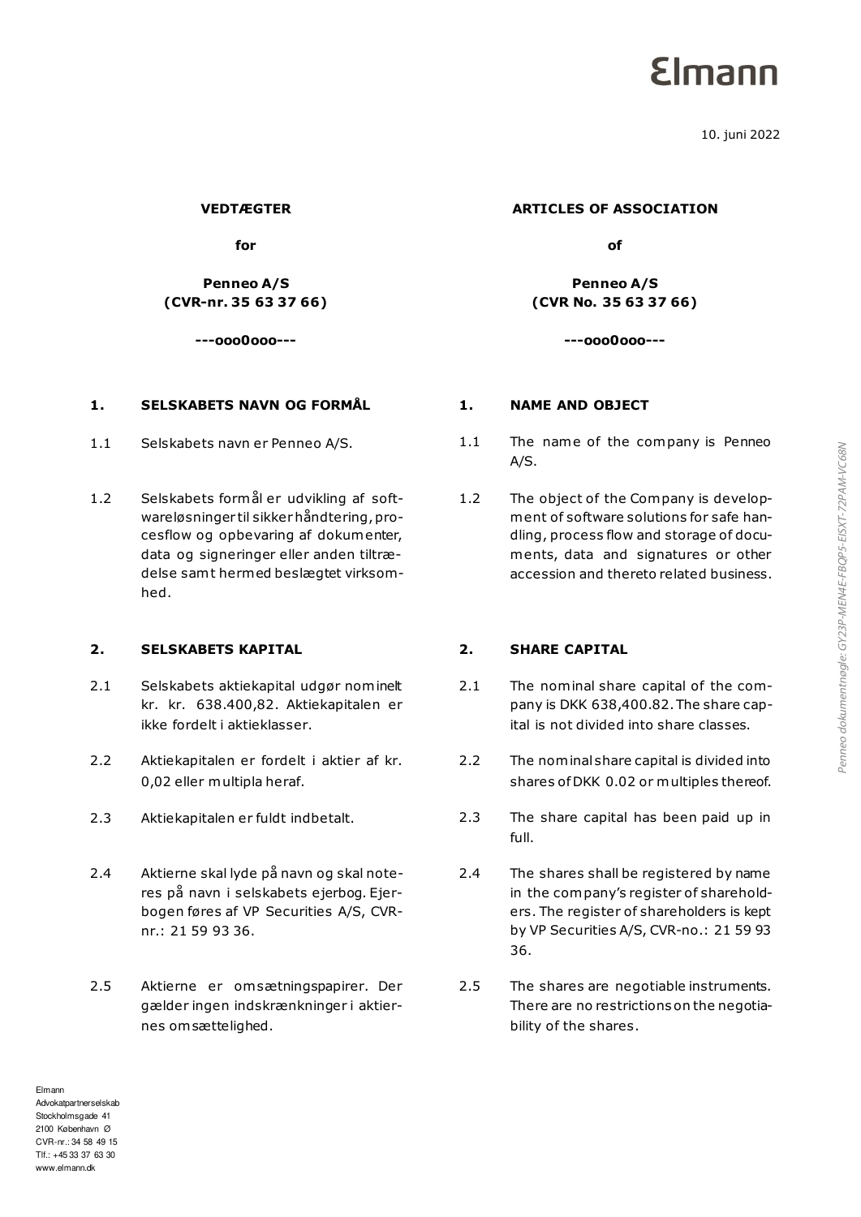Elmann

10. juni 2022

**VEDTÆGTER**

**for**

**Penneo A/S**
**(CVR-nr. 35 63 37 66)**

**---ooo0ooo---**

**ARTICLES OF ASSOCIATION**

**of**

**Penneo A/S**
**(CVR No. 35 63 37 66)**

**---ooo0ooo---**

## 1. SELSKABETS NAVN OG FORMÅL

1.1 Selskabets navn er Penneo A/S.

1.2 Selskabets formål er udvikling af softwareløsninger til sikker håndtering, procesflow og opbevaring af dokumenter, data og signeringer eller anden tiltrædelse samt hermed beslægtet virksomhed.

## 1. NAME AND OBJECT

1.1 The name of the company is Penneo A/S.

1.2 The object of the Company is development of software solutions for safe handling, process flow and storage of documents, data and signatures or other accession and thereto related business.

## 2. SELSKABETS KAPITAL

2.1 Selskabets aktiekapital udgør nominelt kr. kr. 638.400,82. Aktiekapitalen er ikke fordelt i aktieklasser.

2.2 Aktiekapitalen er fordelt i aktier af kr. 0,02 eller multipla heraf.

2.3 Aktiekapitalen er fuldt indbetalt.

2.4 Aktierne skal lyde på navn og skal noteres på navn i selskabets ejerbog. Ejerbogen føres af VP Securities A/S, CVR-nr.: 21 59 93 36.

2.5 Aktierne er omsætningspapirer. Der gælder ingen indskrænkninger i aktiernes omsættelighed.

## 2. SHARE CAPITAL

2.1 The nominal share capital of the company is DKK 638,400.82. The share capital is not divided into share classes.

2.2 The nominal share capital is divided into shares of DKK 0.02 or multiples thereof.

2.3 The share capital has been paid up in full.

2.4 The shares shall be registered by name in the company's register of shareholders. The register of shareholders is kept by VP Securities A/S, CVR-no.: 21 59 93 36.

2.5 The shares are negotiable instruments. There are no restrictions on the negotiability of the shares.

Elmann
Advokatpartnerselskab
Stockholmsgade 41
2100 København Ø
CVR-nr.: 34 58 49 15
Tlf.: +45 33 37 63 30
www.elmann.dk

Penneo dokumentnøgle: GY23P-MEN4E-FBQP5-EISXT-72PAM-VC68N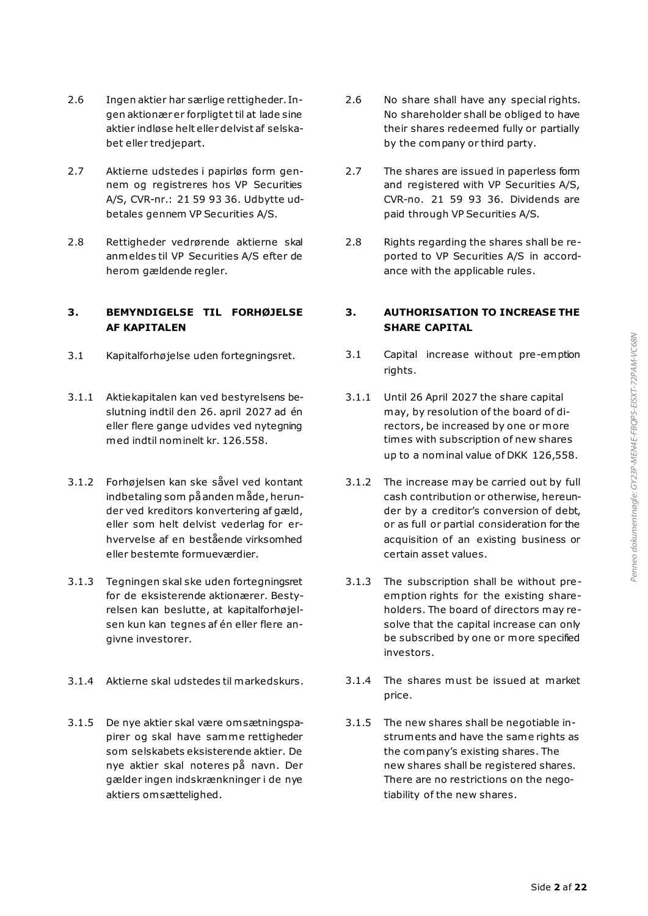2.6 Ingen aktier har særlige rettigheder. Ingen aktionær er forpligtet til at lade sine aktier indløse helt eller delvist af selskabet eller tredjepart.

2.7 Aktierne udstedes i papirløs form gennem og registreres hos VP Securities A/S, CVR-nr.: 21 59 93 36. Udbytte udbetales gennem VP Securities A/S.

2.8 Rettigheder vedrørende aktierne skal anmeldes til VP Securities A/S efter de herom gældende regler.

## 3. BEMYNDIGELSE TIL FORHØJELSE AF KAPITALEN

3.1 Kapitalforhøjelse uden fortegningsret.

3.1.1 Aktiekapitalen kan ved bestyrelsens beslutning indtil den 26. april 2027 ad én eller flere gange udvides ved nytegning med indtil nominelt kr. 126.558.

3.1.2 Forhøjelsen kan ske såvel ved kontant indbetaling som på anden måde, herunder ved kreditors konvertering af gæld, eller som helt delvist vederlag for erhvervelse af en bestående virksomhed eller bestemte formueværdier.

3.1.3 Tegningen skal ske uden fortegningsret for de eksisterende aktionærer. Bestyrelsen kan beslutte, at kapitalforhøjelsen kun kan tegnes af én eller flere angivne investorer.

3.1.4 Aktierne skal udstedes til markedskurs.

3.1.5 De nye aktier skal være omsætningspapirer og skal have samme rettigheder som selskabets eksisterende aktier. De nye aktier skal noteres på navn. Der gælder ingen indskrænkninger i de nye aktiers omsættelighed.

2.6 No share shall have any special rights. No shareholder shall be obliged to have their shares redeemed fully or partially by the company or third party.

2.7 The shares are issued in paperless form and registered with VP Securities A/S, CVR-no. 21 59 93 36. Dividends are paid through VP Securities A/S.

2.8 Rights regarding the shares shall be reported to VP Securities A/S in accordance with the applicable rules.

## 3. AUTHORISATION TO INCREASE THE SHARE CAPITAL

3.1 Capital increase without pre-emption rights.

3.1.1 Until 26 April 2027 the share capital may, by resolution of the board of directors, be increased by one or more times with subscription of new shares up to a nominal value of DKK 126,558.

3.1.2 The increase may be carried out by full cash contribution or otherwise, hereunder by a creditor's conversion of debt, or as full or partial consideration for the acquisition of an existing business or certain asset values.

3.1.3 The subscription shall be without pre-emption rights for the existing shareholders. The board of directors may resolve that the capital increase can only be subscribed by one or more specified investors.

3.1.4 The shares must be issued at market price.

3.1.5 The new shares shall be negotiable instruments and have the same rights as the company's existing shares. The new shares shall be registered shares. There are no restrictions on the negotiability of the new shares.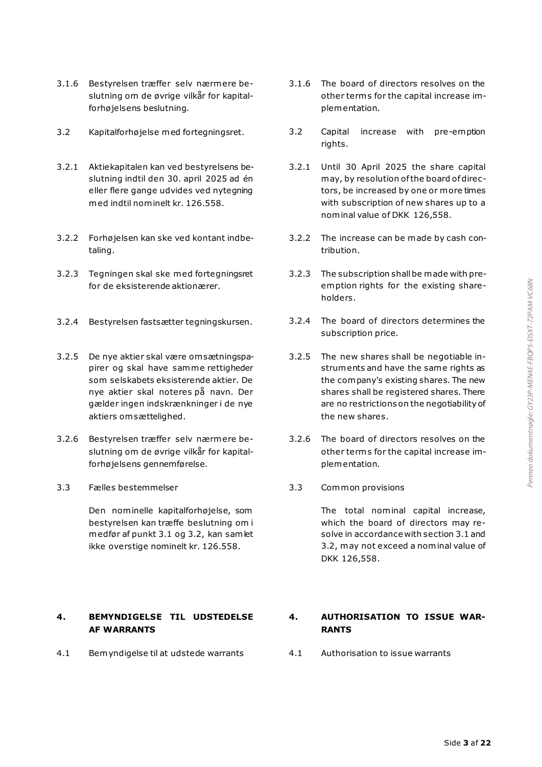3.1.6 Bestyrelsen træffer selv nærmere beslutning om de øvrige vilkår for kapitalforhøjelsens beslutning.

3.1.6 The board of directors resolves on the other terms for the capital increase implementation.

3.2 Kapitalforhøjelse med fortegningsret.

3.2 Capital increase with pre-emption rights.

3.2.1 Aktiekapitalen kan ved bestyrelsens beslutning indtil den 30. april 2025 ad én eller flere gange udvides ved nytegning med indtil nominelt kr. 126.558.

3.2.1 Until 30 April 2025 the share capital may, by resolution of the board of directors, be increased by one or more times with subscription of new shares up to a nominal value of DKK 126,558.

3.2.2 Forhøjelsen kan ske ved kontant indbetaling.

3.2.2 The increase can be made by cash contribution.

3.2.3 Tegningen skal ske med fortegningsret for de eksisterende aktionærer.

3.2.3 The subscription shall be made with pre-emption rights for the existing shareholders.

3.2.4 Bestyrelsen fastsætter tegningskursen.

3.2.4 The board of directors determines the subscription price.

3.2.5 De nye aktier skal være omsætningspapirer og skal have samme rettigheder som selskabets eksisterende aktier. De nye aktier skal noteres på navn. Der gælder ingen indskrænkninger i de nye aktiers omsættelighed.

3.2.5 The new shares shall be negotiable instruments and have the same rights as the company's existing shares. The new shares shall be registered shares. There are no restrictions on the negotiability of the new shares.

3.2.6 Bestyrelsen træffer selv nærmere beslutning om de øvrige vilkår for kapitalforhøjelsens gennemførelse.

3.2.6 The board of directors resolves on the other terms for the capital increase implementation.

3.3 Fælles bestemmelser

Den nominelle kapitalforhøjelse, som bestyrelsen kan træffe beslutning om i medfør af punkt 3.1 og 3.2, kan samlet ikke overstige nominelt kr. 126.558.

3.3 Common provisions

The total nominal capital increase, which the board of directors may resolve in accordance with section 3.1 and 3.2, may not exceed a nominal value of DKK 126,558.

## 4. BEMYNDIGELSE TIL UDSTEDELSE AF WARRANTS

## 4. AUTHORISATION TO ISSUE WARRANTS

4.1 Bemyndigelse til at udstede warrants

4.1 Authorisation to issue warrants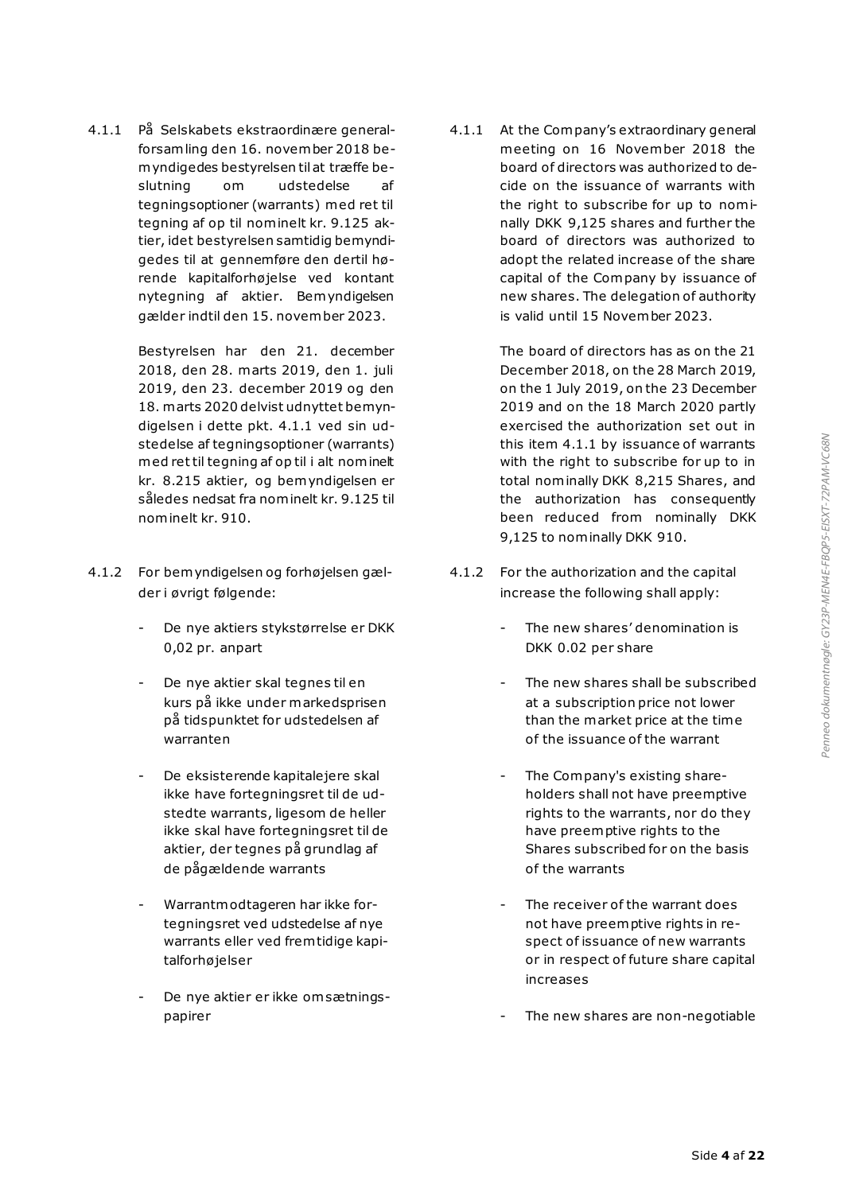4.1.1 På Selskabets ekstraordinære generalforsamling den 16. november 2018 bemyndigedes bestyrelsen til at træffe beslutning om udstedelse af tegningsoptioner (warrants) med ret til tegning af op til nominelt kr. 9.125 aktier, idet bestyrelsen samtidig bemyndigedes til at gennemføre den dertil hørende kapitalforhøjelse ved kontant nytegning af aktier. Bemyndigelsen gælder indtil den 15. november 2023.

Bestyrelsen har den 21. december 2018, den 28. marts 2019, den 1. juli 2019, den 23. december 2019 og den 18. marts 2020 delvist udnyttet bemyndigelsen i dette pkt. 4.1.1 ved sin udstedelse af tegningsoptioner (warrants) med ret til tegning af op til i alt nominelt kr. 8.215 aktier, og bemyndigelsen er således nedsat fra nominelt kr. 9.125 til nominelt kr. 910.

4.1.2 For bemyndigelsen og forhøjelsen gælder i øvrigt følgende:

- De nye aktiers stykstørrelse er DKK 0,02 pr. anpart
- De nye aktier skal tegnes til en kurs på ikke under markedsprisen på tidspunktet for udstedelsen af warranten
- De eksisterende kapitalejere skal ikke have fortegningsret til de udstedte warrants, ligesom de heller ikke skal have fortegningsret til de aktier, der tegnes på grundlag af de pågældende warrants
- Warrantmodtageren har ikke fortegningsret ved udstedelse af nye warrants eller ved fremtidige kapitalforhøjelser
- De nye aktier er ikke omsætningspapirer

4.1.1 At the Company's extraordinary general meeting on 16 November 2018 the board of directors was authorized to decide on the issuance of warrants with the right to subscribe for up to nominally DKK 9,125 shares and further the board of directors was authorized to adopt the related increase of the share capital of the Company by issuance of new shares. The delegation of authority is valid until 15 November 2023.

The board of directors has as on the 21 December 2018, on the 28 March 2019, on the 1 July 2019, on the 23 December 2019 and on the 18 March 2020 partly exercised the authorization set out in this item 4.1.1 by issuance of warrants with the right to subscribe for up to in total nominally DKK 8,215 Shares, and the authorization has consequently been reduced from nominally DKK 9,125 to nominally DKK 910.

4.1.2 For the authorization and the capital increase the following shall apply:

- The new shares' denomination is DKK 0.02 per share
- The new shares shall be subscribed at a subscription price not lower than the market price at the time of the issuance of the warrant
- The Company's existing shareholders shall not have preemptive rights to the warrants, nor do they have preemptive rights to the Shares subscribed for on the basis of the warrants
- The receiver of the warrant does not have preemptive rights in respect of issuance of new warrants or in respect of future share capital increases
- The new shares are non-negotiable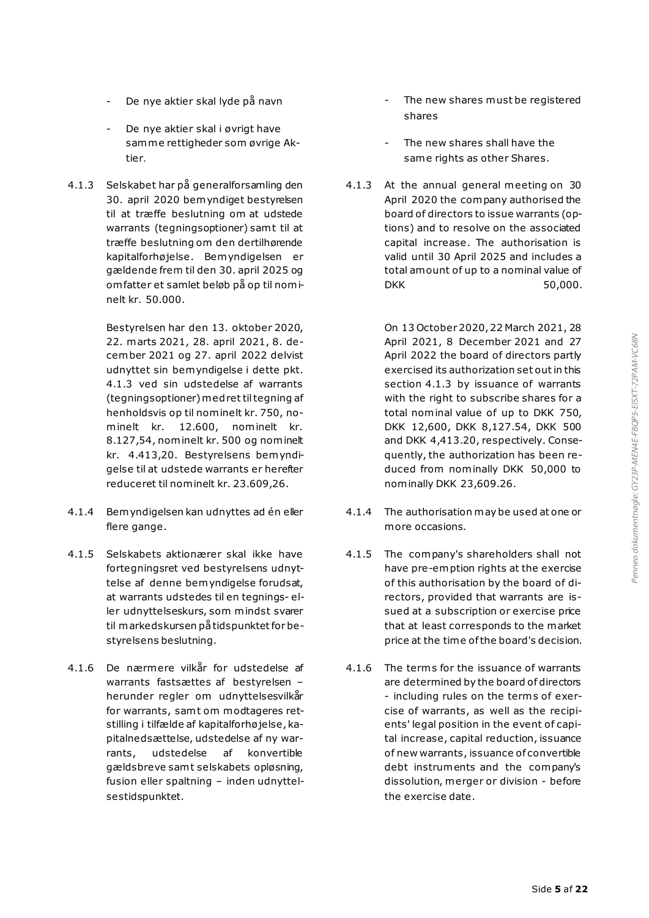- De nye aktier skal lyde på navn
- De nye aktier skal i øvrigt have samme rettigheder som øvrige Aktier.

4.1.3 Selskabet har på generalforsamling den 30. april 2020 bemyndiget bestyrelsen til at træffe beslutning om at udstede warrants (tegningsoptioner) samt til at træffe beslutning om den dertilhørende kapitalforhøjelse. Bemyndigelsen er gældende frem til den 30. april 2025 og omfatter et samlet beløb på op til nominelt kr. 50.000.

Bestyrelsen har den 13. oktober 2020, 22. marts 2021, 28. april 2021, 8. december 2021 og 27. april 2022 delvist udnyttet sin bemyndigelse i dette pkt. 4.1.3 ved sin udstedelse af warrants (tegningsoptioner) med ret til tegning af henholdsvis op til nominelt kr. 750, nominelt kr. 12.600, nominelt kr. 8.127,54, nominelt kr. 500 og nominelt kr. 4.413,20. Bestyrelsens bemyndigelse til at udstede warrants er herefter reduceret til nominelt kr. 23.609,26.

4.1.4 Bemyndigelsen kan udnyttes ad én eller flere gange.

4.1.5 Selskabets aktionærer skal ikke have fortegningsret ved bestyrelsens udnyttelse af denne bemyndigelse forudsat, at warrants udstedes til en tegnings- eller udnyttelseskurs, som mindst svarer til markedskursen på tidspunktet for bestyrelsens beslutning.

4.1.6 De nærmere vilkår for udstedelse af warrants fastsættes af bestyrelsen – herunder regler om udnyttelsesvilkår for warrants, samt om modtageres retstilling i tilfælde af kapitalforhøjelse, kapitalnedsættelse, udstedelse af ny warrants, udstedelse af konvertible gældsbreve samt selskabets opløsning, fusion eller spaltning – inden udnyttelsestidspunktet.

- The new shares must be registered shares
- The new shares shall have the same rights as other Shares.

4.1.3 At the annual general meeting on 30 April 2020 the company authorised the board of directors to issue warrants (options) and to resolve on the associated capital increase. The authorisation is valid until 30 April 2025 and includes a total amount of up to a nominal value of DKK 50,000.

On 13 October 2020, 22 March 2021, 28 April 2021, 8 December 2021 and 27 April 2022 the board of directors partly exercised its authorization set out in this section 4.1.3 by issuance of warrants with the right to subscribe shares for a total nominal value of up to DKK 750, DKK 12,600, DKK 8,127.54, DKK 500 and DKK 4,413.20, respectively. Consequently, the authorization has been reduced from nominally DKK 50,000 to nominally DKK 23,609.26.

4.1.4 The authorisation may be used at one or more occasions.

4.1.5 The company's shareholders shall not have pre-emption rights at the exercise of this authorisation by the board of directors, provided that warrants are issued at a subscription or exercise price that at least corresponds to the market price at the time of the board's decision.

4.1.6 The terms for the issuance of warrants are determined by the board of directors - including rules on the terms of exercise of warrants, as well as the recipients' legal position in the event of capital increase, capital reduction, issuance of new warrants, issuance of convertible debt instruments and the company's dissolution, merger or division - before the exercise date.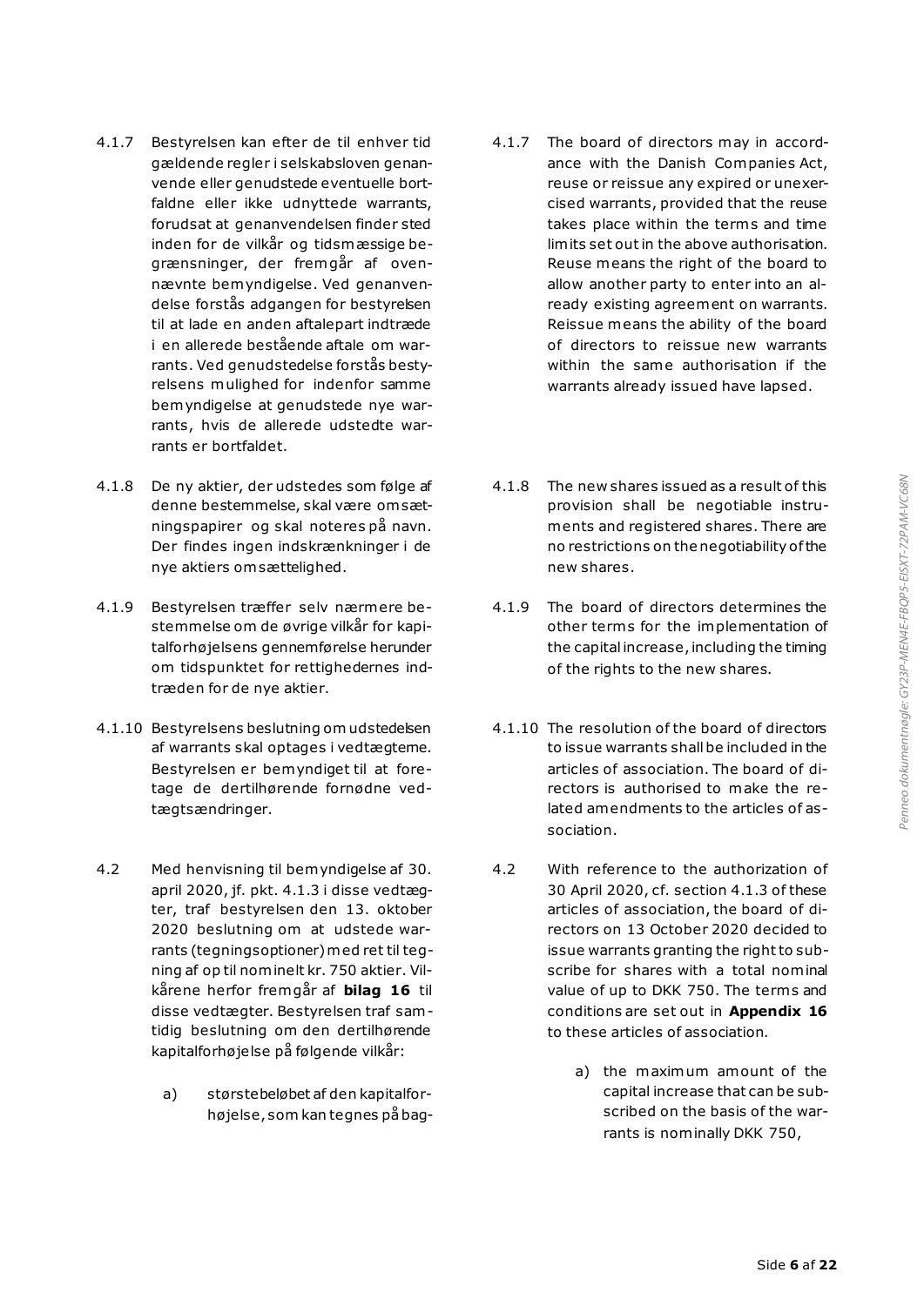4.1.7 Bestyrelsen kan efter de til enhver tid gældende regler i selskabsloven genanvende eller genudstede eventuelle bortfaldne eller ikke udnyttede warrants, forudsat at genanvendelsen finder sted inden for de vilkår og tidsmæssige begrænsninger, der fremgår af ovennævnte bemyndigelse. Ved genanvendelse forstås adgangen for bestyrelsen til at lade en anden aftalepart indtræde i en allerede bestående aftale om warrants. Ved genudstedelse forstås bestyrelsens mulighed for indenfor samme bemyndigelse at genudstede nye warrants, hvis de allerede udstedte warrants er bortfaldet.

4.1.7 The board of directors may in accordance with the Danish Companies Act, reuse or reissue any expired or unexercised warrants, provided that the reuse takes place within the terms and time limits set out in the above authorisation. Reuse means the right of the board to allow another party to enter into an already existing agreement on warrants. Reissue means the ability of the board of directors to reissue new warrants within the same authorisation if the warrants already issued have lapsed.

4.1.8 De ny aktier, der udstedes som følge af denne bestemmelse, skal være omsætningspapirer og skal noteres på navn. Der findes ingen indskrænkninger i de nye aktiers omsættelighed.

4.1.8 The new shares issued as a result of this provision shall be negotiable instruments and registered shares. There are no restrictions on the negotiability of the new shares.

4.1.9 Bestyrelsen træffer selv nærmere bestemmelse om de øvrige vilkår for kapitalforhøjelsens gennemførelse herunder om tidspunktet for rettighedernes indtræden for de nye aktier.

4.1.9 The board of directors determines the other terms for the implementation of the capital increase, including the timing of the rights to the new shares.

4.1.10 Bestyrelsens beslutning om udstedelsen af warrants skal optages i vedtægterne. Bestyrelsen er bemyndiget til at foretage de dertilhørende fornødne vedtægtsændringer.

4.1.10 The resolution of the board of directors to issue warrants shall be included in the articles of association. The board of directors is authorised to make the related amendments to the articles of association.

4.2 Med henvisning til bemyndigelse af 30. april 2020, jf. pkt. 4.1.3 i disse vedtægter, traf bestyrelsen den 13. oktober 2020 beslutning om at udstede warrants (tegningsoptioner) med ret til tegning af op til nominelt kr. 750 aktier. Vilkårene herfor fremgår af **bilag 16** til disse vedtægter. Bestyrelsen traf samtidig beslutning om den dertilhørende kapitalforhøjelse på følgende vilkår:

a) størstebeløbet af den kapitalforhøjelse, som kan tegnes på bag-

4.2 With reference to the authorization of 30 April 2020, cf. section 4.1.3 of these articles of association, the board of directors on 13 October 2020 decided to issue warrants granting the right to subscribe for shares with a total nominal value of up to DKK 750. The terms and conditions are set out in **Appendix 16** to these articles of association.

a) the maximum amount of the capital increase that can be subscribed on the basis of the warrants is nominally DKK 750,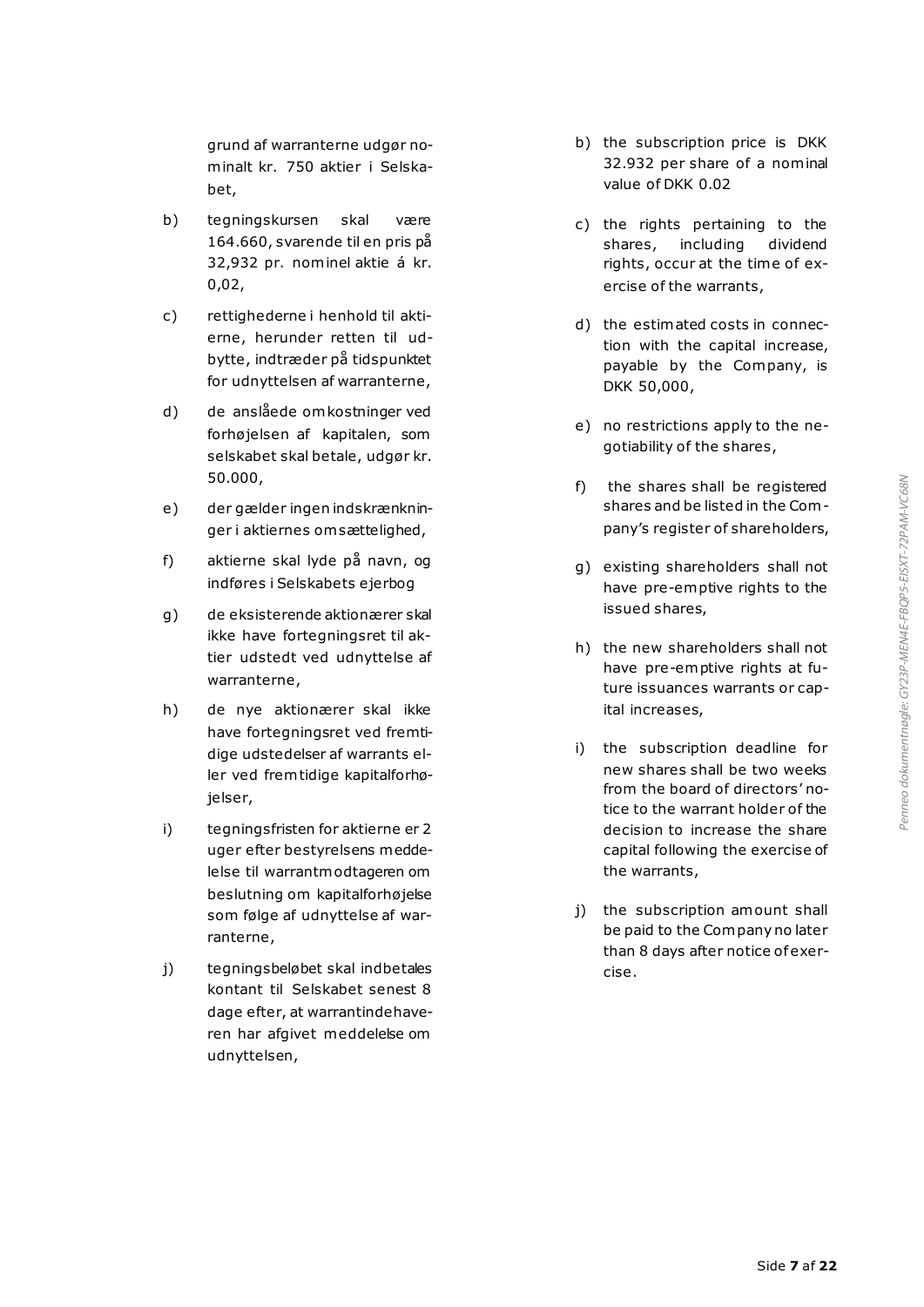grund af warranterne udgør nominalt kr. 750 aktier i Selskabet,

b) tegningskursen skal være 164.660, svarende til en pris på 32,932 pr. nominel aktie á kr. 0,02,

c) rettighederne i henhold til aktierne, herunder retten til udbytte, indtræder på tidspunktet for udnyttelsen af warranterne,

d) de anslåede omkostninger ved forhøjelsen af kapitalen, som selskabet skal betale, udgør kr. 50.000,

e) der gælder ingen indskrænkninger i aktiernes omsættelighed,

f) aktierne skal lyde på navn, og indføres i Selskabets ejerbog

g) de eksisterende aktionærer skal ikke have fortegningsret til aktier udstedt ved udnyttelse af warranterne,

h) de nye aktionærer skal ikke have fortegningsret ved fremtidige udstedelser af warrants eller ved fremtidige kapitalforhøjelser,

i) tegningsfristen for aktierne er 2 uger efter bestyrelsens meddelelse til warrantmodtageren om beslutning om kapitalforhøjelse som følge af udnyttelse af warranterne,

j) tegningsbeløbet skal indbetales kontant til Selskabet senest 8 dage efter, at warrantindehaveren har afgivet meddelelse om udnyttelsen,

b) the subscription price is DKK 32.932 per share of a nominal value of DKK 0.02

c) the rights pertaining to the shares, including dividend rights, occur at the time of exercise of the warrants,

d) the estimated costs in connection with the capital increase, payable by the Company, is DKK 50,000,

e) no restrictions apply to the negotiability of the shares,

f) the shares shall be registered shares and be listed in the Company's register of shareholders,

g) existing shareholders shall not have pre-emptive rights to the issued shares,

h) the new shareholders shall not have pre-emptive rights at future issuances warrants or capital increases,

i) the subscription deadline for new shares shall be two weeks from the board of directors' notice to the warrant holder of the decision to increase the share capital following the exercise of the warrants,

j) the subscription amount shall be paid to the Company no later than 8 days after notice of exercise.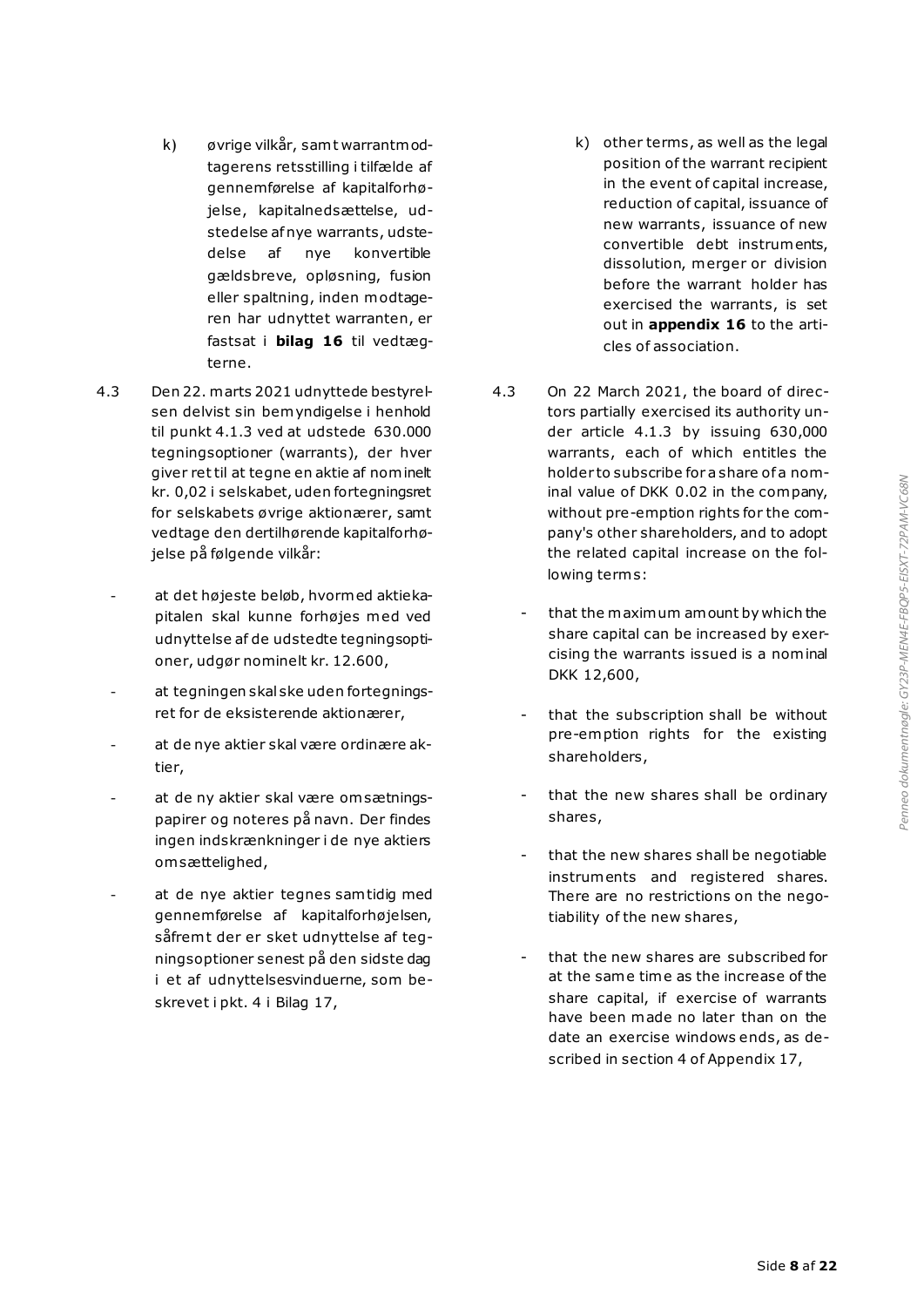k) øvrige vilkår, samt warrantmodtagerens retsstilling i tilfælde af gennemførelse af kapitalforhøjelse, kapitalnedsættelse, udstedelse af nye warrants, udstedelse af nye konvertible gældsbreve, opløsning, fusion eller spaltning, inden modtageren har udnyttet warranten, er fastsat i **bilag 16** til vedtægterne.

4.3 Den 22. marts 2021 udnyttede bestyrelsen delvist sin bemyndigelse i henhold til punkt 4.1.3 ved at udstede 630.000 tegningsoptioner (warrants), der hver giver ret til at tegne en aktie af nominelt kr. 0,02 i selskabet, uden fortegningsret for selskabets øvrige aktionærer, samt vedtage den dertilhørende kapitalforhøjelse på følgende vilkår:

- at det højeste beløb, hvormed aktiekapitalen skal kunne forhøjes med ved udnyttelse af de udstedte tegningsoptioner, udgør nominelt kr. 12.600,
- at tegningen skal ske uden fortegningsret for de eksisterende aktionærer,
- at de nye aktier skal være ordinære aktier,
- at de ny aktier skal være omsætningspapirer og noteres på navn. Der findes ingen indskrænkninger i de nye aktiers omsættelighed,
- at de nye aktier tegnes samtidig med gennemførelse af kapitalforhøjelsen, såfremt der er sket udnyttelse af tegningsoptioner senest på den sidste dag i et af udnyttelsesvinduerne, som beskrevet i pkt. 4 i Bilag 17,

k) other terms, as well as the legal position of the warrant recipient in the event of capital increase, reduction of capital, issuance of new warrants, issuance of new convertible debt instruments, dissolution, merger or division before the warrant holder has exercised the warrants, is set out in **appendix 16** to the articles of association.

4.3 On 22 March 2021, the board of directors partially exercised its authority under article 4.1.3 by issuing 630,000 warrants, each of which entitles the holder to subscribe for a share of a nominal value of DKK 0.02 in the company, without pre-emption rights for the company's other shareholders, and to adopt the related capital increase on the following terms:

- that the maximum amount by which the share capital can be increased by exercising the warrants issued is a nominal DKK 12,600,
- that the subscription shall be without pre-emption rights for the existing shareholders,
- that the new shares shall be ordinary shares,
- that the new shares shall be negotiable instruments and registered shares. There are no restrictions on the negotiability of the new shares,
- that the new shares are subscribed for at the same time as the increase of the share capital, if exercise of warrants have been made no later than on the date an exercise windows ends, as described in section 4 of Appendix 17,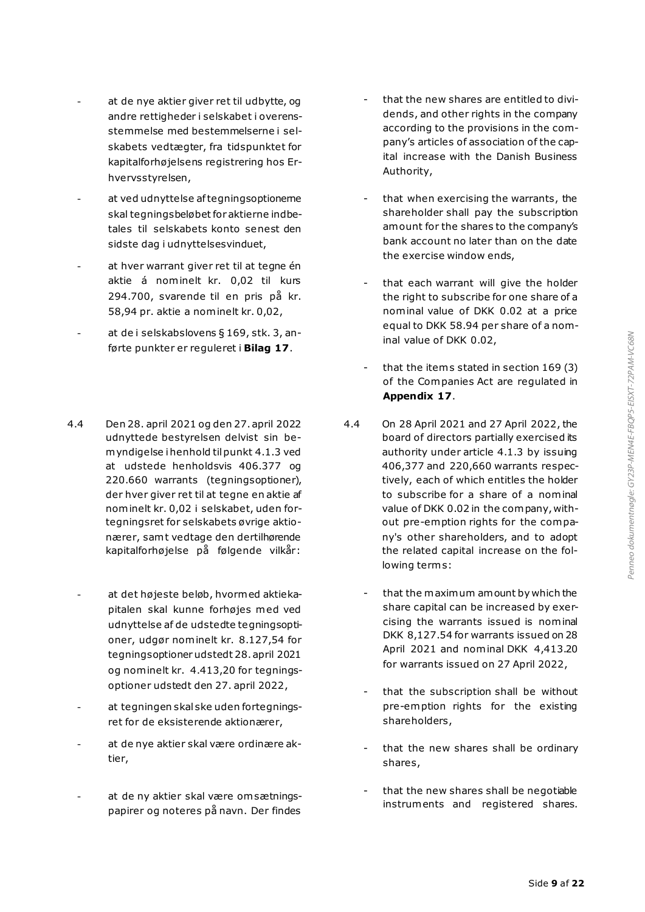- at de nye aktier giver ret til udbytte, og andre rettigheder i selskabet i overensstemmelse med bestemmelserne i selskabets vedtægter, fra tidspunktet for kapitalforhøjelsens registrering hos Erhvervsstyrelsen,
- at ved udnyttelse af tegningsoptionerne skal tegningsbeløbet for aktierne indbetales til selskabets konto senest den sidste dag i udnyttelsesvinduet,
- at hver warrant giver ret til at tegne én aktie á nominelt kr. 0,02 til kurs 294.700, svarende til en pris på kr. 58,94 pr. aktie a nominelt kr. 0,02,
- at de i selskabslovens § 169, stk. 3, anførte punkter er reguleret i **Bilag 17**.

- that the new shares are entitled to dividends, and other rights in the company according to the provisions in the company's articles of association of the capital increase with the Danish Business Authority,
- that when exercising the warrants, the shareholder shall pay the subscription amount for the shares to the company's bank account no later than on the date the exercise window ends,
- that each warrant will give the holder the right to subscribe for one share of a nominal value of DKK 0.02 at a price equal to DKK 58.94 per share of a nominal value of DKK 0.02,
- that the items stated in section 169 (3) of the Companies Act are regulated in **Appendix 17**.

4.4 Den 28. april 2021 og den 27. april 2022 udnyttede bestyrelsen delvist sin bemyndigelse i henhold til punkt 4.1.3 ved at udstede henholdsvis 406.377 og 220.660 warrants (tegningsoptioner), der hver giver ret til at tegne en aktie af nominelt kr. 0,02 i selskabet, uden fortegningsret for selskabets øvrige aktionærer, samt vedtage den dertilhørende kapitalforhøjelse på følgende vilkår:

- at det højeste beløb, hvormed aktiekapitalen skal kunne forhøjes med ved udnyttelse af de udstedte tegningsoptioner, udgør nominelt kr. 8.127,54 for tegningsoptioner udstedt 28. april 2021 og nominelt kr. 4.413,20 for tegningsoptioner udstedt den 27. april 2022,
- at tegningen skal ske uden fortegningsret for de eksisterende aktionærer,
- at de nye aktier skal være ordinære aktier,
- at de ny aktier skal være omsætningspapirer og noteres på navn. Der findes

4.4 On 28 April 2021 and 27 April 2022, the board of directors partially exercised its authority under article 4.1.3 by issuing 406,377 and 220,660 warrants respectively, each of which entitles the holder to subscribe for a share of a nominal value of DKK 0.02 in the company, without pre-emption rights for the company's other shareholders, and to adopt the related capital increase on the following terms:

- that the maximum amount by which the share capital can be increased by exercising the warrants issued is nominal DKK 8,127.54 for warrants issued on 28 April 2021 and nominal DKK 4,413.20 for warrants issued on 27 April 2022,
- that the subscription shall be without pre-emption rights for the existing shareholders,
- that the new shares shall be ordinary shares,
- that the new shares shall be negotiable instruments and registered shares.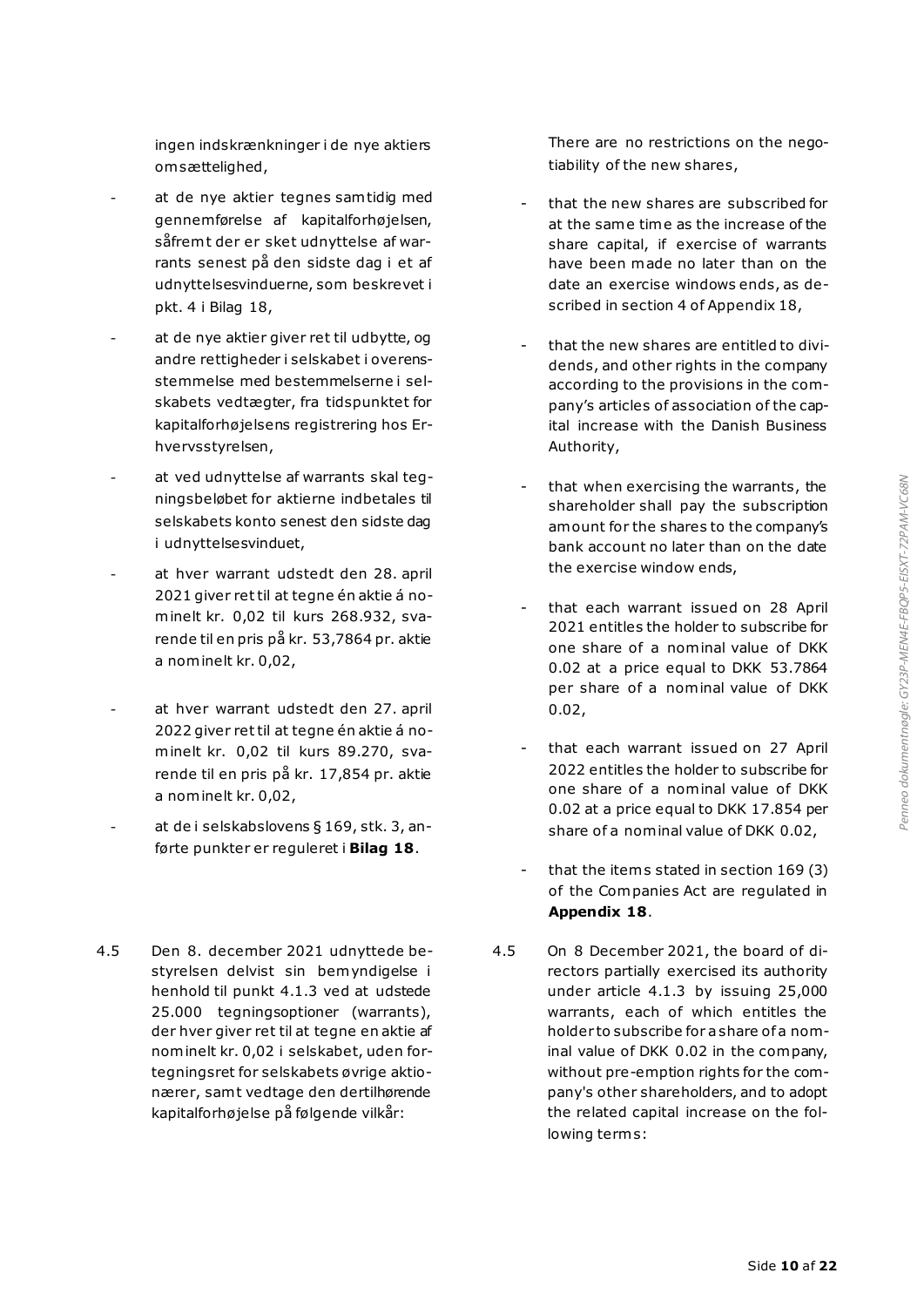ingen indskrænkninger i de nye aktiers omsættelighed,

- at de nye aktier tegnes samtidig med gennemførelse af kapitalforhøjelsen, såfremt der er sket udnyttelse af warrants senest på den sidste dag i et af udnyttelsesvinduerne, som beskrevet i pkt. 4 i Bilag 18,
- at de nye aktier giver ret til udbytte, og andre rettigheder i selskabet i overensstemmelse med bestemmelserne i selskabets vedtægter, fra tidspunktet for kapitalforhøjelsens registrering hos Erhvervsstyrelsen,
- at ved udnyttelse af warrants skal tegningsbeløbet for aktierne indbetales til selskabets konto senest den sidste dag i udnyttelsesvinduet,
- at hver warrant udstedt den 28. april 2021 giver ret til at tegne én aktie á nominelt kr. 0,02 til kurs 268.932, svarende til en pris på kr. 53,7864 pr. aktie a nominelt kr. 0,02,
- at hver warrant udstedt den 27. april 2022 giver ret til at tegne én aktie á nominelt kr. 0,02 til kurs 89.270, svarende til en pris på kr. 17,854 pr. aktie a nominelt kr. 0,02,
- at de i selskabslovens § 169, stk. 3, anførte punkter er reguleret i **Bilag 18**.

4.5 Den 8. december 2021 udnyttede bestyrelsen delvist sin bemyndigelse i henhold til punkt 4.1.3 ved at udstede 25.000 tegningsoptioner (warrants), der hver giver ret til at tegne en aktie af nominelt kr. 0,02 i selskabet, uden fortegningsret for selskabets øvrige aktionærer, samt vedtage den dertilhørende kapitalforhøjelse på følgende vilkår:

There are no restrictions on the negotiability of the new shares,

- that the new shares are subscribed for at the same time as the increase of the share capital, if exercise of warrants have been made no later than on the date an exercise windows ends, as described in section 4 of Appendix 18,
- that the new shares are entitled to dividends, and other rights in the company according to the provisions in the company's articles of association of the capital increase with the Danish Business Authority,
- that when exercising the warrants, the shareholder shall pay the subscription amount for the shares to the company's bank account no later than on the date the exercise window ends,
- that each warrant issued on 28 April 2021 entitles the holder to subscribe for one share of a nominal value of DKK 0.02 at a price equal to DKK 53.7864 per share of a nominal value of DKK 0.02,
- that each warrant issued on 27 April 2022 entitles the holder to subscribe for one share of a nominal value of DKK 0.02 at a price equal to DKK 17.854 per share of a nominal value of DKK 0.02,
- that the items stated in section 169 (3) of the Companies Act are regulated in **Appendix 18**.

4.5 On 8 December 2021, the board of directors partially exercised its authority under article 4.1.3 by issuing 25,000 warrants, each of which entitles the holder to subscribe for a share of a nominal value of DKK 0.02 in the company, without pre-emption rights for the company's other shareholders, and to adopt the related capital increase on the following terms: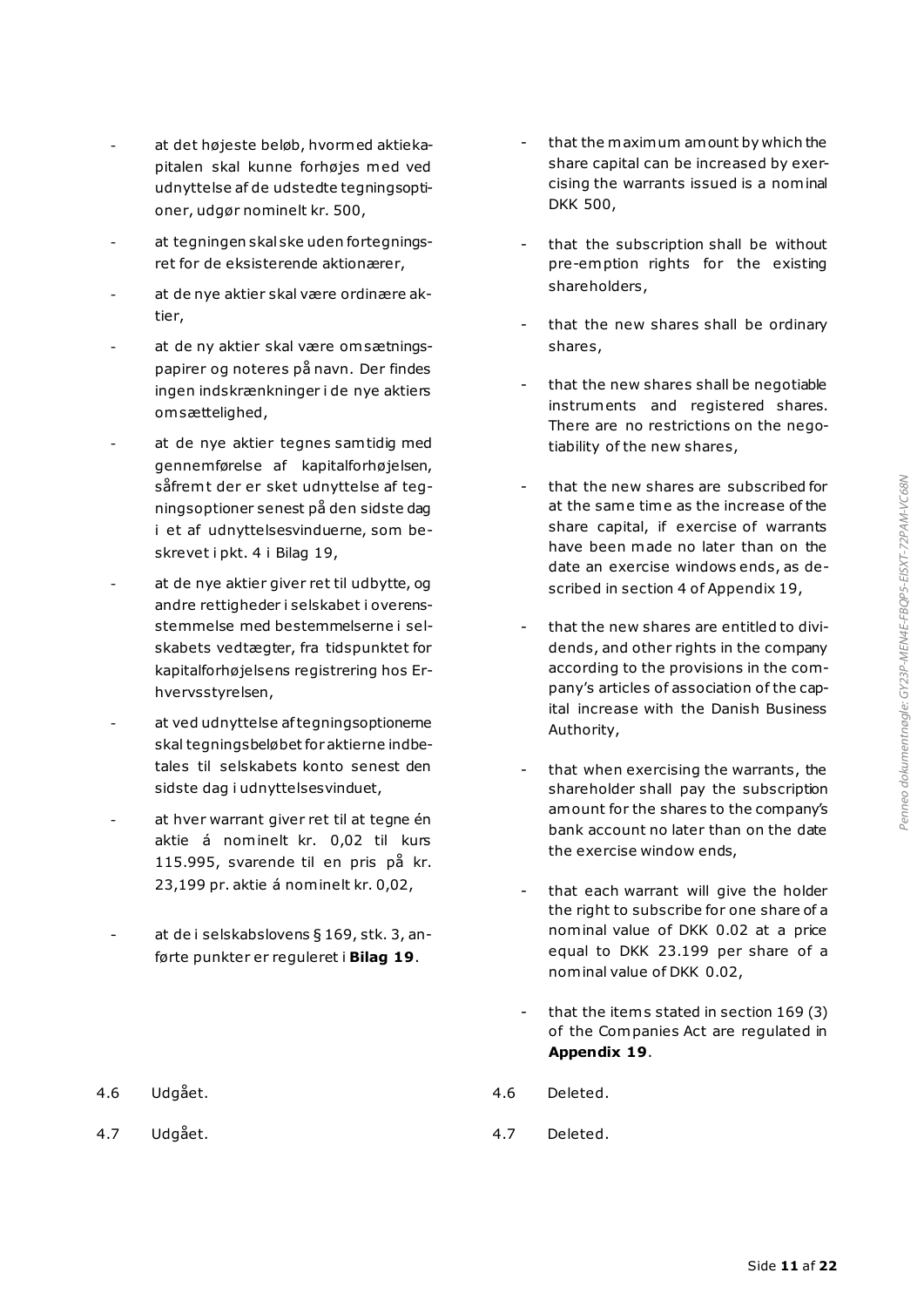- at det højeste beløb, hvormed aktiekapitalen skal kunne forhøjes med ved udnyttelse af de udstedte tegningsoptioner, udgør nominelt kr. 500,
- at tegningen skal ske uden fortegningsret for de eksisterende aktionærer,
- at de nye aktier skal være ordinære aktier,
- at de ny aktier skal være omsætningspapirer og noteres på navn. Der findes ingen indskrænkninger i de nye aktiers omsættelighed,
- at de nye aktier tegnes samtidig med gennemførelse af kapitalforhøjelsen, såfremt der er sket udnyttelse af tegningsoptioner senest på den sidste dag i et af udnyttelsesvinduerne, som beskrevet i pkt. 4 i Bilag 19,
- at de nye aktier giver ret til udbytte, og andre rettigheder i selskabet i overensstemmelse med bestemmelserne i selskabets vedtægter, fra tidspunktet for kapitalforhøjelsens registrering hos Erhvervsstyrelsen,
- at ved udnyttelse af tegningsoptionerne skal tegningsbeløbet for aktierne indbetales til selskabets konto senest den sidste dag i udnyttelsesvinduet,
- at hver warrant giver ret til at tegne én aktie á nominelt kr. 0,02 til kurs 115.995, svarende til en pris på kr. 23,199 pr. aktie á nominelt kr. 0,02,
- at de i selskabslovens § 169, stk. 3, anførte punkter er reguleret i **Bilag 19**.

4.6 Udgået.

4.7 Udgået.

- that the maximum amount by which the share capital can be increased by exercising the warrants issued is a nominal DKK 500,
- that the subscription shall be without pre-emption rights for the existing shareholders,
- that the new shares shall be ordinary shares,
- that the new shares shall be negotiable instruments and registered shares. There are no restrictions on the negotiability of the new shares,
- that the new shares are subscribed for at the same time as the increase of the share capital, if exercise of warrants have been made no later than on the date an exercise windows ends, as described in section 4 of Appendix 19,
- that the new shares are entitled to dividends, and other rights in the company according to the provisions in the company's articles of association of the capital increase with the Danish Business Authority,
- that when exercising the warrants, the shareholder shall pay the subscription amount for the shares to the company's bank account no later than on the date the exercise window ends,
- that each warrant will give the holder the right to subscribe for one share of a nominal value of DKK 0.02 at a price equal to DKK 23.199 per share of a nominal value of DKK 0.02,
- that the items stated in section 169 (3) of the Companies Act are regulated in **Appendix 19**.

4.6 Deleted.

4.7 Deleted.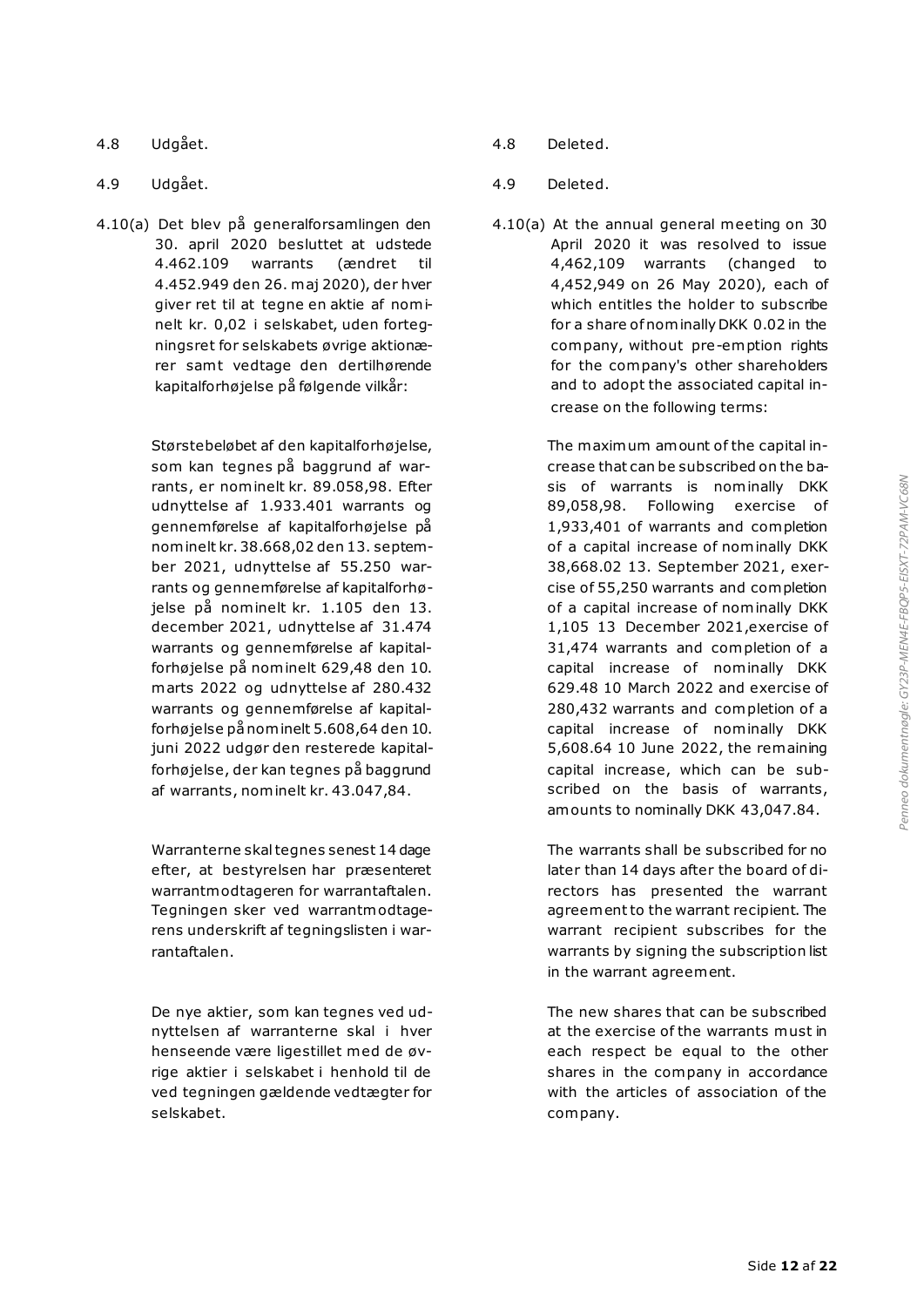4.8 Udgået.

4.9 Udgået.

4.10(a) Det blev på generalforsamlingen den 30. april 2020 besluttet at udstede 4.462.109 warrants (ændret til 4.452.949 den 26. maj 2020), der hver giver ret til at tegne en aktie af nominelt kr. 0,02 i selskabet, uden fortegningsret for selskabets øvrige aktionærer samt vedtage den dertilhørende kapitalforhøjelse på følgende vilkår:

Størstebeløbet af den kapitalforhøjelse, som kan tegnes på baggrund af warrants, er nominelt kr. 89.058,98. Efter udnyttelse af 1.933.401 warrants og gennemførelse af kapitalforhøjelse på nominelt kr. 38.668,02 den 13. september 2021, udnyttelse af 55.250 warrants og gennemførelse af kapitalforhøjelse på nominelt kr. 1.105 den 13. december 2021, udnyttelse af 31.474 warrants og gennemførelse af kapitalforhøjelse på nominelt 629,48 den 10. marts 2022 og udnyttelse af 280.432 warrants og gennemførelse af kapitalforhøjelse på nominelt 5.608,64 den 10. juni 2022 udgør den resterede kapitalforhøjelse, der kan tegnes på baggrund af warrants, nominelt kr. 43.047,84.

Warranterne skal tegnes senest 14 dage efter, at bestyrelsen har præsenteret warrantmodtageren for warrantaftalen. Tegningen sker ved warrantmodtagerens underskrift af tegningslisten i warrantaftalen.

De nye aktier, som kan tegnes ved udnyttelsen af warranterne skal i hver henseende være ligestillet med de øvrige aktier i selskabet i henhold til de ved tegningen gældende vedtægter for selskabet.

4.8 Deleted.

4.9 Deleted.

4.10(a) At the annual general meeting on 30 April 2020 it was resolved to issue 4,462,109 warrants (changed to 4,452,949 on 26 May 2020), each of which entitles the holder to subscribe for a share of nominally DKK 0.02 in the company, without pre-emption rights for the company's other shareholders and to adopt the associated capital increase on the following terms:

The maximum amount of the capital increase that can be subscribed on the basis of warrants is nominally DKK 89,058,98. Following exercise of 1,933,401 of warrants and completion of a capital increase of nominally DKK 38,668.02 13. September 2021, exercise of 55,250 warrants and completion of a capital increase of nominally DKK 1,105 13 December 2021,exercise of 31,474 warrants and completion of a capital increase of nominally DKK 629.48 10 March 2022 and exercise of 280,432 warrants and completion of a capital increase of nominally DKK 5,608.64 10 June 2022, the remaining capital increase, which can be subscribed on the basis of warrants, amounts to nominally DKK 43,047.84.

The warrants shall be subscribed for no later than 14 days after the board of directors has presented the warrant agreement to the warrant recipient. The warrant recipient subscribes for the warrants by signing the subscription list in the warrant agreement.

The new shares that can be subscribed at the exercise of the warrants must in each respect be equal to the other shares in the company in accordance with the articles of association of the company.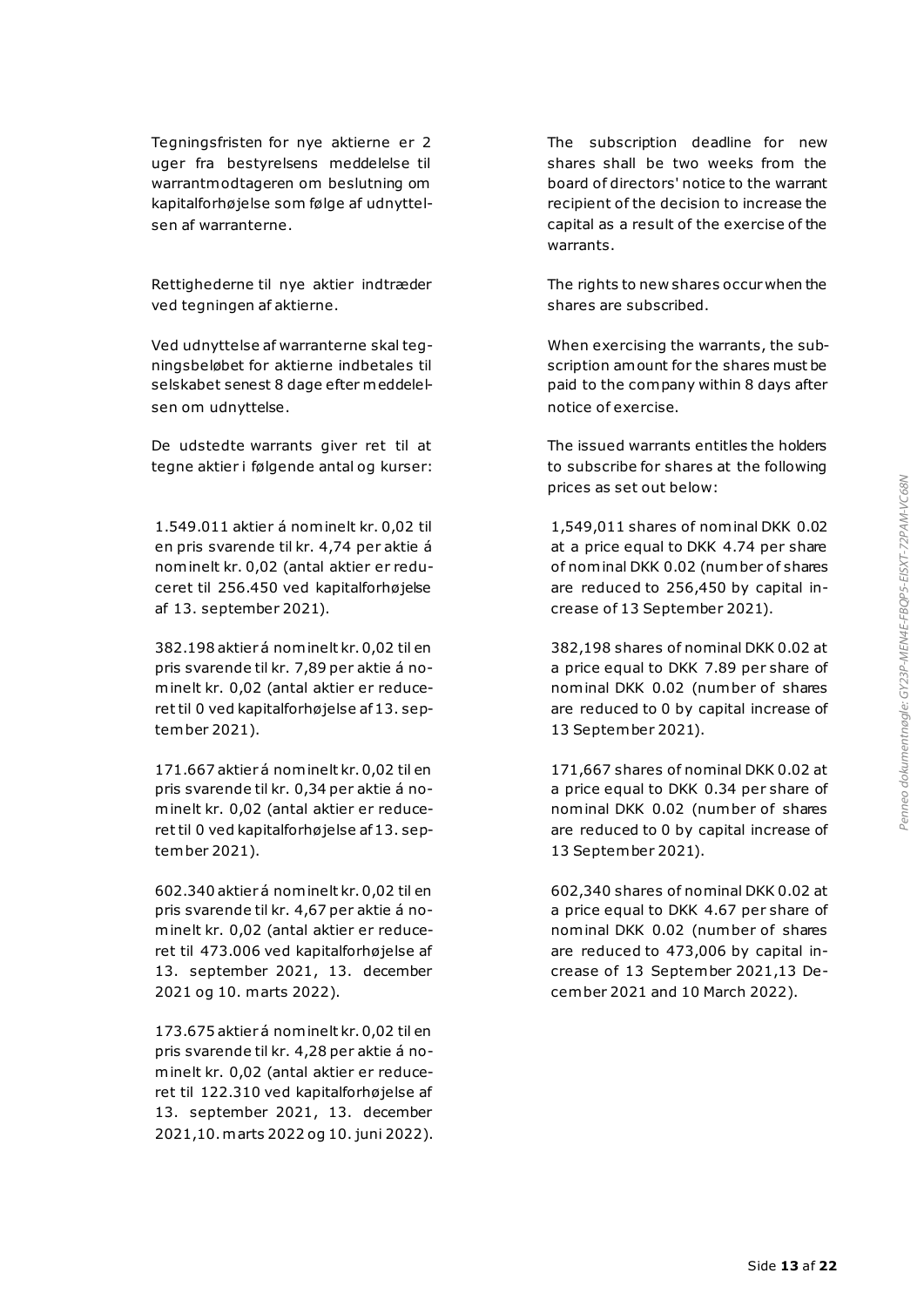Tegningsfristen for nye aktierne er 2 uger fra bestyrelsens meddelelse til warrantmodtageren om beslutning om kapitalforhøjelse som følge af udnyttelsen af warranterne.

The subscription deadline for new shares shall be two weeks from the board of directors' notice to the warrant recipient of the decision to increase the capital as a result of the exercise of the warrants.

Rettighederne til nye aktier indtræder ved tegningen af aktierne.

The rights to new shares occur when the shares are subscribed.

Ved udnyttelse af warranterne skal tegningsbeløbet for aktierne indbetales til selskabet senest 8 dage efter meddelelsen om udnyttelse.

When exercising the warrants, the subscription amount for the shares must be paid to the company within 8 days after notice of exercise.

De udstedte warrants giver ret til at tegne aktier i følgende antal og kurser:

The issued warrants entitles the holders to subscribe for shares at the following prices as set out below:

1.549.011 aktier á nominelt kr. 0,02 til en pris svarende til kr. 4,74 per aktie á nominelt kr. 0,02 (antal aktier er reduceret til 256.450 ved kapitalforhøjelse af 13. september 2021).

1,549,011 shares of nominal DKK 0.02 at a price equal to DKK 4.74 per share of nominal DKK 0.02 (number of shares are reduced to 256,450 by capital increase of 13 September 2021).

382.198 aktier á nominelt kr. 0,02 til en pris svarende til kr. 7,89 per aktie á nominelt kr. 0,02 (antal aktier er reduceret til 0 ved kapitalforhøjelse af 13. september 2021).

382,198 shares of nominal DKK 0.02 at a price equal to DKK 7.89 per share of nominal DKK 0.02 (number of shares are reduced to 0 by capital increase of 13 September 2021).

171.667 aktier á nominelt kr. 0,02 til en pris svarende til kr. 0,34 per aktie á nominelt kr. 0,02 (antal aktier er reduceret til 0 ved kapitalforhøjelse af 13. september 2021).

171,667 shares of nominal DKK 0.02 at a price equal to DKK 0.34 per share of nominal DKK 0.02 (number of shares are reduced to 0 by capital increase of 13 September 2021).

602.340 aktier á nominelt kr. 0,02 til en pris svarende til kr. 4,67 per aktie á nominelt kr. 0,02 (antal aktier er reduceret til 473.006 ved kapitalforhøjelse af 13. september 2021, 13. december 2021 og 10. marts 2022).

602,340 shares of nominal DKK 0.02 at a price equal to DKK 4.67 per share of nominal DKK 0.02 (number of shares are reduced to 473,006 by capital increase of 13 September 2021,13 December 2021 and 10 March 2022).

173.675 aktier á nominelt kr. 0,02 til en pris svarende til kr. 4,28 per aktie á nominelt kr. 0,02 (antal aktier er reduceret til 122.310 ved kapitalforhøjelse af 13. september 2021, 13. december 2021,10. marts 2022 og 10. juni 2022).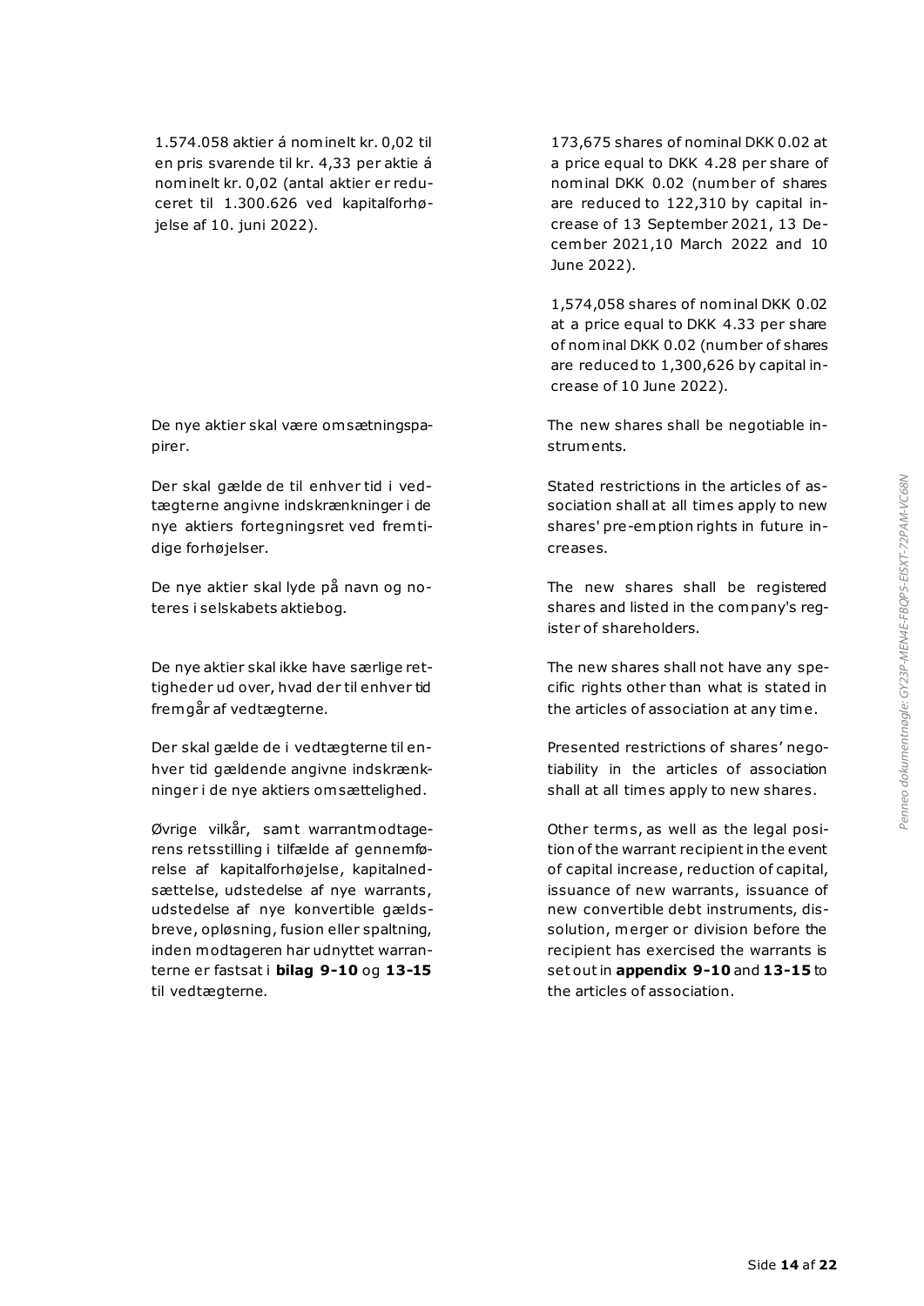1.574.058 aktier á nominelt kr. 0,02 til en pris svarende til kr. 4,33 per aktie á nominelt kr. 0,02 (antal aktier er reduceret til 1.300.626 ved kapitalforhøjelse af 10. juni 2022).

173,675 shares of nominal DKK 0.02 at a price equal to DKK 4.28 per share of nominal DKK 0.02 (number of shares are reduced to 122,310 by capital increase of 13 September 2021, 13 December 2021,10 March 2022 and 10 June 2022).

1,574,058 shares of nominal DKK 0.02 at a price equal to DKK 4.33 per share of nominal DKK 0.02 (number of shares are reduced to 1,300,626 by capital increase of 10 June 2022).

De nye aktier skal være omsætningspapirer.

The new shares shall be negotiable instruments.

Der skal gælde de til enhver tid i vedtægterne angivne indskrænkninger i de nye aktiers fortegningsret ved fremtidige forhøjelser.

Stated restrictions in the articles of association shall at all times apply to new shares' pre-emption rights in future increases.

De nye aktier skal lyde på navn og noteres i selskabets aktiebog.

The new shares shall be registered shares and listed in the company's register of shareholders.

De nye aktier skal ikke have særlige rettigheder ud over, hvad der til enhver tid fremgår af vedtægterne.

The new shares shall not have any specific rights other than what is stated in the articles of association at any time.

Der skal gælde de i vedtægterne til enhver tid gældende angivne indskrænkninger i de nye aktiers omsættelighed.

Presented restrictions of shares' negotiability in the articles of association shall at all times apply to new shares.

Øvrige vilkår, samt warrantmodtagerens retsstilling i tilfælde af gennemførelse af kapitalforhøjelse, kapitalnedsættelse, udstedelse af nye warrants, udstedelse af nye konvertible gældsbreve, opløsning, fusion eller spaltning, inden modtageren har udnyttet warranterne er fastsat i **bilag 9-10** og **13-15** til vedtægterne.

Other terms, as well as the legal position of the warrant recipient in the event of capital increase, reduction of capital, issuance of new warrants, issuance of new convertible debt instruments, dissolution, merger or division before the recipient has exercised the warrants is set out in **appendix 9-10** and **13-15** to the articles of association.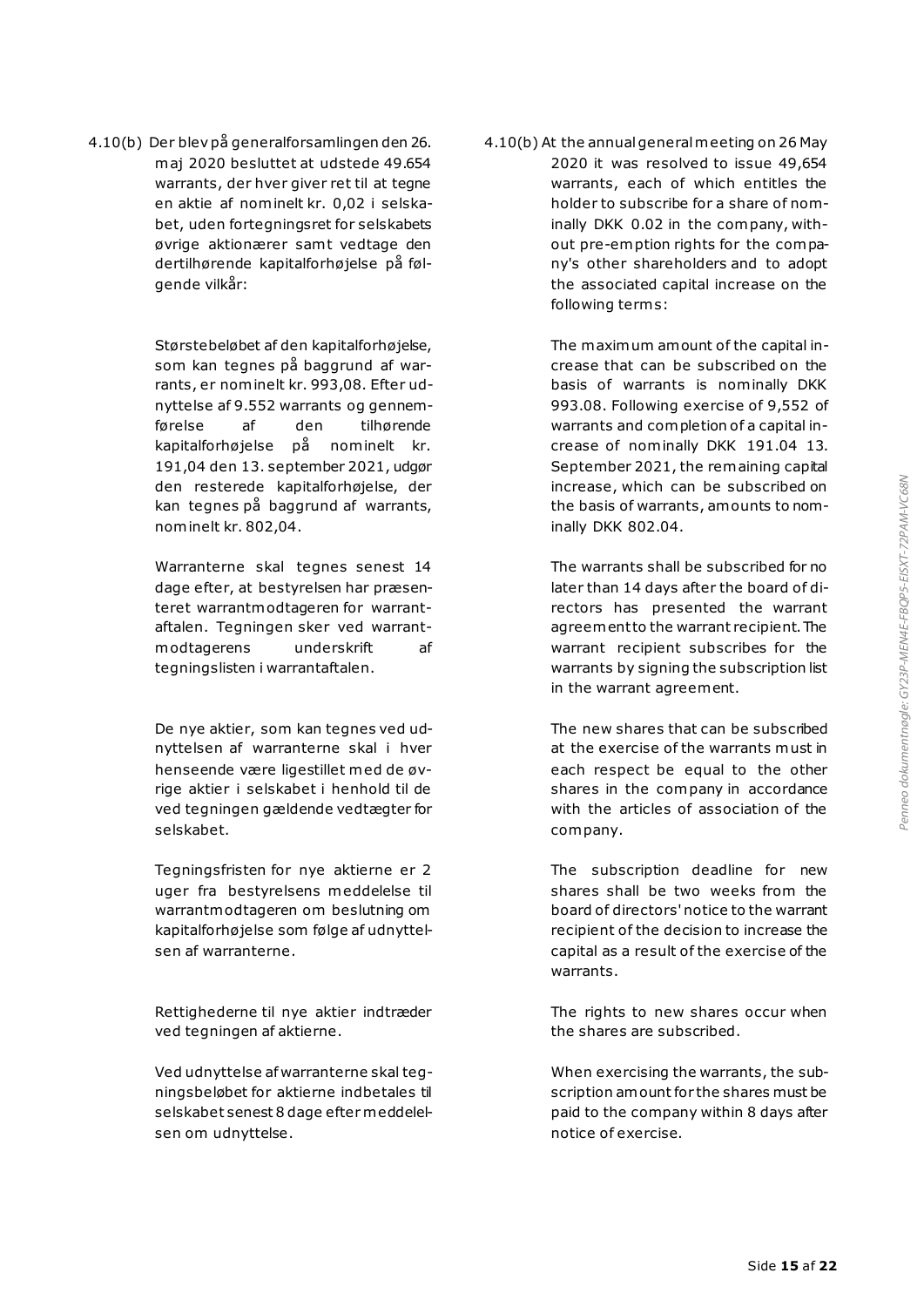4.10(b) Der blev på generalforsamlingen den 26. maj 2020 besluttet at udstede 49.654 warrants, der hver giver ret til at tegne en aktie af nominelt kr. 0,02 i selskabet, uden fortegningsret for selskabets øvrige aktionærer samt vedtage den dertilhørende kapitalforhøjelse på følgende vilkår:

Størstebeløbet af den kapitalforhøjelse, som kan tegnes på baggrund af warrants, er nominelt kr. 993,08. Efter udnyttelse af 9.552 warrants og gennemførelse af den tilhørende kapitalforhøjelse på nominelt kr. 191,04 den 13. september 2021, udgør den resterede kapitalforhøjelse, der kan tegnes på baggrund af warrants, nominelt kr. 802,04.

Warranterne skal tegnes senest 14 dage efter, at bestyrelsen har præsenteret warrantmodtageren for warrantaftalen. Tegningen sker ved warrantmodtagerens underskrift af tegningslisten i warrantaftalen.

De nye aktier, som kan tegnes ved udnyttelsen af warranterne skal i hver henseende være ligestillet med de øvrige aktier i selskabet i henhold til de ved tegningen gældende vedtægter for selskabet.

Tegningsfristen for nye aktierne er 2 uger fra bestyrelsens meddelelse til warrantmodtageren om beslutning om kapitalforhøjelse som følge af udnyttelsen af warranterne.

Rettighederne til nye aktier indtræder ved tegningen af aktierne.

Ved udnyttelse af warranterne skal tegningsbeløbet for aktierne indbetales til selskabet senest 8 dage efter meddelelsen om udnyttelse.

4.10(b) At the annual general meeting on 26 May 2020 it was resolved to issue 49,654 warrants, each of which entitles the holder to subscribe for a share of nominally DKK 0.02 in the company, without pre-emption rights for the company's other shareholders and to adopt the associated capital increase on the following terms:

The maximum amount of the capital increase that can be subscribed on the basis of warrants is nominally DKK 993.08. Following exercise of 9,552 of warrants and completion of a capital increase of nominally DKK 191.04 13. September 2021, the remaining capital increase, which can be subscribed on the basis of warrants, amounts to nominally DKK 802.04.

The warrants shall be subscribed for no later than 14 days after the board of directors has presented the warrant agreement to the warrant recipient. The warrant recipient subscribes for the warrants by signing the subscription list in the warrant agreement.

The new shares that can be subscribed at the exercise of the warrants must in each respect be equal to the other shares in the company in accordance with the articles of association of the company.

The subscription deadline for new shares shall be two weeks from the board of directors' notice to the warrant recipient of the decision to increase the capital as a result of the exercise of the warrants.

The rights to new shares occur when the shares are subscribed.

When exercising the warrants, the subscription amount for the shares must be paid to the company within 8 days after notice of exercise.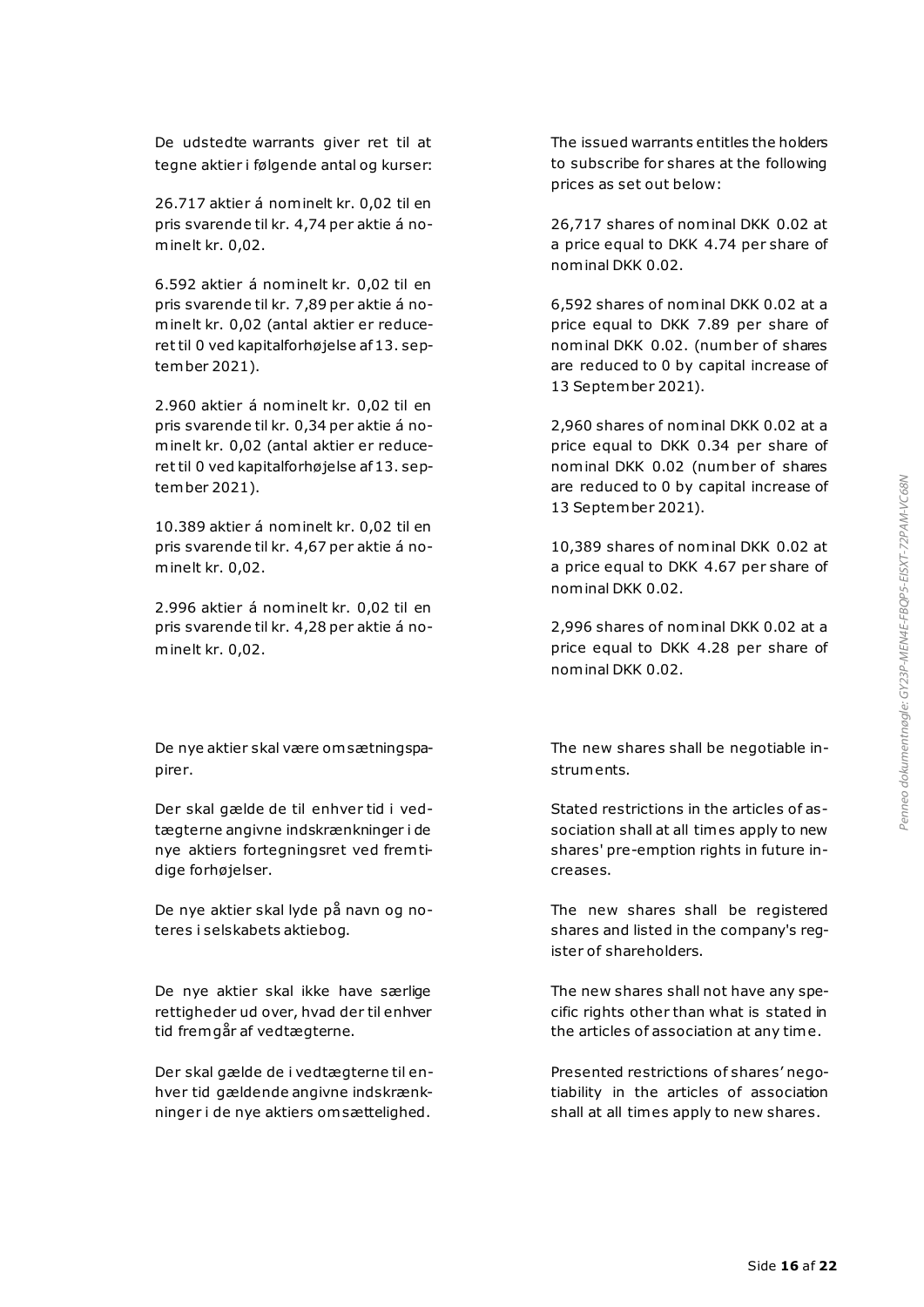De udstedte warrants giver ret til at tegne aktier i følgende antal og kurser:

26.717 aktier á nominelt kr. 0,02 til en pris svarende til kr. 4,74 per aktie á nominelt kr. 0,02.

6.592 aktier á nominelt kr. 0,02 til en pris svarende til kr. 7,89 per aktie á nominelt kr. 0,02 (antal aktier er reduceret til 0 ved kapitalforhøjelse af 13. september 2021).

2.960 aktier á nominelt kr. 0,02 til en pris svarende til kr. 0,34 per aktie á nominelt kr. 0,02 (antal aktier er reduceret til 0 ved kapitalforhøjelse af 13. september 2021).

10.389 aktier á nominelt kr. 0,02 til en pris svarende til kr. 4,67 per aktie á nominelt kr. 0,02.

2.996 aktier á nominelt kr. 0,02 til en pris svarende til kr. 4,28 per aktie á nominelt kr. 0,02.

The issued warrants entitles the holders to subscribe for shares at the following prices as set out below:

26,717 shares of nominal DKK 0.02 at a price equal to DKK 4.74 per share of nominal DKK 0.02.

6,592 shares of nominal DKK 0.02 at a price equal to DKK 7.89 per share of nominal DKK 0.02. (number of shares are reduced to 0 by capital increase of 13 September 2021).

2,960 shares of nominal DKK 0.02 at a price equal to DKK 0.34 per share of nominal DKK 0.02 (number of shares are reduced to 0 by capital increase of 13 September 2021).

10,389 shares of nominal DKK 0.02 at a price equal to DKK 4.67 per share of nominal DKK 0.02.

2,996 shares of nominal DKK 0.02 at a price equal to DKK 4.28 per share of nominal DKK 0.02.

De nye aktier skal være omsætningspapirer.

Der skal gælde de til enhver tid i vedtægterne angivne indskrænkninger i de nye aktiers fortegningsret ved fremtidige forhøjelser.

De nye aktier skal lyde på navn og noteres i selskabets aktiebog.

De nye aktier skal ikke have særlige rettigheder ud over, hvad der til enhver tid fremgår af vedtægterne.

Der skal gælde de i vedtægterne til enhver tid gældende angivne indskrænkninger i de nye aktiers omsættelighed.

The new shares shall be negotiable instruments.

Stated restrictions in the articles of association shall at all times apply to new shares' pre-emption rights in future increases.

The new shares shall be registered shares and listed in the company's register of shareholders.

The new shares shall not have any specific rights other than what is stated in the articles of association at any time.

Presented restrictions of shares' negotiability in the articles of association shall at all times apply to new shares.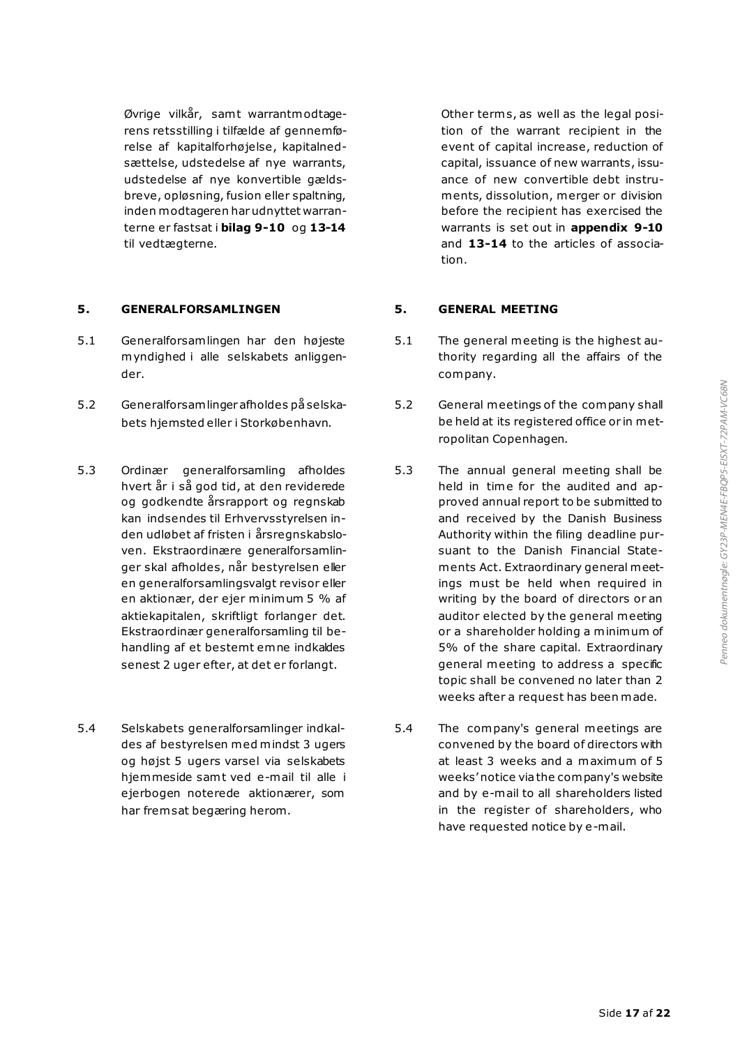Øvrige vilkår, samt warrantmodtagerens retsstilling i tilfælde af gennemførelse af kapitalforhøjelse, kapitalnedsættelse, udstedelse af nye warrants, udstedelse af nye konvertible gældsbreve, opløsning, fusion eller spaltning, inden modtageren har udnyttet warranterne er fastsat i **bilag 9-10** og **13-14** til vedtægterne.

Other terms, as well as the legal position of the warrant recipient in the event of capital increase, reduction of capital, issuance of new warrants, issuance of new convertible debt instruments, dissolution, merger or division before the recipient has exercised the warrants is set out in **appendix 9-10** and **13-14** to the articles of association.

## 5. GENERALFORSAMLINGEN

5.1 Generalforsamlingen har den højeste myndighed i alle selskabets anliggender.

5.2 Generalforsamlinger afholdes på selskabets hjemsted eller i Storkøbenhavn.

5.3 Ordinær generalforsamling afholdes hvert år i så god tid, at den reviderede og godkendte årsrapport og regnskab kan indsendes til Erhvervsstyrelsen inden udløbet af fristen i årsregnskabsloven. Ekstraordinære generalforsamlinger skal afholdes, når bestyrelsen eller en generalforsamlingsvalgt revisor eller en aktionær, der ejer minimum 5 % af aktiekapitalen, skriftligt forlanger det. Ekstraordinær generalforsamling til behandling af et bestemt emne indkaldes senest 2 uger efter, at det er forlangt.

5.4 Selskabets generalforsamlinger indkaldes af bestyrelsen med mindst 3 ugers og højst 5 ugers varsel via selskabets hjemmeside samt ved e-mail til alle i ejerbogen noterede aktionærer, som har fremsat begæring herom.

## 5. GENERAL MEETING

5.1 The general meeting is the highest authority regarding all the affairs of the company.

5.2 General meetings of the company shall be held at its registered office or in metropolitan Copenhagen.

5.3 The annual general meeting shall be held in time for the audited and approved annual report to be submitted to and received by the Danish Business Authority within the filing deadline pursuant to the Danish Financial Statements Act. Extraordinary general meetings must be held when required in writing by the board of directors or an auditor elected by the general meeting or a shareholder holding a minimum of 5% of the share capital. Extraordinary general meeting to address a specific topic shall be convened no later than 2 weeks after a request has been made.

5.4 The company's general meetings are convened by the board of directors with at least 3 weeks and a maximum of 5 weeks' notice via the company's website and by e-mail to all shareholders listed in the register of shareholders, who have requested notice by e-mail.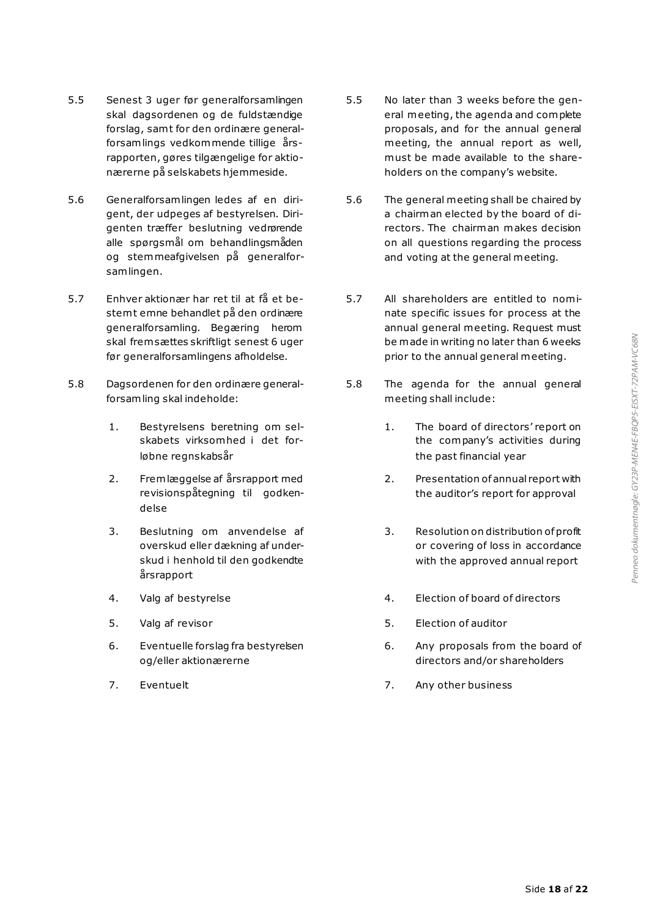5.5 Senest 3 uger før generalforsamlingen skal dagsordenen og de fuldstændige forslag, samt for den ordinære generalforsamlings vedkommende tillige årsrapporten, gøres tilgængelige for aktionærerne på selskabets hjemmeside.

5.6 Generalforsamlingen ledes af en dirigent, der udpeges af bestyrelsen. Dirigenten træffer beslutning vedrørende alle spørgsmål om behandlingsmåden og stemmeafgivelsen på generalforsamlingen.

5.7 Enhver aktionær har ret til at få et bestemt emne behandlet på den ordinære generalforsamling. Begæring herom skal fremsættes skriftligt senest 6 uger før generalforsamlingens afholdelse.

5.8 Dagsordenen for den ordinære generalforsamling skal indeholde:

1. Bestyrelsens beretning om selskabets virksomhed i det forløbne regnskabsår
2. Fremlæggelse af årsrapport med revisionspåtegning til godkendelse
3. Beslutning om anvendelse af overskud eller dækning af underskud i henhold til den godkendte årsrapport
4. Valg af bestyrelse
5. Valg af revisor
6. Eventuelle forslag fra bestyrelsen og/eller aktionærerne
7. Eventuelt

5.5 No later than 3 weeks before the general meeting, the agenda and complete proposals, and for the annual general meeting, the annual report as well, must be made available to the shareholders on the company's website.

5.6 The general meeting shall be chaired by a chairman elected by the board of directors. The chairman makes decision on all questions regarding the process and voting at the general meeting.

5.7 All shareholders are entitled to nominate specific issues for process at the annual general meeting. Request must be made in writing no later than 6 weeks prior to the annual general meeting.

5.8 The agenda for the annual general meeting shall include:

1. The board of directors' report on the company's activities during the past financial year
2. Presentation of annual report with the auditor's report for approval
3. Resolution on distribution of profit or covering of loss in accordance with the approved annual report
4. Election of board of directors
5. Election of auditor
6. Any proposals from the board of directors and/or shareholders
7. Any other business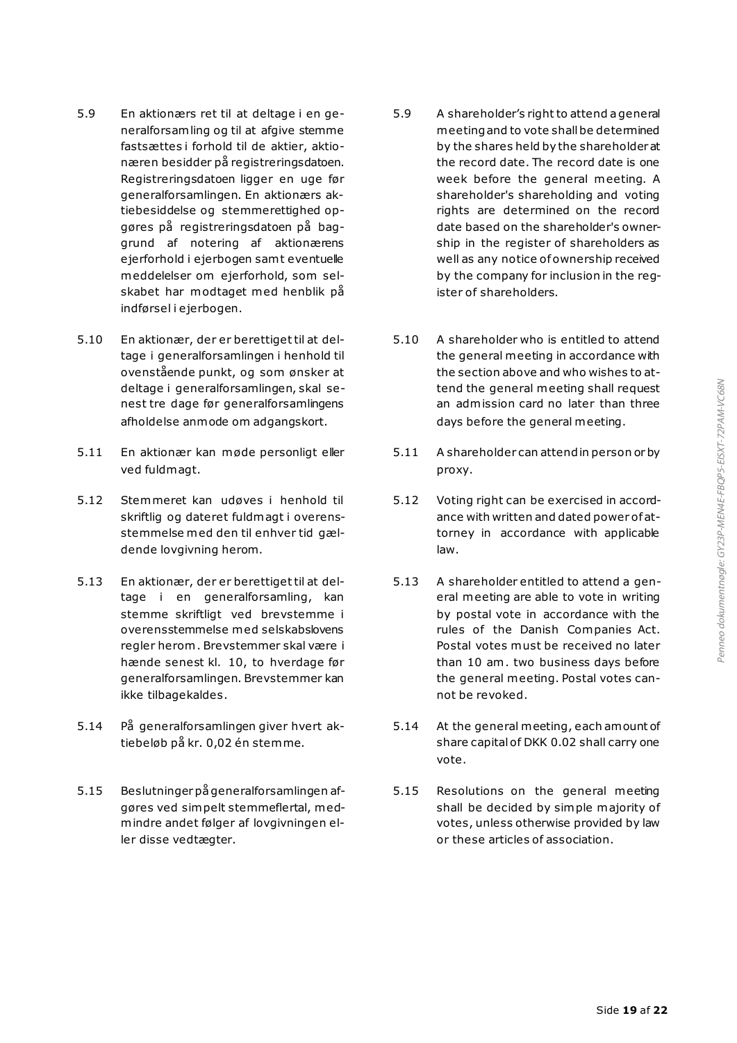5.9 En aktionærs ret til at deltage i en generalforsamling og til at afgive stemme fastsættes i forhold til de aktier, aktionæren besidder på registreringsdatoen. Registreringsdatoen ligger en uge før generalforsamlingen. En aktionærs aktiebesiddelse og stemmerettighed opgøres på registreringsdatoen på baggrund af notering af aktionærens ejerforhold i ejerbogen samt eventuelle meddelelser om ejerforhold, som selskabet har modtaget med henblik på indførsel i ejerbogen.

5.9 A shareholder's right to attend a general meeting and to vote shall be determined by the shares held by the shareholder at the record date. The record date is one week before the general meeting. A shareholder's shareholding and voting rights are determined on the record date based on the shareholder's ownership in the register of shareholders as well as any notice of ownership received by the company for inclusion in the register of shareholders.

5.10 En aktionær, der er berettiget til at deltage i generalforsamlingen i henhold til ovenstående punkt, og som ønsker at deltage i generalforsamlingen, skal senest tre dage før generalforsamlingens afholdelse anmode om adgangskort.

5.10 A shareholder who is entitled to attend the general meeting in accordance with the section above and who wishes to attend the general meeting shall request an admission card no later than three days before the general meeting.

5.11 En aktionær kan møde personligt eller ved fuldmagt.

5.11 A shareholder can attend in person or by proxy.

5.12 Stemmeret kan udøves i henhold til skriftlig og dateret fuldmagt i overensstemmelse med den til enhver tid gældende lovgivning herom.

5.12 Voting right can be exercised in accordance with written and dated power of attorney in accordance with applicable law.

5.13 En aktionær, der er berettiget til at deltage i en generalforsamling, kan stemme skriftligt ved brevstemme i overensstemmelse med selskabslovens regler herom. Brevstemmer skal være i hænde senest kl. 10, to hverdage før generalforsamlingen. Brevstemmer kan ikke tilbagekaldes.

5.13 A shareholder entitled to attend a general meeting are able to vote in writing by postal vote in accordance with the rules of the Danish Companies Act. Postal votes must be received no later than 10 am. two business days before the general meeting. Postal votes cannot be revoked.

5.14 På generalforsamlingen giver hvert aktiebeløb på kr. 0,02 én stemme.

5.14 At the general meeting, each amount of share capital of DKK 0.02 shall carry one vote.

5.15 Beslutninger på generalforsamlingen afgøres ved simpelt stemmeflertal, medmindre andet følger af lovgivningen eller disse vedtægter.

5.15 Resolutions on the general meeting shall be decided by simple majority of votes, unless otherwise provided by law or these articles of association.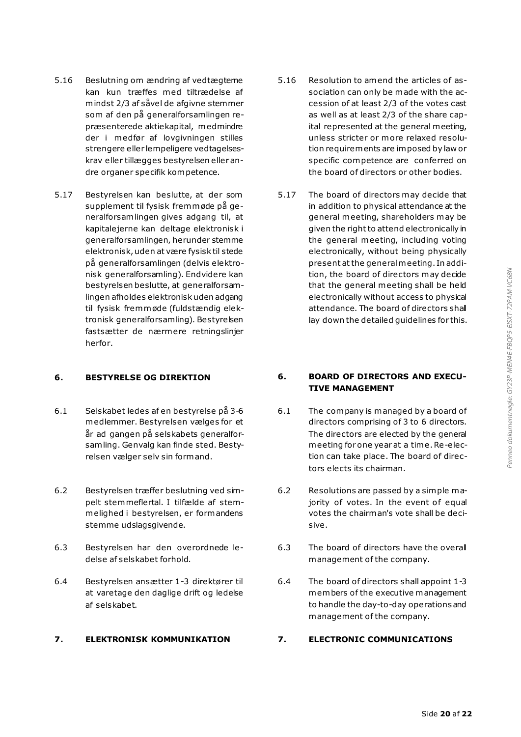5.16 Beslutning om ændring af vedtægterne kan kun træffes med tiltrædelse af mindst 2/3 af såvel de afgivne stemmer som af den på generalforsamlingen repræsenterede aktiekapital, medmindre der i medfør af lovgivningen stilles strengere eller lempeligere vedtagelseskrav eller tillægges bestyrelsen eller andre organer specifik kompetence.

5.16 Resolution to amend the articles of association can only be made with the accession of at least 2/3 of the votes cast as well as at least 2/3 of the share capital represented at the general meeting, unless stricter or more relaxed resolution requirements are imposed by law or specific competence are conferred on the board of directors or other bodies.

5.17 Bestyrelsen kan beslutte, at der som supplement til fysisk fremmøde på generalforsamlingen gives adgang til, at kapitalejerne kan deltage elektronisk i generalforsamlingen, herunder stemme elektronisk, uden at være fysisk til stede på generalforsamlingen (delvis elektronisk generalforsamling). Endvidere kan bestyrelsen beslutte, at generalforsamlingen afholdes elektronisk uden adgang til fysisk fremmøde (fuldstændig elektronisk generalforsamling). Bestyrelsen fastsætter de nærmere retningslinjer herfor.

5.17 The board of directors may decide that in addition to physical attendance at the general meeting, shareholders may be given the right to attend electronically in the general meeting, including voting electronically, without being physically present at the general meeting. In addition, the board of directors may decide that the general meeting shall be held electronically without access to physical attendance. The board of directors shall lay down the detailed guidelines for this.

## 6. BESTYRELSE OG DIREKTION

## 6. BOARD OF DIRECTORS AND EXECUTIVE MANAGEMENT

6.1 Selskabet ledes af en bestyrelse på 3-6 medlemmer. Bestyrelsen vælges for et år ad gangen på selskabets generalforsamling. Genvalg kan finde sted. Bestyrelsen vælger selv sin formand.

6.1 The company is managed by a board of directors comprising of 3 to 6 directors. The directors are elected by the general meeting for one year at a time. Re-election can take place. The board of directors elects its chairman.

6.2 Bestyrelsen træffer beslutning ved simpelt stemmeflertal. I tilfælde af stemmelighed i bestyrelsen, er formandens stemme udslagsgivende.

6.2 Resolutions are passed by a simple majority of votes. In the event of equal votes the chairman's vote shall be decisive.

6.3 Bestyrelsen har den overordnede ledelse af selskabet forhold.

6.3 The board of directors have the overall management of the company.

6.4 Bestyrelsen ansætter 1-3 direktører til at varetage den daglige drift og ledelse af selskabet.

6.4 The board of directors shall appoint 1-3 members of the executive management to handle the day-to-day operations and management of the company.

## 7. ELEKTRONISK KOMMUNIKATION

## 7. ELECTRONIC COMMUNICATIONS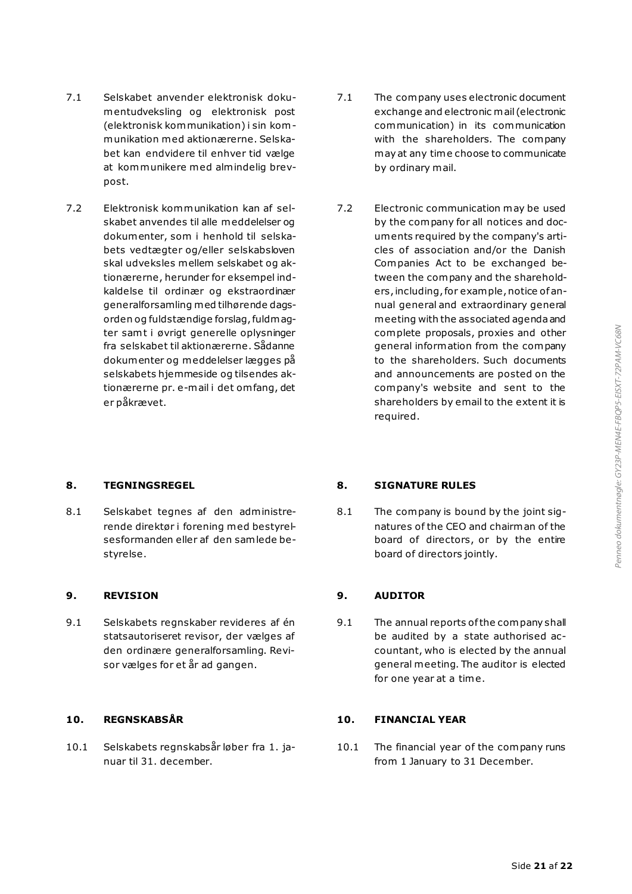7.1 Selskabet anvender elektronisk dokumentudveksling og elektronisk post (elektronisk kommunikation) i sin kommunikation med aktionærerne. Selskabet kan endvidere til enhver tid vælge at kommunikere med almindelig brevpost.

7.2 Elektronisk kommunikation kan af selskabet anvendes til alle meddelelser og dokumenter, som i henhold til selskabets vedtægter og/eller selskabsloven skal udveksles mellem selskabet og aktionærerne, herunder for eksempel indkaldelse til ordinær og ekstraordinær generalforsamling med tilhørende dagsorden og fuldstændige forslag, fuldmagter samt i øvrigt generelle oplysninger fra selskabet til aktionærerne. Sådanne dokumenter og meddelelser lægges på selskabets hjemmeside og tilsendes aktionærerne pr. e-mail i det omfang, det er påkrævet.

7.1 The company uses electronic document exchange and electronic mail (electronic communication) in its communication with the shareholders. The company may at any time choose to communicate by ordinary mail.

7.2 Electronic communication may be used by the company for all notices and documents required by the company's articles of association and/or the Danish Companies Act to be exchanged between the company and the shareholders, including, for example, notice of annual general and extraordinary general meeting with the associated agenda and complete proposals, proxies and other general information from the company to the shareholders. Such documents and announcements are posted on the company's website and sent to the shareholders by email to the extent it is required.

## 8. TEGNINGSREGEL

8.1 Selskabet tegnes af den administrerende direktør i forening med bestyrelsesformanden eller af den samlede bestyrelse.

## 8. SIGNATURE RULES

8.1 The company is bound by the joint signatures of the CEO and chairman of the board of directors, or by the entire board of directors jointly.

## 9. REVISION

9.1 Selskabets regnskaber revideres af én statsautoriseret revisor, der vælges af den ordinære generalforsamling. Revisor vælges for et år ad gangen.

## 9. AUDITOR

9.1 The annual reports of the company shall be audited by a state authorised accountant, who is elected by the annual general meeting. The auditor is elected for one year at a time.

## 10. REGNSKABSÅR

10.1 Selskabets regnskabsår løber fra 1. januar til 31. december.

## 10. FINANCIAL YEAR

10.1 The financial year of the company runs from 1 January to 31 December.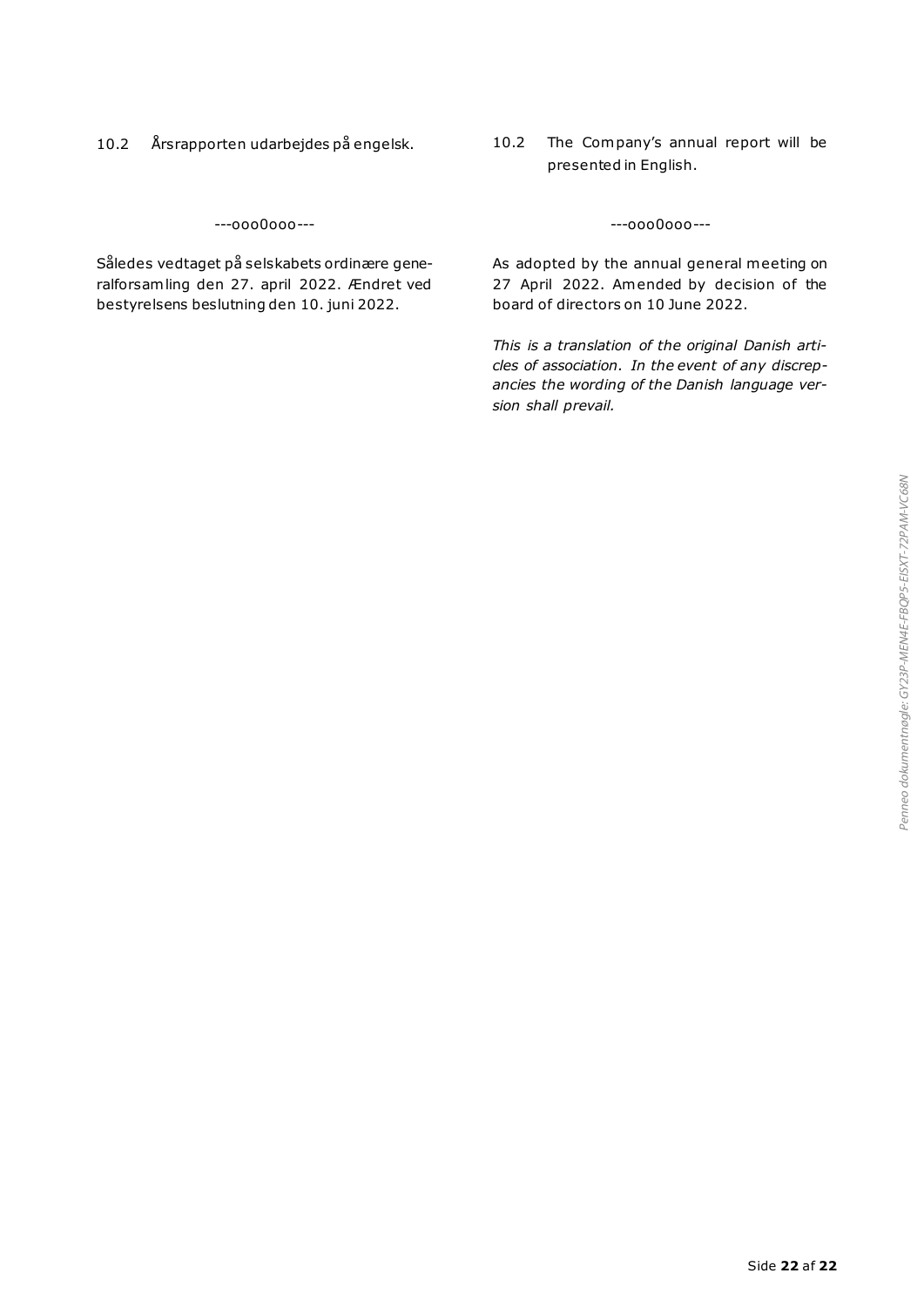10.2 Årsrapporten udarbejdes på engelsk.

---ooo0ooo---

Således vedtaget på selskabets ordinære generalforsamling den 27. april 2022. Ændret ved bestyrelsens beslutning den 10. juni 2022.

10.2 The Company's annual report will be presented in English.

---ooo0ooo---

As adopted by the annual general meeting on 27 April 2022. Amended by decision of the board of directors on 10 June 2022.

*This is a translation of the original Danish articles of association. In the event of any discrepancies the wording of the Danish language version shall prevail.*

Penneo dokumentnøgle: GY23P-MEN4E-FBQP5-EISXT-72PAM-VC68N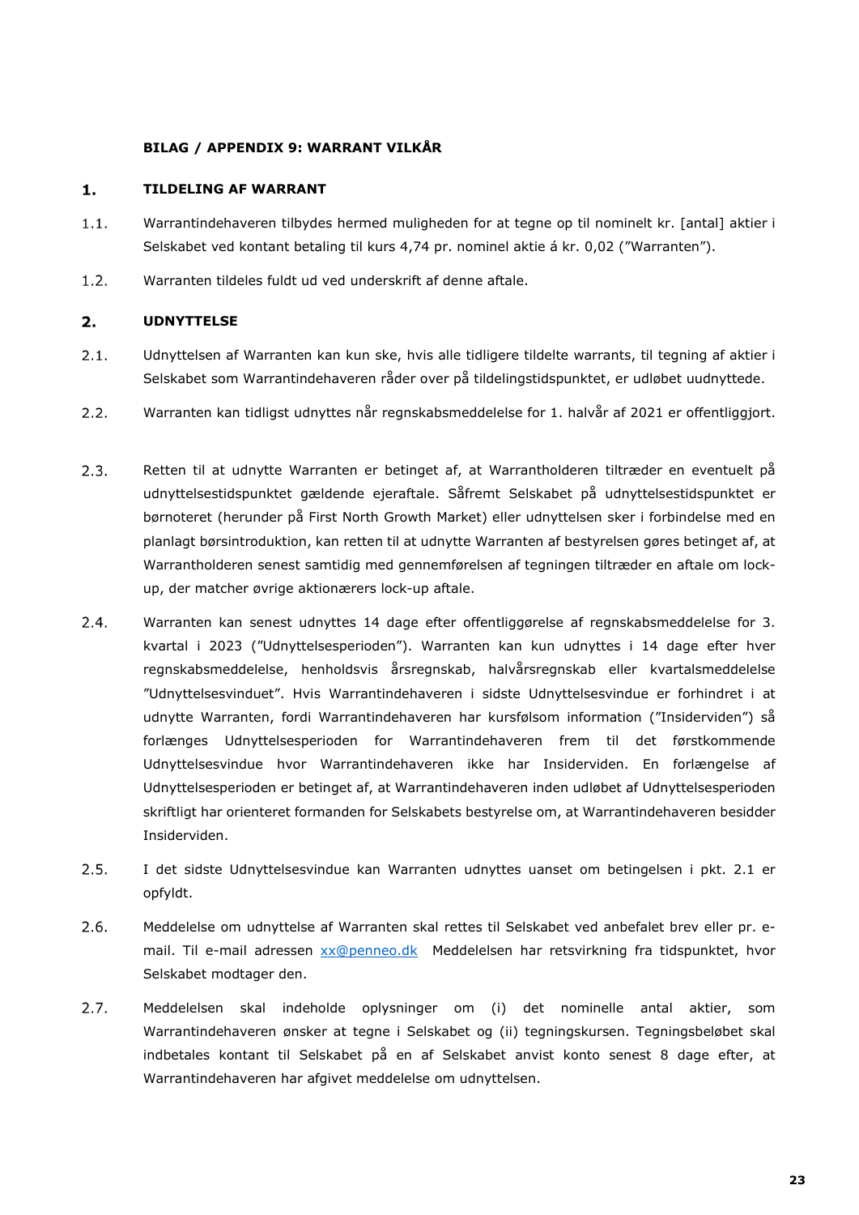**BILAG / APPENDIX 9: WARRANT VILKÅR**

## 1. TILDELING AF WARRANT

1.1. Warrantindehaveren tilbydes hermed muligheden for at tegne op til nominelt kr. [antal] aktier i Selskabet ved kontant betaling til kurs 4,74 pr. nominel aktie á kr. 0,02 (”Warranten”).

1.2. Warranten tildeles fuldt ud ved underskrift af denne aftale.

## 2. UDNYTTELSE

2.1. Udnyttelsen af Warranten kan kun ske, hvis alle tidligere tildelte warrants, til tegning af aktier i Selskabet som Warrantindehaveren råder over på tildelingstidspunktet, er udløbet uudnyttede.

2.2. Warranten kan tidligst udnyttes når regnskabsmeddelelse for 1. halvår af 2021 er offentliggjort.

2.3. Retten til at udnytte Warranten er betinget af, at Warrantholderen tiltræder en eventuelt på udnyttelsestidspunktet gældende ejeraftale. Såfremt Selskabet på udnyttelsestidspunktet er børnoteret (herunder på First North Growth Market) eller udnyttelsen sker i forbindelse med en planlagt børsintroduktion, kan retten til at udnytte Warranten af bestyrelsen gøres betinget af, at Warrantholderen senest samtidig med gennemførelsen af tegningen tiltræder en aftale om lock-up, der matcher øvrige aktionærers lock-up aftale.

2.4. Warranten kan senest udnyttes 14 dage efter offentliggørelse af regnskabsmeddelelse for 3. kvartal i 2023 (”Udnyttelsesperioden”). Warranten kan kun udnyttes i 14 dage efter hver regnskabsmeddelelse, henholdsvis årsregnskab, halvårsregnskab eller kvartalsmeddelelse ”Udnyttelsesvinduet”. Hvis Warrantindehaveren i sidste Udnyttelsesvindue er forhindret i at udnytte Warranten, fordi Warrantindehaveren har kursfølsom information (”Insiderviden”) så forlænges Udnyttelsesperioden for Warrantindehaveren frem til det førstkommende Udnyttelsesvindue hvor Warrantindehaveren ikke har Insiderviden. En forlængelse af Udnyttelsesperioden er betinget af, at Warrantindehaveren inden udløbet af Udnyttelsesperioden skriftligt har orienteret formanden for Selskabets bestyrelse om, at Warrantindehaveren besidder Insiderviden.

2.5. I det sidste Udnyttelsesvindue kan Warranten udnyttes uanset om betingelsen i pkt. 2.1 er opfyldt.

2.6. Meddelelse om udnyttelse af Warranten skal rettes til Selskabet ved anbefalet brev eller pr. e-mail. Til e-mail adressen xx@penneo.dk Meddelelsen har retsvirkning fra tidspunktet, hvor Selskabet modtager den.

2.7. Meddelelsen skal indeholde oplysninger om (i) det nominelle antal aktier, som Warrantindehaveren ønsker at tegne i Selskabet og (ii) tegningskursen. Tegningsbeløbet skal indbetales kontant til Selskabet på en af Selskabet anvist konto senest 8 dage efter, at Warrantindehaveren har afgivet meddelelse om udnyttelsen.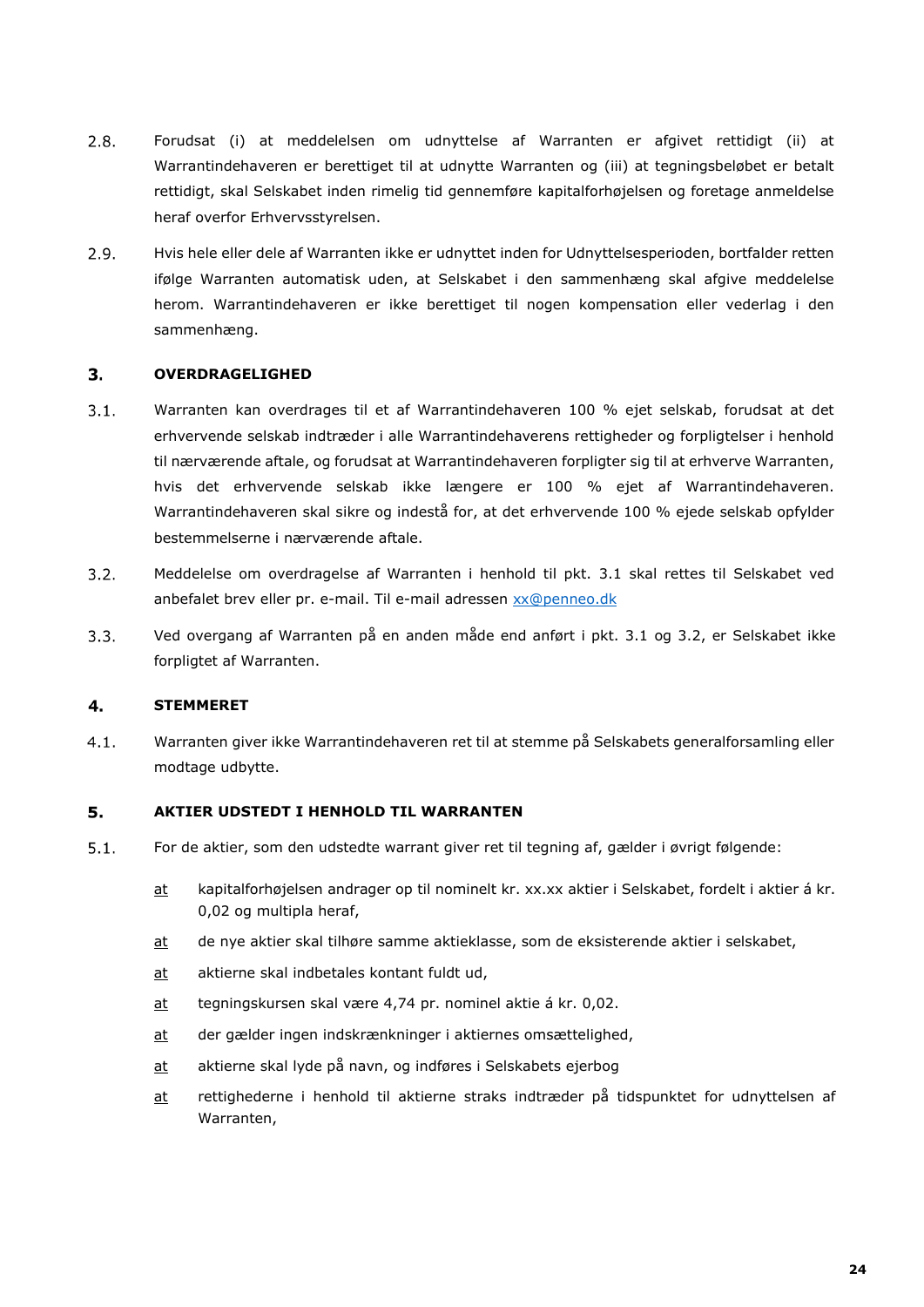2.8. Forudsat (i) at meddelelsen om udnyttelse af Warranten er afgivet rettidigt (ii) at Warrantindehaveren er berettiget til at udnytte Warranten og (iii) at tegningsbeløbet er betalt rettidigt, skal Selskabet inden rimelig tid gennemføre kapitalforhøjelsen og foretage anmeldelse heraf overfor Erhvervsstyrelsen.

2.9. Hvis hele eller dele af Warranten ikke er udnyttet inden for Udnyttelsesperioden, bortfalder retten ifølge Warranten automatisk uden, at Selskabet i den sammenhæng skal afgive meddelelse herom. Warrantindehaveren er ikke berettiget til nogen kompensation eller vederlag i den sammenhæng.

## 3. OVERDRAGELIGHED

3.1. Warranten kan overdrages til et af Warrantindehaveren 100 % ejet selskab, forudsat at det erhvervende selskab indtræder i alle Warrantindehaverens rettigheder og forpligtelser i henhold til nærværende aftale, og forudsat at Warrantindehaveren forpligter sig til at erhverve Warranten, hvis det erhvervende selskab ikke længere er 100 % ejet af Warrantindehaveren. Warrantindehaveren skal sikre og indestå for, at det erhvervende 100 % ejede selskab opfylder bestemmelserne i nærværende aftale.

3.2. Meddelelse om overdragelse af Warranten i henhold til pkt. 3.1 skal rettes til Selskabet ved anbefalet brev eller pr. e-mail. Til e-mail adressen xx@penneo.dk

3.3. Ved overgang af Warranten på en anden måde end anført i pkt. 3.1 og 3.2, er Selskabet ikke forpligtet af Warranten.

## 4. STEMMERET

4.1. Warranten giver ikke Warrantindehaveren ret til at stemme på Selskabets generalforsamling eller modtage udbytte.

## 5. AKTIER UDSTEDT I HENHOLD TIL WARRANTEN

5.1. For de aktier, som den udstedte warrant giver ret til tegning af, gælder i øvrigt følgende:

<u>at</u> kapitalforhøjelsen andrager op til nominelt kr. xx.xx aktier i Selskabet, fordelt i aktier á kr. 0,02 og multipla heraf,

<u>at</u> de nye aktier skal tilhøre samme aktieklasse, som de eksisterende aktier i selskabet,

<u>at</u> aktierne skal indbetales kontant fuldt ud,

<u>at</u> tegningskursen skal være 4,74 pr. nominel aktie á kr. 0,02.

<u>at</u> der gælder ingen indskrænkninger i aktiernes omsættelighed,

<u>at</u> aktierne skal lyde på navn, og indføres i Selskabets ejerbog

<u>at</u> rettighederne i henhold til aktierne straks indtræder på tidspunktet for udnyttelsen af Warranten,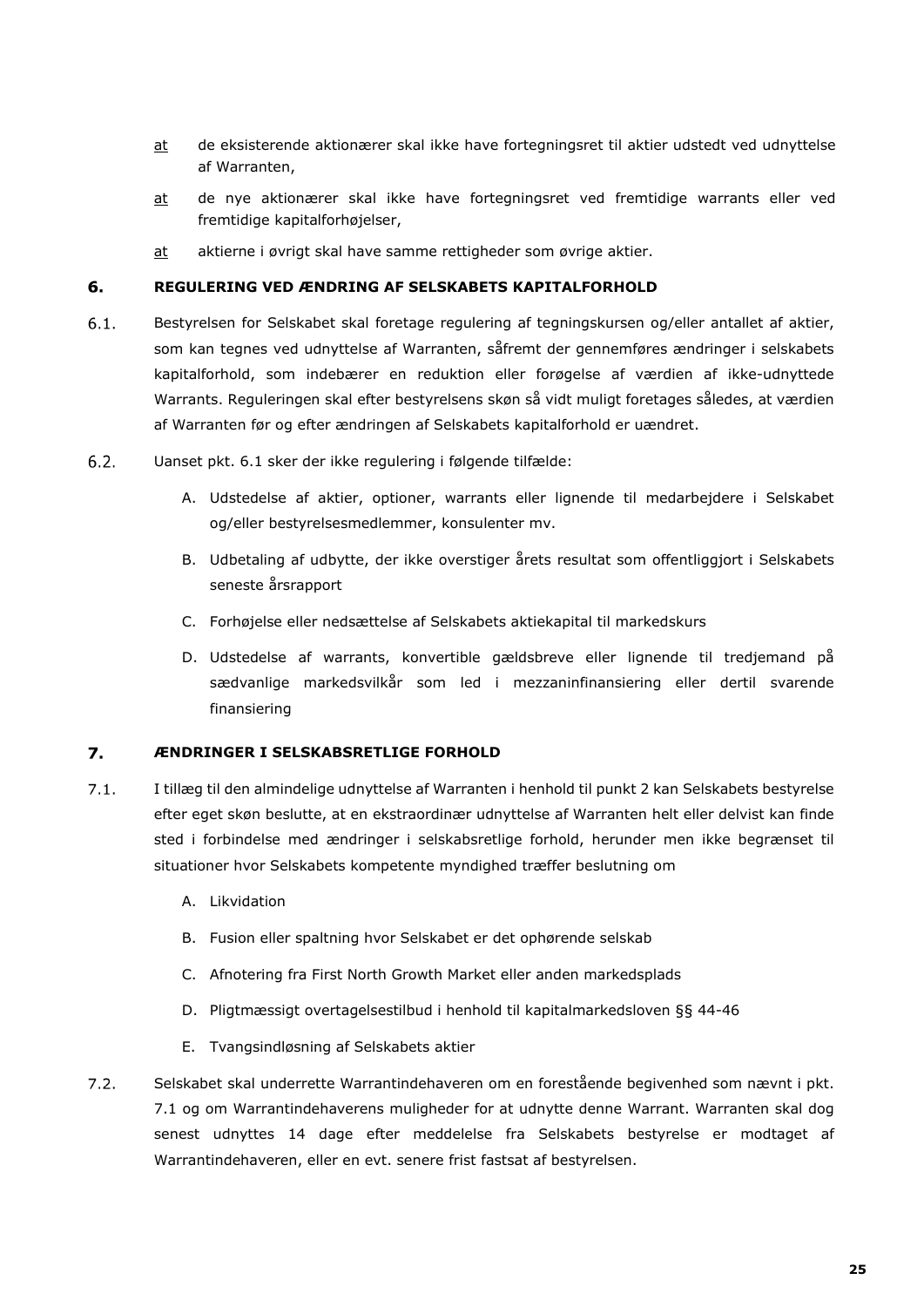<u>at</u> de eksisterende aktionærer skal ikke have fortegningsret til aktier udstedt ved udnyttelse af Warranten,

<u>at</u> de nye aktionærer skal ikke have fortegningsret ved fremtidige warrants eller ved fremtidige kapitalforhøjelser,

<u>at</u> aktierne i øvrigt skal have samme rettigheder som øvrige aktier.

## 6. REGULERING VED ÆNDRING AF SELSKABETS KAPITALFORHOLD

6.1. Bestyrelsen for Selskabet skal foretage regulering af tegningskursen og/eller antallet af aktier, som kan tegnes ved udnyttelse af Warranten, såfremt der gennemføres ændringer i selskabets kapitalforhold, som indebærer en reduktion eller forøgelse af værdien af ikke-udnyttede Warrants. Reguleringen skal efter bestyrelsens skøn så vidt muligt foretages således, at værdien af Warranten før og efter ændringen af Selskabets kapitalforhold er uændret.

6.2. Uanset pkt. 6.1 sker der ikke regulering i følgende tilfælde:

A. Udstedelse af aktier, optioner, warrants eller lignende til medarbejdere i Selskabet og/eller bestyrelsesmedlemmer, konsulenter mv.

B. Udbetaling af udbytte, der ikke overstiger årets resultat som offentliggjort i Selskabets seneste årsrapport

C. Forhøjelse eller nedsættelse af Selskabets aktiekapital til markedskurs

D. Udstedelse af warrants, konvertible gældsbreve eller lignende til tredjemand på sædvanlige markedsvilkår som led i mezzaninfinansiering eller dertil svarende finansiering

## 7. ÆNDRINGER I SELSKABSRETLIGE FORHOLD

7.1. I tillæg til den almindelige udnyttelse af Warranten i henhold til punkt 2 kan Selskabets bestyrelse efter eget skøn beslutte, at en ekstraordinær udnyttelse af Warranten helt eller delvist kan finde sted i forbindelse med ændringer i selskabsretlige forhold, herunder men ikke begrænset til situationer hvor Selskabets kompetente myndighed træffer beslutning om

A. Likvidation

B. Fusion eller spaltning hvor Selskabet er det ophørende selskab

C. Afnotering fra First North Growth Market eller anden markedsplads

D. Pligtmæssigt overtagelsestilbud i henhold til kapitalmarkedsloven §§ 44-46

E. Tvangsindløsning af Selskabets aktier

7.2. Selskabet skal underrette Warrantindehaveren om en forestående begivenhed som nævnt i pkt. 7.1 og om Warrantindehaverens muligheder for at udnytte denne Warrant. Warranten skal dog senest udnyttes 14 dage efter meddelelse fra Selskabets bestyrelse er modtaget af Warrantindehaveren, eller en evt. senere frist fastsat af bestyrelsen.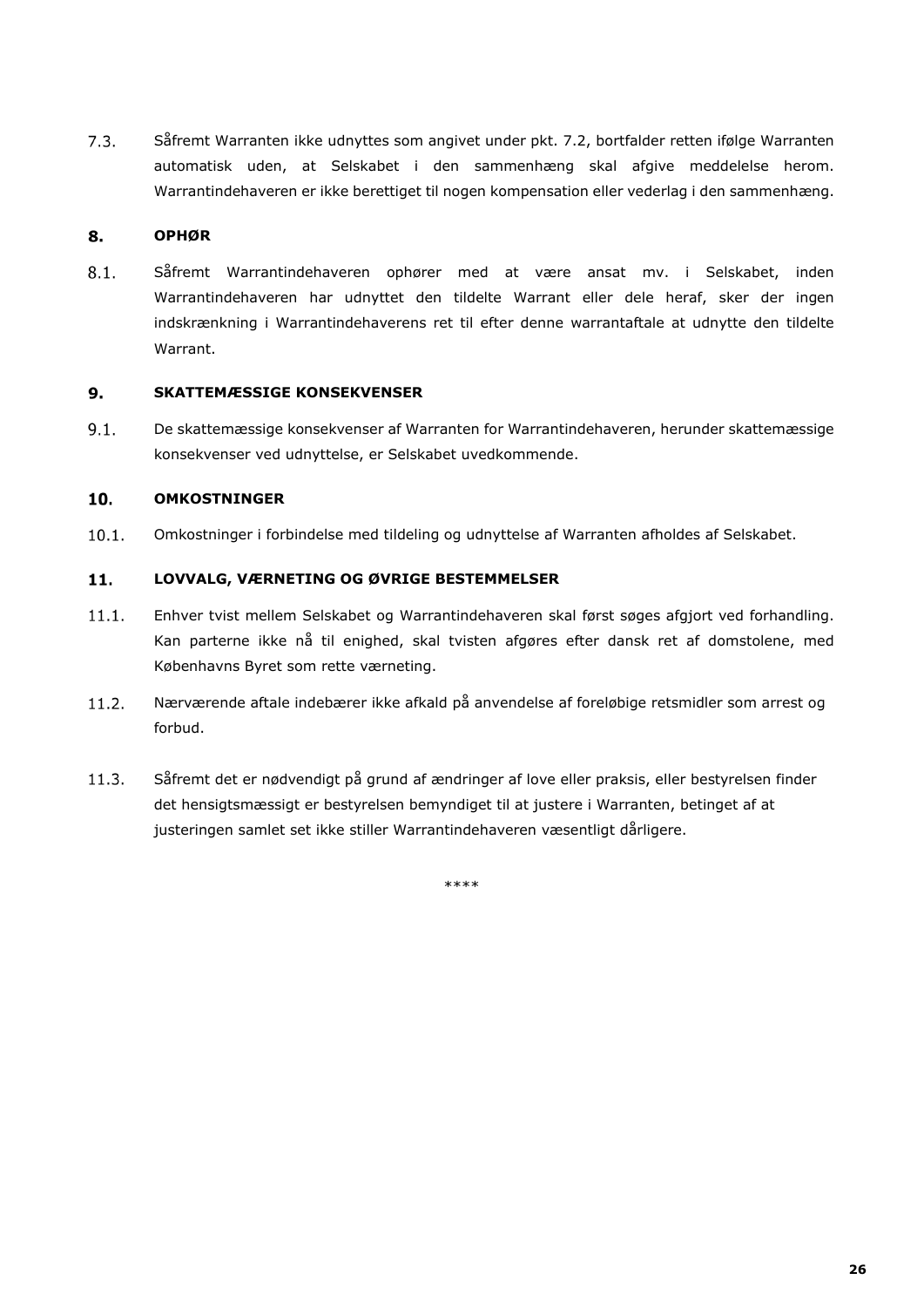7.3. Såfremt Warranten ikke udnyttes som angivet under pkt. 7.2, bortfalder retten ifølge Warranten automatisk uden, at Selskabet i den sammenhæng skal afgive meddelelse herom. Warrantindehaveren er ikke berettiget til nogen kompensation eller vederlag i den sammenhæng.

## 8. OPHØR

8.1. Såfremt Warrantindehaveren ophører med at være ansat mv. i Selskabet, inden Warrantindehaveren har udnyttet den tildelte Warrant eller dele heraf, sker der ingen indskrænkning i Warrantindehaverens ret til efter denne warrantaftale at udnytte den tildelte Warrant.

## 9. SKATTEMÆSSIGE KONSEKVENSER

9.1. De skattemæssige konsekvenser af Warranten for Warrantindehaveren, herunder skattemæssige konsekvenser ved udnyttelse, er Selskabet uvedkommende.

## 10. OMKOSTNINGER

10.1. Omkostninger i forbindelse med tildeling og udnyttelse af Warranten afholdes af Selskabet.

## 11. LOVVALG, VÆRNETING OG ØVRIGE BESTEMMELSER

11.1. Enhver tvist mellem Selskabet og Warrantindehaveren skal først søges afgjort ved forhandling. Kan parterne ikke nå til enighed, skal tvisten afgøres efter dansk ret af domstolene, med Københavns Byret som rette værneting.

11.2. Nærværende aftale indebærer ikke afkald på anvendelse af foreløbige retsmidler som arrest og forbud.

11.3. Såfremt det er nødvendigt på grund af ændringer af love eller praksis, eller bestyrelsen finder det hensigtsmæssigt er bestyrelsen bemyndiget til at justere i Warranten, betinget af at justeringen samlet set ikke stiller Warrantindehaveren væsentligt dårligere.

****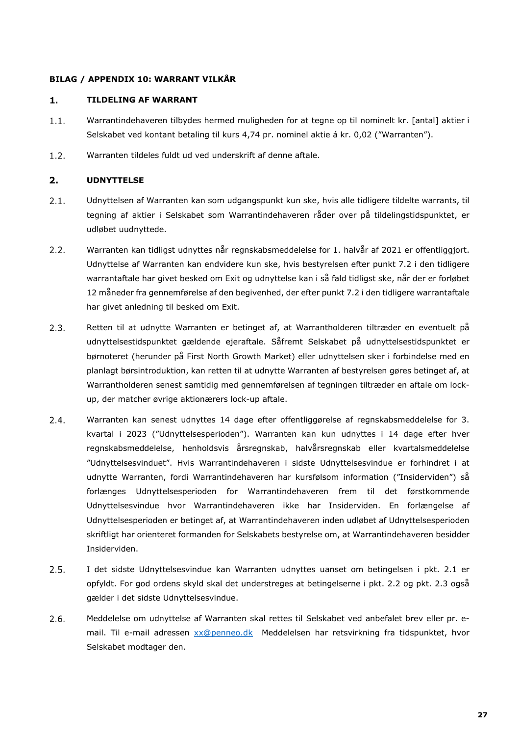**BILAG / APPENDIX 10: WARRANT VILKÅR**

## 1. TILDELING AF WARRANT

1.1. Warrantindehaveren tilbydes hermed muligheden for at tegne op til nominelt kr. [antal] aktier i Selskabet ved kontant betaling til kurs 4,74 pr. nominel aktie á kr. 0,02 (”Warranten”).

1.2. Warranten tildeles fuldt ud ved underskrift af denne aftale.

## 2. UDNYTTELSE

2.1. Udnyttelsen af Warranten kan som udgangspunkt kun ske, hvis alle tidligere tildelte warrants, til tegning af aktier i Selskabet som Warrantindehaveren råder over på tildelingstidspunktet, er udløbet uudnyttede.

2.2. Warranten kan tidligst udnyttes når regnskabsmeddelelse for 1. halvår af 2021 er offentliggjort. Udnyttelse af Warranten kan endvidere kun ske, hvis bestyrelsen efter punkt 7.2 i den tidligere warrantaftale har givet besked om Exit og udnyttelse kan i så fald tidligst ske, når der er forløbet 12 måneder fra gennemførelse af den begivenhed, der efter punkt 7.2 i den tidligere warrantaftale har givet anledning til besked om Exit.

2.3. Retten til at udnytte Warranten er betinget af, at Warrantholderen tiltræder en eventuelt på udnyttelsestidspunktet gældende ejeraftale. Såfremt Selskabet på udnyttelsestidspunktet er børnoteret (herunder på First North Growth Market) eller udnyttelsen sker i forbindelse med en planlagt børsintroduktion, kan retten til at udnytte Warranten af bestyrelsen gøres betinget af, at Warrantholderen senest samtidig med gennemførelsen af tegningen tiltræder en aftale om lock-up, der matcher øvrige aktionærers lock-up aftale.

2.4. Warranten kan senest udnyttes 14 dage efter offentliggørelse af regnskabsmeddelelse for 3. kvartal i 2023 (”Udnyttelsesperioden”). Warranten kan kun udnyttes i 14 dage efter hver regnskabsmeddelelse, henholdsvis årsregnskab, halvårsregnskab eller kvartalsmeddelelse ”Udnyttelsesvinduet”. Hvis Warrantindehaveren i sidste Udnyttelsesvindue er forhindret i at udnytte Warranten, fordi Warrantindehaveren har kursfølsom information (”Insiderviden”) så forlænges Udnyttelsesperioden for Warrantindehaveren frem til det førstkommende Udnyttelsesvindue hvor Warrantindehaveren ikke har Insiderviden. En forlængelse af Udnyttelsesperioden er betinget af, at Warrantindehaveren inden udløbet af Udnyttelsesperioden skriftligt har orienteret formanden for Selskabets bestyrelse om, at Warrantindehaveren besidder Insiderviden.

2.5. I det sidste Udnyttelsesvindue kan Warranten udnyttes uanset om betingelsen i pkt. 2.1 er opfyldt. For god ordens skyld skal det understreges at betingelserne i pkt. 2.2 og pkt. 2.3 også gælder i det sidste Udnyttelsesvindue.

2.6. Meddelelse om udnyttelse af Warranten skal rettes til Selskabet ved anbefalet brev eller pr. e-mail. Til e-mail adressen xx@penneo.dk Meddelelsen har retsvirkning fra tidspunktet, hvor Selskabet modtager den.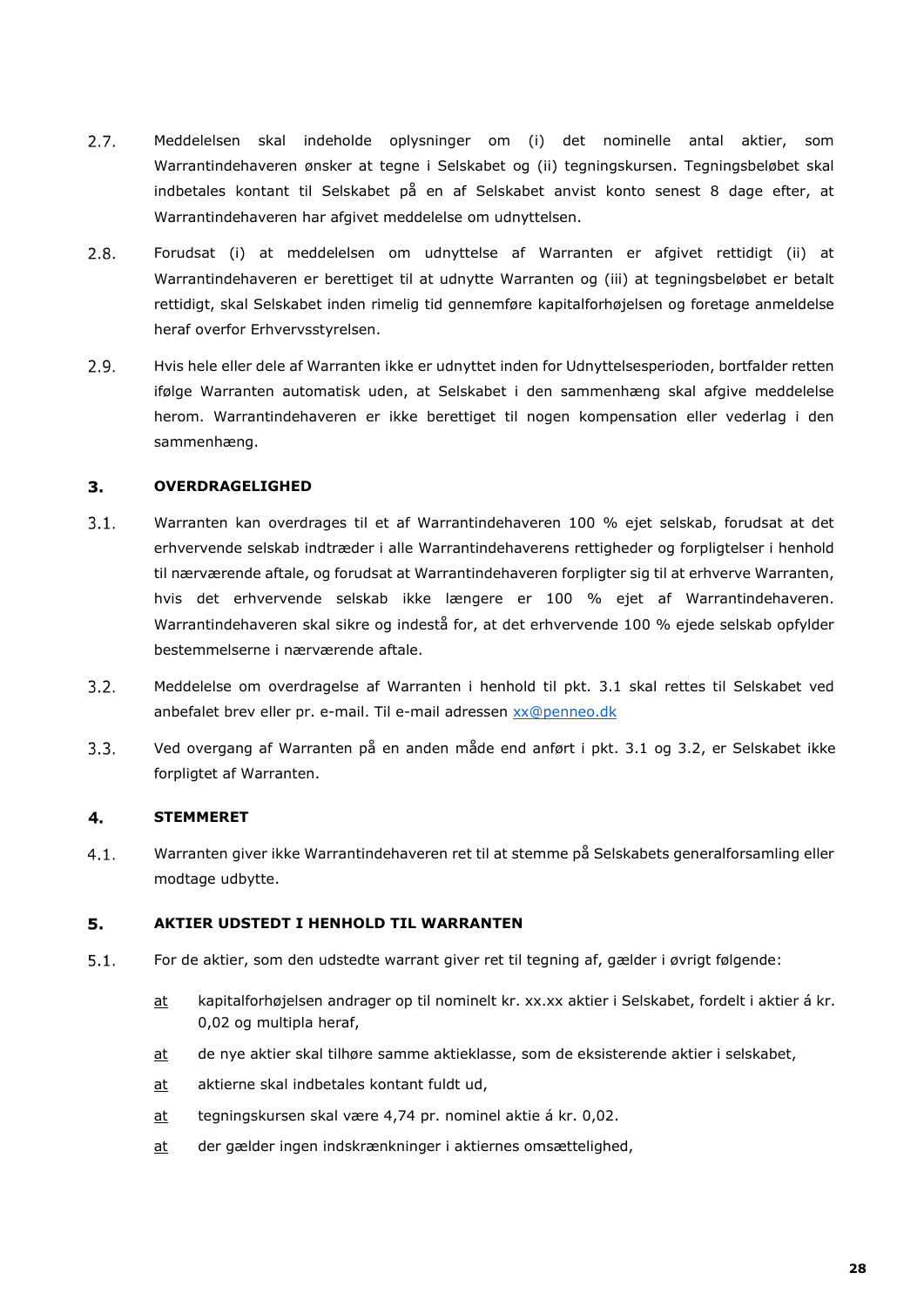2.7. Meddelelsen skal indeholde oplysninger om (i) det nominelle antal aktier, som Warrantindehaveren ønsker at tegne i Selskabet og (ii) tegningskursen. Tegningsbeløbet skal indbetales kontant til Selskabet på en af Selskabet anvist konto senest 8 dage efter, at Warrantindehaveren har afgivet meddelelse om udnyttelsen.

2.8. Forudsat (i) at meddelelsen om udnyttelse af Warranten er afgivet rettidigt (ii) at Warrantindehaveren er berettiget til at udnytte Warranten og (iii) at tegningsbeløbet er betalt rettidigt, skal Selskabet inden rimelig tid gennemføre kapitalforhøjelsen og foretage anmeldelse heraf overfor Erhvervsstyrelsen.

2.9. Hvis hele eller dele af Warranten ikke er udnyttet inden for Udnyttelsesperioden, bortfalder retten ifølge Warranten automatisk uden, at Selskabet i den sammenhæng skal afgive meddelelse herom. Warrantindehaveren er ikke berettiget til nogen kompensation eller vederlag i den sammenhæng.

## 3. OVERDRAGELIGHED

3.1. Warranten kan overdrages til et af Warrantindehaveren 100 % ejet selskab, forudsat at det erhvervende selskab indtræder i alle Warrantindehaverens rettigheder og forpligtelser i henhold til nærværende aftale, og forudsat at Warrantindehaveren forpligter sig til at erhverve Warranten, hvis det erhvervende selskab ikke længere er 100 % ejet af Warrantindehaveren. Warrantindehaveren skal sikre og indestå for, at det erhvervende 100 % ejede selskab opfylder bestemmelserne i nærværende aftale.

3.2. Meddelelse om overdragelse af Warranten i henhold til pkt. 3.1 skal rettes til Selskabet ved anbefalet brev eller pr. e-mail. Til e-mail adressen xx@penneo.dk

3.3. Ved overgang af Warranten på en anden måde end anført i pkt. 3.1 og 3.2, er Selskabet ikke forpligtet af Warranten.

## 4. STEMMERET

4.1. Warranten giver ikke Warrantindehaveren ret til at stemme på Selskabets generalforsamling eller modtage udbytte.

## 5. AKTIER UDSTEDT I HENHOLD TIL WARRANTEN

5.1. For de aktier, som den udstedte warrant giver ret til tegning af, gælder i øvrigt følgende:

at kapitalforhøjelsen andrager op til nominelt kr. xx.xx aktier i Selskabet, fordelt i aktier á kr. 0,02 og multipla heraf,

at de nye aktier skal tilhøre samme aktieklasse, som de eksisterende aktier i selskabet,

at aktierne skal indbetales kontant fuldt ud,

at tegningskursen skal være 4,74 pr. nominel aktie á kr. 0,02.

at der gælder ingen indskrænkninger i aktiernes omsættelighed,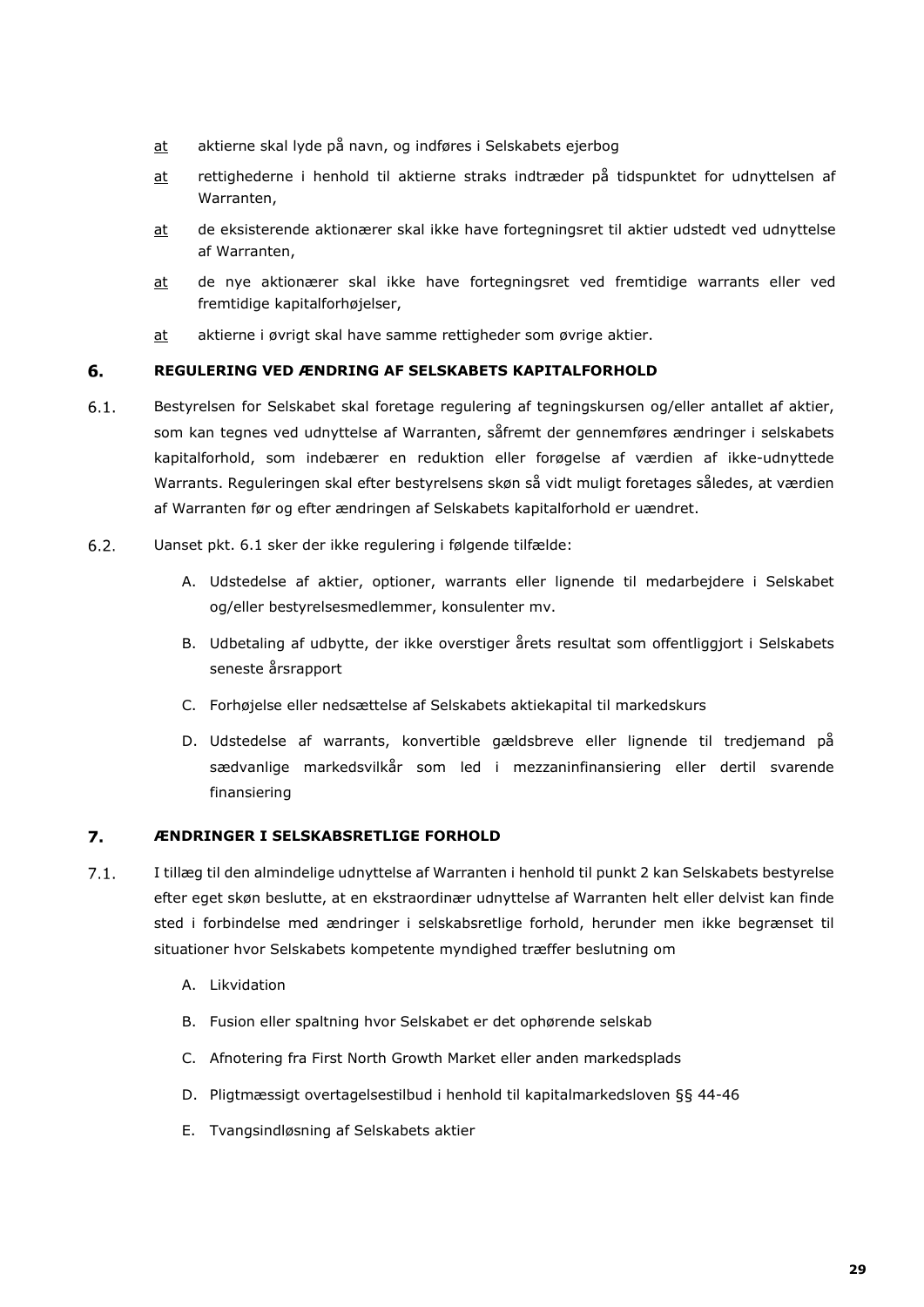<u>at</u> aktierne skal lyde på navn, og indføres i Selskabets ejerbog

<u>at</u> rettighederne i henhold til aktierne straks indtræder på tidspunktet for udnyttelsen af Warranten,

<u>at</u> de eksisterende aktionærer skal ikke have fortegningsret til aktier udstedt ved udnyttelse af Warranten,

<u>at</u> de nye aktionærer skal ikke have fortegningsret ved fremtidige warrants eller ved fremtidige kapitalforhøjelser,

<u>at</u> aktierne i øvrigt skal have samme rettigheder som øvrige aktier.

## 6. REGULERING VED ÆNDRING AF SELSKABETS KAPITALFORHOLD

6.1. Bestyrelsen for Selskabet skal foretage regulering af tegningskursen og/eller antallet af aktier, som kan tegnes ved udnyttelse af Warranten, såfremt der gennemføres ændringer i selskabets kapitalforhold, som indebærer en reduktion eller forøgelse af værdien af ikke-udnyttede Warrants. Reguleringen skal efter bestyrelsens skøn så vidt muligt foretages således, at værdien af Warranten før og efter ændringen af Selskabets kapitalforhold er uændret.

6.2. Uanset pkt. 6.1 sker der ikke regulering i følgende tilfælde:

A. Udstedelse af aktier, optioner, warrants eller lignende til medarbejdere i Selskabet og/eller bestyrelsesmedlemmer, konsulenter mv.

B. Udbetaling af udbytte, der ikke overstiger årets resultat som offentliggjort i Selskabets seneste årsrapport

C. Forhøjelse eller nedsættelse af Selskabets aktiekapital til markedskurs

D. Udstedelse af warrants, konvertible gældsbreve eller lignende til tredjemand på sædvanlige markedsvilkår som led i mezzaninfinansiering eller dertil svarende finansiering

## 7. ÆNDRINGER I SELSKABSRETLIGE FORHOLD

7.1. I tillæg til den almindelige udnyttelse af Warranten i henhold til punkt 2 kan Selskabets bestyrelse efter eget skøn beslutte, at en ekstraordinær udnyttelse af Warranten helt eller delvist kan finde sted i forbindelse med ændringer i selskabsretlige forhold, herunder men ikke begrænset til situationer hvor Selskabets kompetente myndighed træffer beslutning om

A. Likvidation

B. Fusion eller spaltning hvor Selskabet er det ophørende selskab

C. Afnotering fra First North Growth Market eller anden markedsplads

D. Pligtmæssigt overtagelsestilbud i henhold til kapitalmarkedsloven §§ 44-46

E. Tvangsindløsning af Selskabets aktier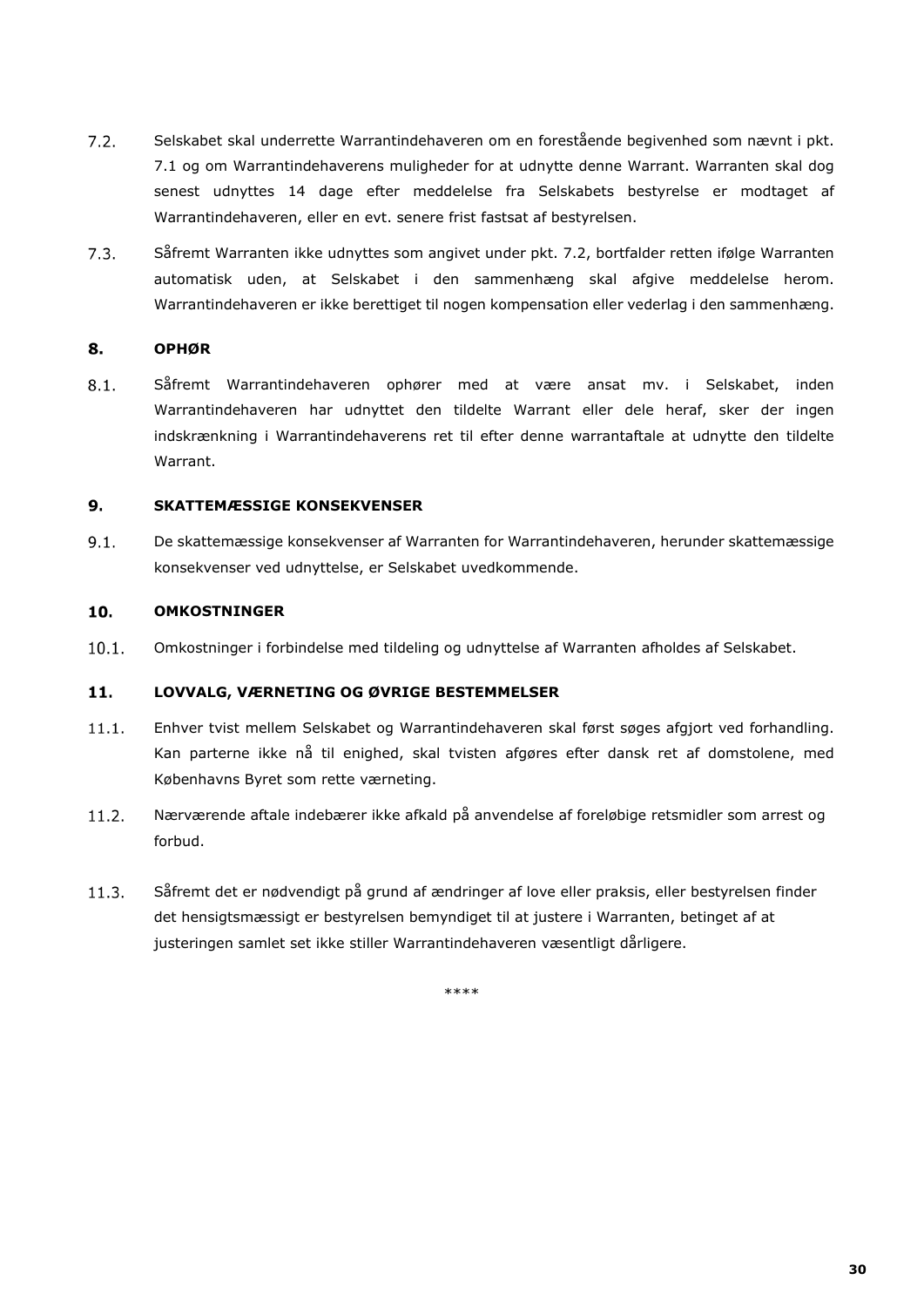7.2. Selskabet skal underrette Warrantindehaveren om en forestående begivenhed som nævnt i pkt. 7.1 og om Warrantindehaverens muligheder for at udnytte denne Warrant. Warranten skal dog senest udnyttes 14 dage efter meddelelse fra Selskabets bestyrelse er modtaget af Warrantindehaveren, eller en evt. senere frist fastsat af bestyrelsen.

7.3. Såfremt Warranten ikke udnyttes som angivet under pkt. 7.2, bortfalder retten ifølge Warranten automatisk uden, at Selskabet i den sammenhæng skal afgive meddelelse herom. Warrantindehaveren er ikke berettiget til nogen kompensation eller vederlag i den sammenhæng.

## 8. OPHØR

8.1. Såfremt Warrantindehaveren ophører med at være ansat mv. i Selskabet, inden Warrantindehaveren har udnyttet den tildelte Warrant eller dele heraf, sker der ingen indskrænkning i Warrantindehaverens ret til efter denne warrantaftale at udnytte den tildelte Warrant.

## 9. SKATTEMÆSSIGE KONSEKVENSER

9.1. De skattemæssige konsekvenser af Warranten for Warrantindehaveren, herunder skattemæssige konsekvenser ved udnyttelse, er Selskabet uvedkommende.

## 10. OMKOSTNINGER

10.1. Omkostninger i forbindelse med tildeling og udnyttelse af Warranten afholdes af Selskabet.

## 11. LOVVALG, VÆRNETING OG ØVRIGE BESTEMMELSER

11.1. Enhver tvist mellem Selskabet og Warrantindehaveren skal først søges afgjort ved forhandling. Kan parterne ikke nå til enighed, skal tvisten afgøres efter dansk ret af domstolene, med Københavns Byret som rette værneting.

11.2. Nærværende aftale indebærer ikke afkald på anvendelse af foreløbige retsmidler som arrest og forbud.

11.3. Såfremt det er nødvendigt på grund af ændringer af love eller praksis, eller bestyrelsen finder det hensigtsmæssigt er bestyrelsen bemyndiget til at justere i Warranten, betinget af at justeringen samlet set ikke stiller Warrantindehaveren væsentligt dårligere.

****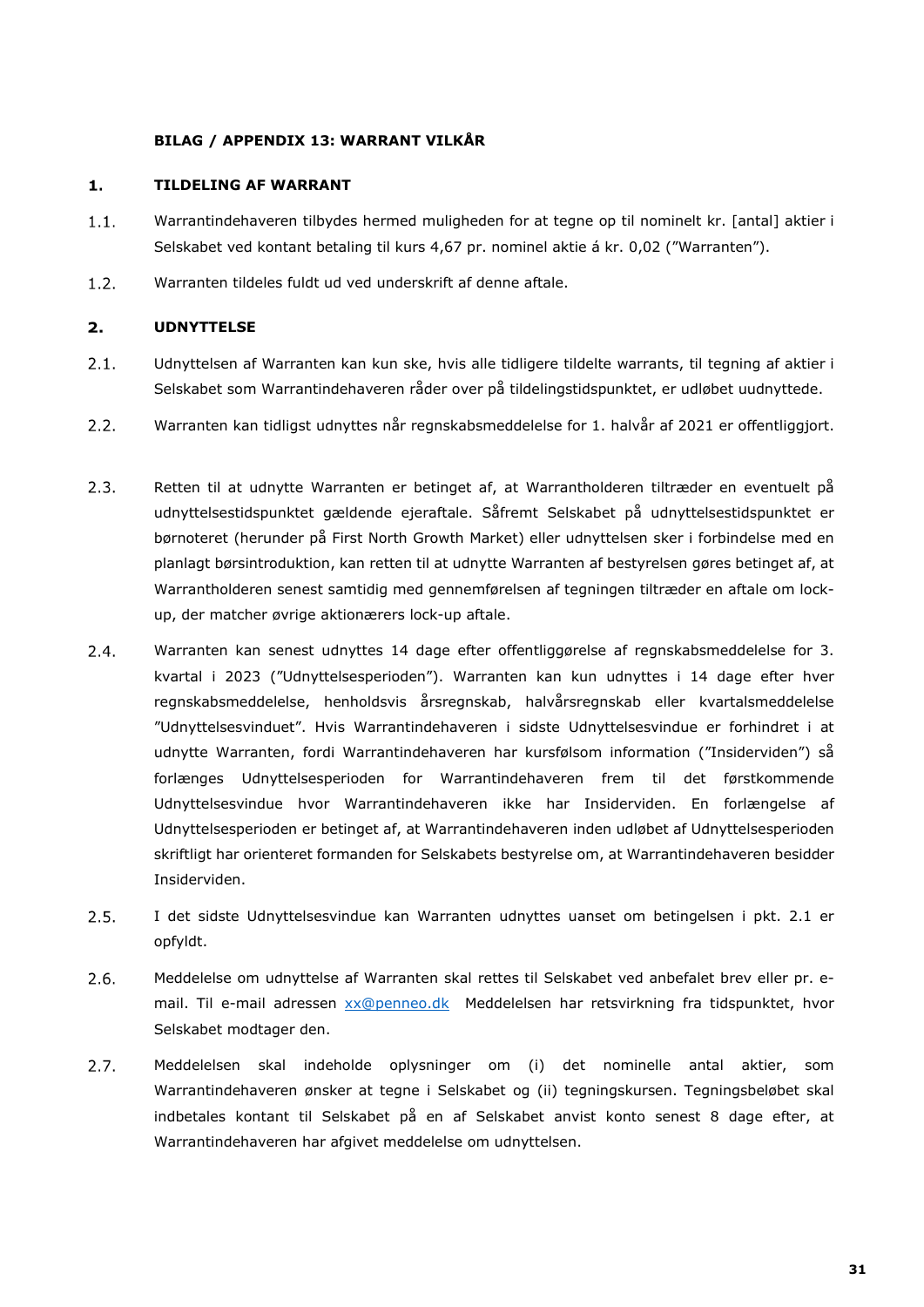**BILAG / APPENDIX 13: WARRANT VILKÅR**

## 1. TILDELING AF WARRANT

1.1. Warrantindehaveren tilbydes hermed muligheden for at tegne op til nominelt kr. [antal] aktier i Selskabet ved kontant betaling til kurs 4,67 pr. nominel aktie á kr. 0,02 ("Warranten").

1.2. Warranten tildeles fuldt ud ved underskrift af denne aftale.

## 2. UDNYTTELSE

2.1. Udnyttelsen af Warranten kan kun ske, hvis alle tidligere tildelte warrants, til tegning af aktier i Selskabet som Warrantindehaveren råder over på tildelingstidspunktet, er udløbet uudnyttede.

2.2. Warranten kan tidligst udnyttes når regnskabsmeddelelse for 1. halvår af 2021 er offentliggjort.

2.3. Retten til at udnytte Warranten er betinget af, at Warrantholderen tiltræder en eventuelt på udnyttelsestidspunktet gældende ejeraftale. Såfremt Selskabet på udnyttelsestidspunktet er børnoteret (herunder på First North Growth Market) eller udnyttelsen sker i forbindelse med en planlagt børsintroduktion, kan retten til at udnytte Warranten af bestyrelsen gøres betinget af, at Warrantholderen senest samtidig med gennemførelsen af tegningen tiltræder en aftale om lock-up, der matcher øvrige aktionærers lock-up aftale.

2.4. Warranten kan senest udnyttes 14 dage efter offentliggørelse af regnskabsmeddelelse for 3. kvartal i 2023 ("Udnyttelsesperioden"). Warranten kan kun udnyttes i 14 dage efter hver regnskabsmeddelelse, henholdsvis årsregnskab, halvårsregnskab eller kvartalsmeddelelse "Udnyttelsesvinduet". Hvis Warrantindehaveren i sidste Udnyttelsesvindue er forhindret i at udnytte Warranten, fordi Warrantindehaveren har kursfølsom information ("Insiderviden") så forlænges Udnyttelsesperioden for Warrantindehaveren frem til det førstkommende Udnyttelsesvindue hvor Warrantindehaveren ikke har Insiderviden. En forlængelse af Udnyttelsesperioden er betinget af, at Warrantindehaveren inden udløbet af Udnyttelsesperioden skriftligt har orienteret formanden for Selskabets bestyrelse om, at Warrantindehaveren besidder Insiderviden.

2.5. I det sidste Udnyttelsesvindue kan Warranten udnyttes uanset om betingelsen i pkt. 2.1 er opfyldt.

2.6. Meddelelse om udnyttelse af Warranten skal rettes til Selskabet ved anbefalet brev eller pr. e-mail. Til e-mail adressen [xx@penneo.dk](mailto:xx@penneo.dk) Meddelelsen har retsvirkning fra tidspunktet, hvor Selskabet modtager den.

2.7. Meddelelsen skal indeholde oplysninger om (i) det nominelle antal aktier, som Warrantindehaveren ønsker at tegne i Selskabet og (ii) tegningskursen. Tegningsbeløbet skal indbetales kontant til Selskabet på en af Selskabet anvist konto senest 8 dage efter, at Warrantindehaveren har afgivet meddelelse om udnyttelsen.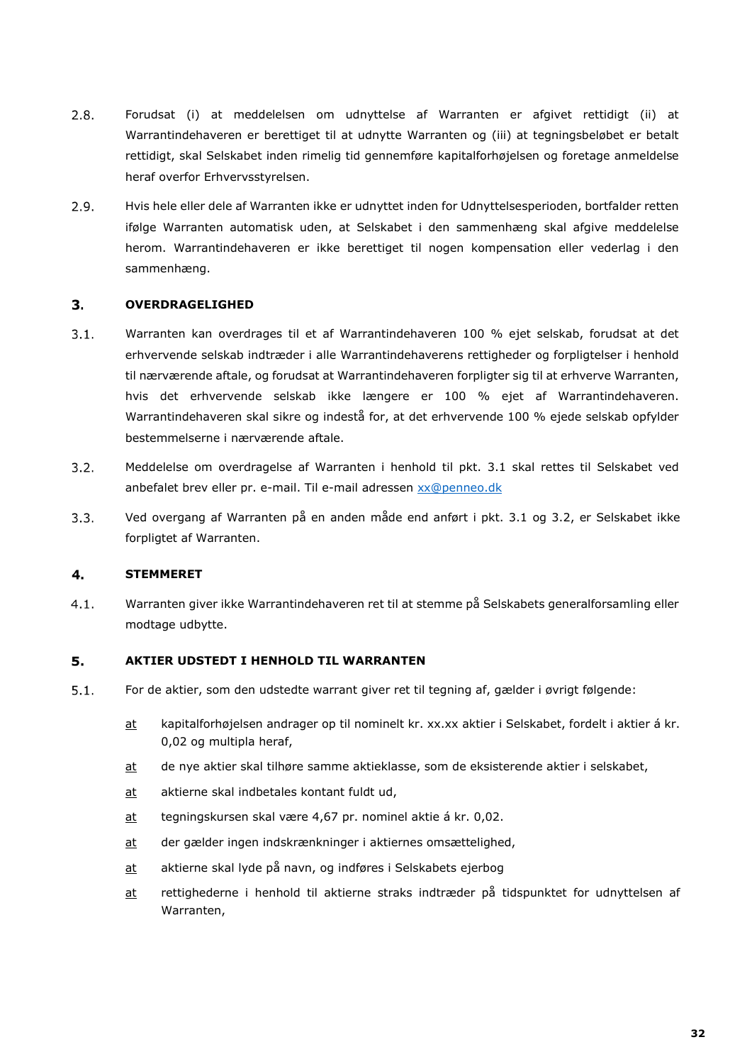2.8. Forudsat (i) at meddelelsen om udnyttelse af Warranten er afgivet rettidigt (ii) at Warrantindehaveren er berettiget til at udnytte Warranten og (iii) at tegningsbeløbet er betalt rettidigt, skal Selskabet inden rimelig tid gennemføre kapitalforhøjelsen og foretage anmeldelse heraf overfor Erhvervsstyrelsen.

2.9. Hvis hele eller dele af Warranten ikke er udnyttet inden for Udnyttelsesperioden, bortfalder retten ifølge Warranten automatisk uden, at Selskabet i den sammenhæng skal afgive meddelelse herom. Warrantindehaveren er ikke berettiget til nogen kompensation eller vederlag i den sammenhæng.

## 3. OVERDRAGELIGHED

3.1. Warranten kan overdrages til et af Warrantindehaveren 100 % ejet selskab, forudsat at det erhvervende selskab indtræder i alle Warrantindehaverens rettigheder og forpligtelser i henhold til nærværende aftale, og forudsat at Warrantindehaveren forpligter sig til at erhverve Warranten, hvis det erhvervende selskab ikke længere er 100 % ejet af Warrantindehaveren. Warrantindehaveren skal sikre og indestå for, at det erhvervende 100 % ejede selskab opfylder bestemmelserne i nærværende aftale.

3.2. Meddelelse om overdragelse af Warranten i henhold til pkt. 3.1 skal rettes til Selskabet ved anbefalet brev eller pr. e-mail. Til e-mail adressen xx@penneo.dk

3.3. Ved overgang af Warranten på en anden måde end anført i pkt. 3.1 og 3.2, er Selskabet ikke forpligtet af Warranten.

## 4. STEMMERET

4.1. Warranten giver ikke Warrantindehaveren ret til at stemme på Selskabets generalforsamling eller modtage udbytte.

## 5. AKTIER UDSTEDT I HENHOLD TIL WARRANTEN

5.1. For de aktier, som den udstedte warrant giver ret til tegning af, gælder i øvrigt følgende:

at kapitalforhøjelsen andrager op til nominelt kr. xx.xx aktier i Selskabet, fordelt i aktier á kr. 0,02 og multipla heraf,

at de nye aktier skal tilhøre samme aktieklasse, som de eksisterende aktier i selskabet,

at aktierne skal indbetales kontant fuldt ud,

at tegningskursen skal være 4,67 pr. nominel aktie á kr. 0,02.

at der gælder ingen indskrænkninger i aktiernes omsættelighed,

at aktierne skal lyde på navn, og indføres i Selskabets ejerbog

at rettighederne i henhold til aktierne straks indtræder på tidspunktet for udnyttelsen af Warranten,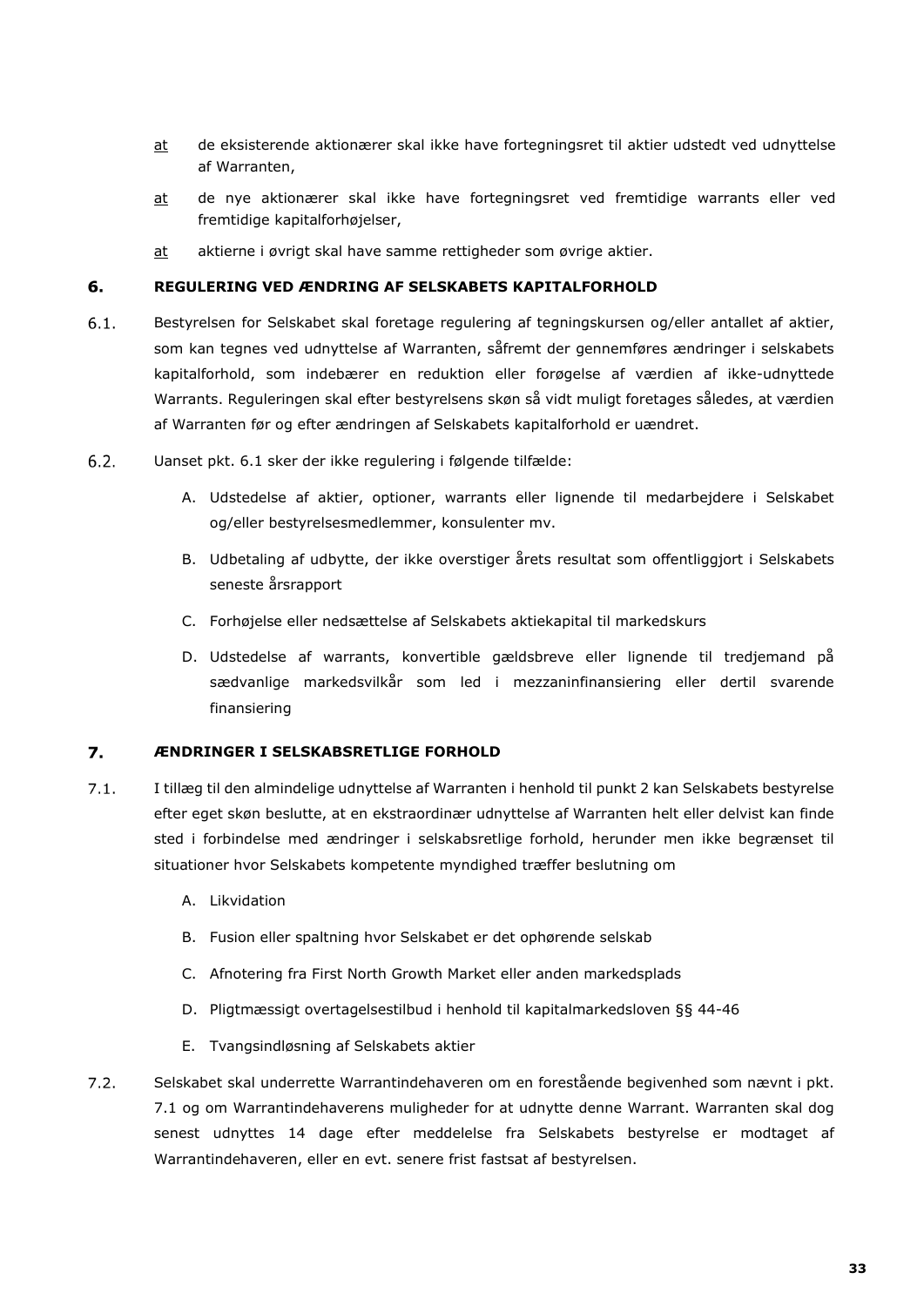<u>at</u> de eksisterende aktionærer skal ikke have fortegningsret til aktier udstedt ved udnyttelse af Warranten,

<u>at</u> de nye aktionærer skal ikke have fortegningsret ved fremtidige warrants eller ved fremtidige kapitalforhøjelser,

<u>at</u> aktierne i øvrigt skal have samme rettigheder som øvrige aktier.

## 6. REGULERING VED ÆNDRING AF SELSKABETS KAPITALFORHOLD

6.1. Bestyrelsen for Selskabet skal foretage regulering af tegningskursen og/eller antallet af aktier, som kan tegnes ved udnyttelse af Warranten, såfremt der gennemføres ændringer i selskabets kapitalforhold, som indebærer en reduktion eller forøgelse af værdien af ikke-udnyttede Warrants. Reguleringen skal efter bestyrelsens skøn så vidt muligt foretages således, at værdien af Warranten før og efter ændringen af Selskabets kapitalforhold er uændret.

6.2. Uanset pkt. 6.1 sker der ikke regulering i følgende tilfælde:

A. Udstedelse af aktier, optioner, warrants eller lignende til medarbejdere i Selskabet og/eller bestyrelsesmedlemmer, konsulenter mv.

B. Udbetaling af udbytte, der ikke overstiger årets resultat som offentliggjort i Selskabets seneste årsrapport

C. Forhøjelse eller nedsættelse af Selskabets aktiekapital til markedskurs

D. Udstedelse af warrants, konvertible gældsbreve eller lignende til tredjemand på sædvanlige markedsvilkår som led i mezzaninfinansiering eller dertil svarende finansiering

## 7. ÆNDRINGER I SELSKABSRETLIGE FORHOLD

7.1. I tillæg til den almindelige udnyttelse af Warranten i henhold til punkt 2 kan Selskabets bestyrelse efter eget skøn beslutte, at en ekstraordinær udnyttelse af Warranten helt eller delvist kan finde sted i forbindelse med ændringer i selskabsretlige forhold, herunder men ikke begrænset til situationer hvor Selskabets kompetente myndighed træffer beslutning om

A. Likvidation

B. Fusion eller spaltning hvor Selskabet er det ophørende selskab

C. Afnotering fra First North Growth Market eller anden markedsplads

D. Pligtmæssigt overtagelsestilbud i henhold til kapitalmarkedsloven §§ 44-46

E. Tvangsindløsning af Selskabets aktier

7.2. Selskabet skal underrette Warrantindehaveren om en forestående begivenhed som nævnt i pkt. 7.1 og om Warrantindehaverens muligheder for at udnytte denne Warrant. Warranten skal dog senest udnyttes 14 dage efter meddelelse fra Selskabets bestyrelse er modtaget af Warrantindehaveren, eller en evt. senere frist fastsat af bestyrelsen.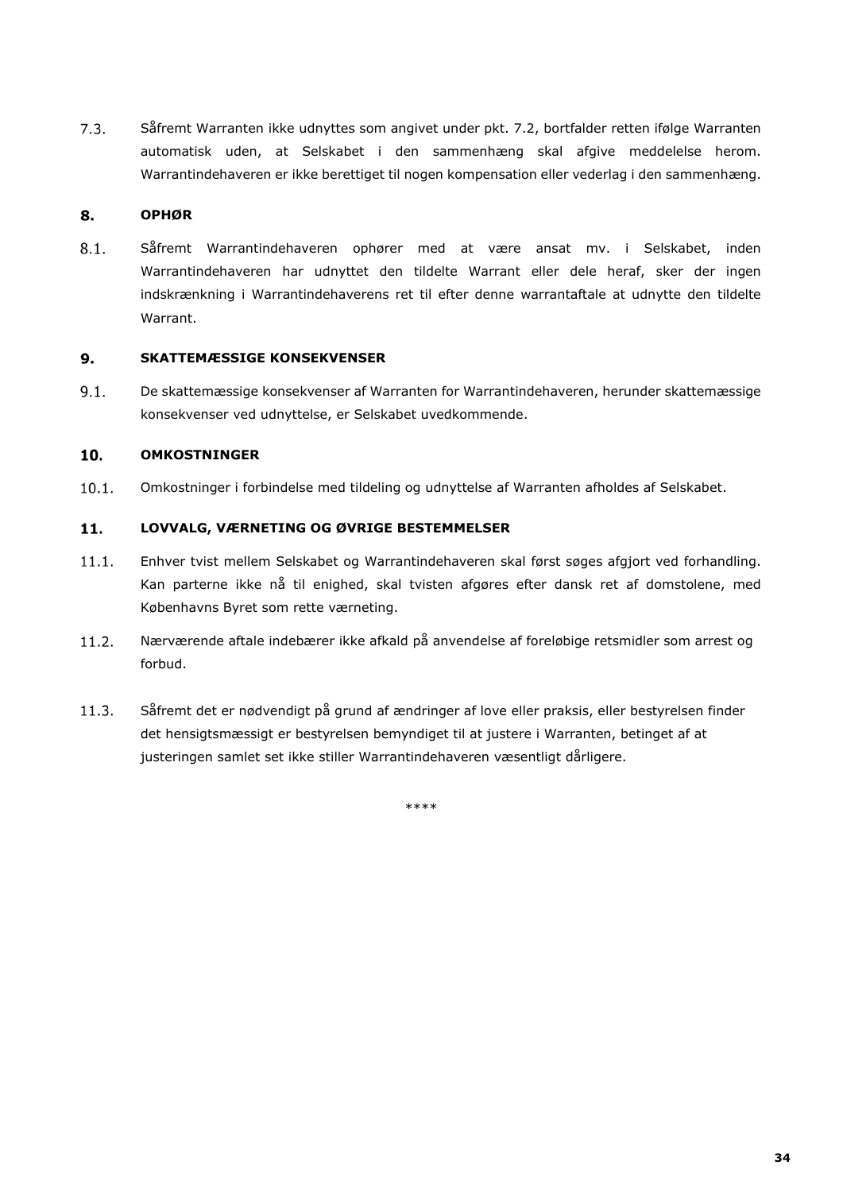7.3. Såfremt Warranten ikke udnyttes som angivet under pkt. 7.2, bortfalder retten ifølge Warranten automatisk uden, at Selskabet i den sammenhæng skal afgive meddelelse herom. Warrantindehaveren er ikke berettiget til nogen kompensation eller vederlag i den sammenhæng.

## 8. OPHØR

8.1. Såfremt Warrantindehaveren ophører med at være ansat mv. i Selskabet, inden Warrantindehaveren har udnyttet den tildelte Warrant eller dele heraf, sker der ingen indskrænkning i Warrantindehaverens ret til efter denne warrantaftale at udnytte den tildelte Warrant.

## 9. SKATTEMÆSSIGE KONSEKVENSER

9.1. De skattemæssige konsekvenser af Warranten for Warrantindehaveren, herunder skattemæssige konsekvenser ved udnyttelse, er Selskabet uvedkommende.

## 10. OMKOSTNINGER

10.1. Omkostninger i forbindelse med tildeling og udnyttelse af Warranten afholdes af Selskabet.

## 11. LOVVALG, VÆRNETING OG ØVRIGE BESTEMMELSER

11.1. Enhver tvist mellem Selskabet og Warrantindehaveren skal først søges afgjort ved forhandling. Kan parterne ikke nå til enighed, skal tvisten afgøres efter dansk ret af domstolene, med Københavns Byret som rette værneting.

11.2. Nærværende aftale indebærer ikke afkald på anvendelse af foreløbige retsmidler som arrest og forbud.

11.3. Såfremt det er nødvendigt på grund af ændringer af love eller praksis, eller bestyrelsen finder det hensigtsmæssigt er bestyrelsen bemyndiget til at justere i Warranten, betinget af at justeringen samlet set ikke stiller Warrantindehaveren væsentligt dårligere.

****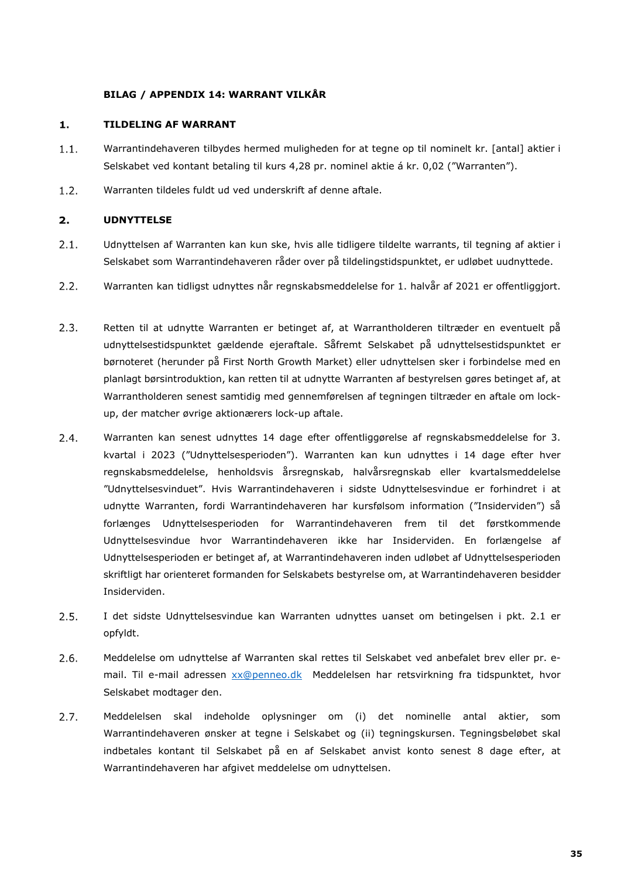**BILAG / APPENDIX 14: WARRANT VILKÅR**

## 1. TILDELING AF WARRANT

1.1. Warrantindehaveren tilbydes hermed muligheden for at tegne op til nominelt kr. [antal] aktier i Selskabet ved kontant betaling til kurs 4,28 pr. nominel aktie á kr. 0,02 (”Warranten”).

1.2. Warranten tildeles fuldt ud ved underskrift af denne aftale.

## 2. UDNYTTELSE

2.1. Udnyttelsen af Warranten kan kun ske, hvis alle tidligere tildelte warrants, til tegning af aktier i Selskabet som Warrantindehaveren råder over på tildelingstidspunktet, er udløbet uudnyttede.

2.2. Warranten kan tidligst udnyttes når regnskabsmeddelelse for 1. halvår af 2021 er offentliggjort.

2.3. Retten til at udnytte Warranten er betinget af, at Warrantholderen tiltræder en eventuelt på udnyttelsestidspunktet gældende ejeraftale. Såfremt Selskabet på udnyttelsestidspunktet er børnoteret (herunder på First North Growth Market) eller udnyttelsen sker i forbindelse med en planlagt børsintroduktion, kan retten til at udnytte Warranten af bestyrelsen gøres betinget af, at Warrantholderen senest samtidig med gennemførelsen af tegningen tiltræder en aftale om lock-up, der matcher øvrige aktionærers lock-up aftale.

2.4. Warranten kan senest udnyttes 14 dage efter offentliggørelse af regnskabsmeddelelse for 3. kvartal i 2023 (”Udnyttelsesperioden”). Warranten kan kun udnyttes i 14 dage efter hver regnskabsmeddelelse, henholdsvis årsregnskab, halvårsregnskab eller kvartalsmeddelelse ”Udnyttelsesvinduet”. Hvis Warrantindehaveren i sidste Udnyttelsesvindue er forhindret i at udnytte Warranten, fordi Warrantindehaveren har kursfølsom information (”Insiderviden”) så forlænges Udnyttelsesperioden for Warrantindehaveren frem til det førstkommende Udnyttelsesvindue hvor Warrantindehaveren ikke har Insiderviden. En forlængelse af Udnyttelsesperioden er betinget af, at Warrantindehaveren inden udløbet af Udnyttelsesperioden skriftligt har orienteret formanden for Selskabets bestyrelse om, at Warrantindehaveren besidder Insiderviden.

2.5. I det sidste Udnyttelsesvindue kan Warranten udnyttes uanset om betingelsen i pkt. 2.1 er opfyldt.

2.6. Meddelelse om udnyttelse af Warranten skal rettes til Selskabet ved anbefalet brev eller pr. e-mail. Til e-mail adressen xx@penneo.dk Meddelelsen har retsvirkning fra tidspunktet, hvor Selskabet modtager den.

2.7. Meddelelsen skal indeholde oplysninger om (i) det nominelle antal aktier, som Warrantindehaveren ønsker at tegne i Selskabet og (ii) tegningskursen. Tegningsbeløbet skal indbetales kontant til Selskabet på en af Selskabet anvist konto senest 8 dage efter, at Warrantindehaveren har afgivet meddelelse om udnyttelsen.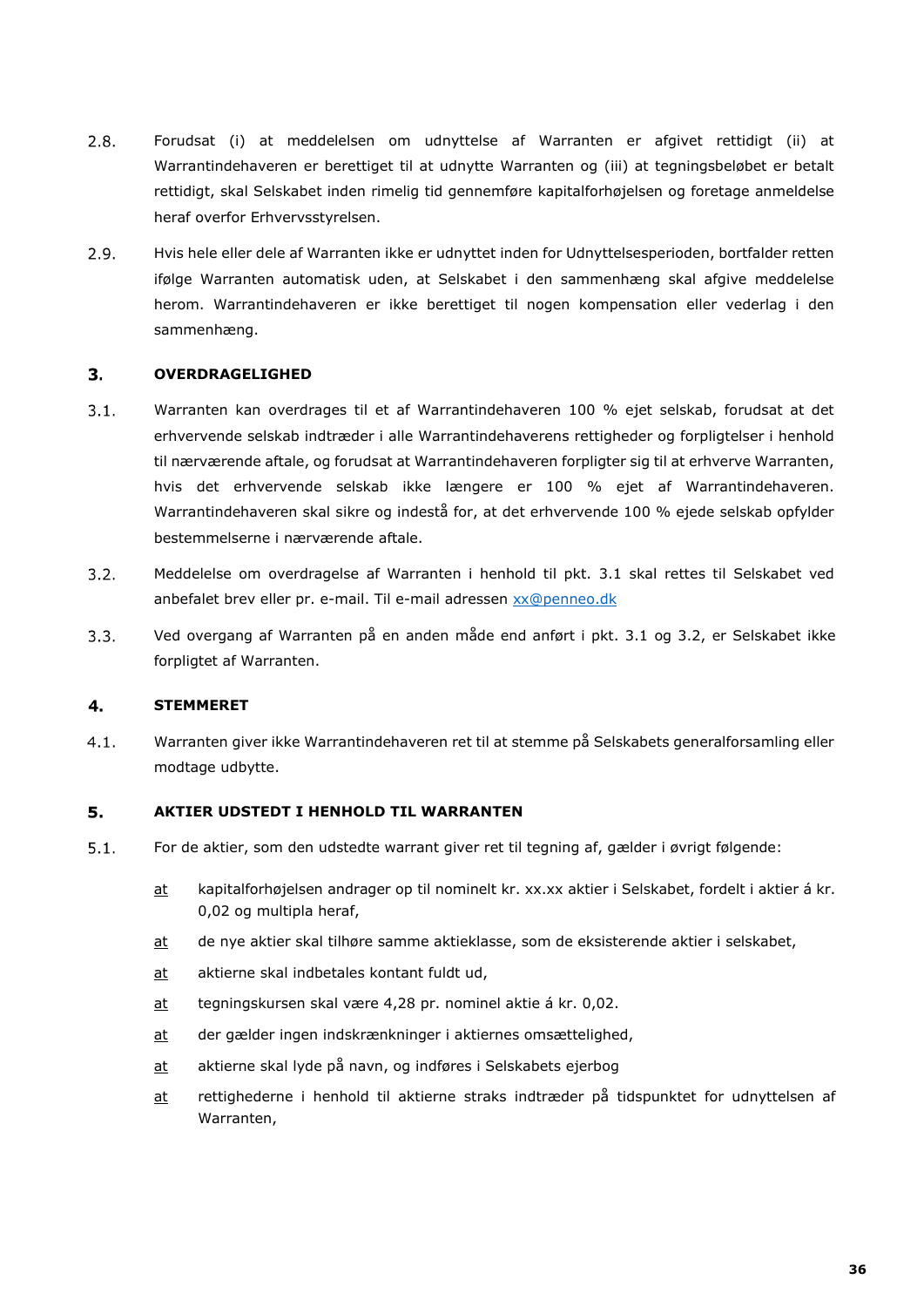2.8. Forudsat (i) at meddelelsen om udnyttelse af Warranten er afgivet rettidigt (ii) at Warrantindehaveren er berettiget til at udnytte Warranten og (iii) at tegningsbeløbet er betalt rettidigt, skal Selskabet inden rimelig tid gennemføre kapitalforhøjelsen og foretage anmeldelse heraf overfor Erhvervsstyrelsen.

2.9. Hvis hele eller dele af Warranten ikke er udnyttet inden for Udnyttelsesperioden, bortfalder retten ifølge Warranten automatisk uden, at Selskabet i den sammenhæng skal afgive meddelelse herom. Warrantindehaveren er ikke berettiget til nogen kompensation eller vederlag i den sammenhæng.

## 3. OVERDRAGELIGHED

3.1. Warranten kan overdrages til et af Warrantindehaveren 100 % ejet selskab, forudsat at det erhvervende selskab indtræder i alle Warrantindehaverens rettigheder og forpligtelser i henhold til nærværende aftale, og forudsat at Warrantindehaveren forpligter sig til at erhverve Warranten, hvis det erhvervende selskab ikke længere er 100 % ejet af Warrantindehaveren. Warrantindehaveren skal sikre og indestå for, at det erhvervende 100 % ejede selskab opfylder bestemmelserne i nærværende aftale.

3.2. Meddelelse om overdragelse af Warranten i henhold til pkt. 3.1 skal rettes til Selskabet ved anbefalet brev eller pr. e-mail. Til e-mail adressen xx@penneo.dk

3.3. Ved overgang af Warranten på en anden måde end anført i pkt. 3.1 og 3.2, er Selskabet ikke forpligtet af Warranten.

## 4. STEMMERET

4.1. Warranten giver ikke Warrantindehaveren ret til at stemme på Selskabets generalforsamling eller modtage udbytte.

## 5. AKTIER UDSTEDT I HENHOLD TIL WARRANTEN

5.1. For de aktier, som den udstedte warrant giver ret til tegning af, gælder i øvrigt følgende:

- at kapitalforhøjelsen andrager op til nominelt kr. xx.xx aktier i Selskabet, fordelt i aktier á kr. 0,02 og multipla heraf,
- at de nye aktier skal tilhøre samme aktieklasse, som de eksisterende aktier i selskabet,
- at aktierne skal indbetales kontant fuldt ud,
- at tegningskursen skal være 4,28 pr. nominel aktie á kr. 0,02.
- at der gælder ingen indskrænkninger i aktiernes omsættelighed,
- at aktierne skal lyde på navn, og indføres i Selskabets ejerbog
- at rettighederne i henhold til aktierne straks indtræder på tidspunktet for udnyttelsen af Warranten,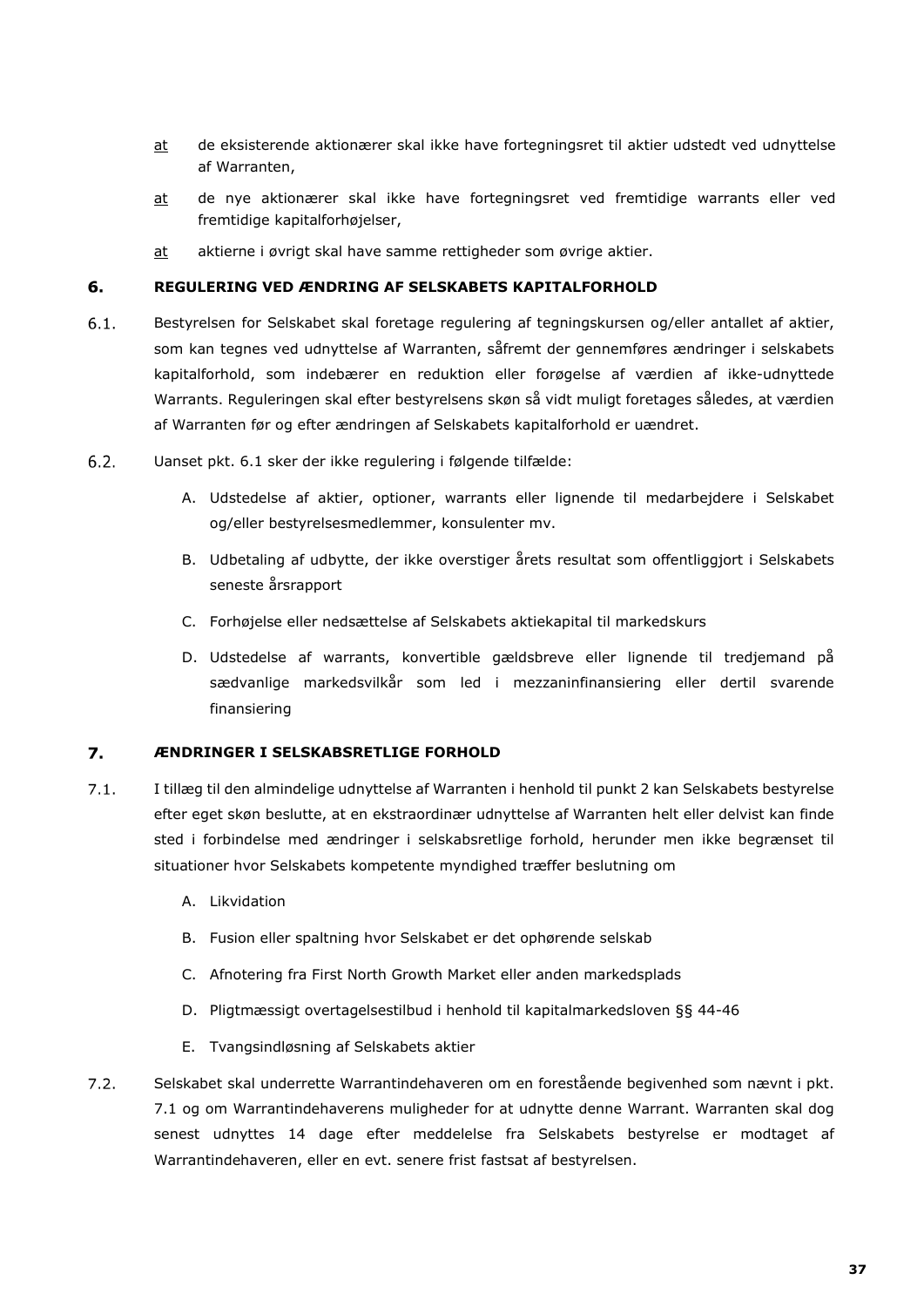<u>at</u> de eksisterende aktionærer skal ikke have fortegningsret til aktier udstedt ved udnyttelse af Warranten,

<u>at</u> de nye aktionærer skal ikke have fortegningsret ved fremtidige warrants eller ved fremtidige kapitalforhøjelser,

<u>at</u> aktierne i øvrigt skal have samme rettigheder som øvrige aktier.

## 6. REGULERING VED ÆNDRING AF SELSKABETS KAPITALFORHOLD

6.1. Bestyrelsen for Selskabet skal foretage regulering af tegningskursen og/eller antallet af aktier, som kan tegnes ved udnyttelse af Warranten, såfremt der gennemføres ændringer i selskabets kapitalforhold, som indebærer en reduktion eller forøgelse af værdien af ikke-udnyttede Warrants. Reguleringen skal efter bestyrelsens skøn så vidt muligt foretages således, at værdien af Warranten før og efter ændringen af Selskabets kapitalforhold er uændret.

6.2. Uanset pkt. 6.1 sker der ikke regulering i følgende tilfælde:

A. Udstedelse af aktier, optioner, warrants eller lignende til medarbejdere i Selskabet og/eller bestyrelsesmedlemmer, konsulenter mv.

B. Udbetaling af udbytte, der ikke overstiger årets resultat som offentliggjort i Selskabets seneste årsrapport

C. Forhøjelse eller nedsættelse af Selskabets aktiekapital til markedskurs

D. Udstedelse af warrants, konvertible gældsbreve eller lignende til tredjemand på sædvanlige markedsvilkår som led i mezzaninfinansiering eller dertil svarende finansiering

## 7. ÆNDRINGER I SELSKABSRETLIGE FORHOLD

7.1. I tillæg til den almindelige udnyttelse af Warranten i henhold til punkt 2 kan Selskabets bestyrelse efter eget skøn beslutte, at en ekstraordinær udnyttelse af Warranten helt eller delvist kan finde sted i forbindelse med ændringer i selskabsretlige forhold, herunder men ikke begrænset til situationer hvor Selskabets kompetente myndighed træffer beslutning om

A. Likvidation

B. Fusion eller spaltning hvor Selskabet er det ophørende selskab

C. Afnotering fra First North Growth Market eller anden markedsplads

D. Pligtmæssigt overtagelsestilbud i henhold til kapitalmarkedsloven §§ 44-46

E. Tvangsindløsning af Selskabets aktier

7.2. Selskabet skal underrette Warrantindehaveren om en forestående begivenhed som nævnt i pkt. 7.1 og om Warrantindehaverens muligheder for at udnytte denne Warrant. Warranten skal dog senest udnyttes 14 dage efter meddelelse fra Selskabets bestyrelse er modtaget af Warrantindehaveren, eller en evt. senere frist fastsat af bestyrelsen.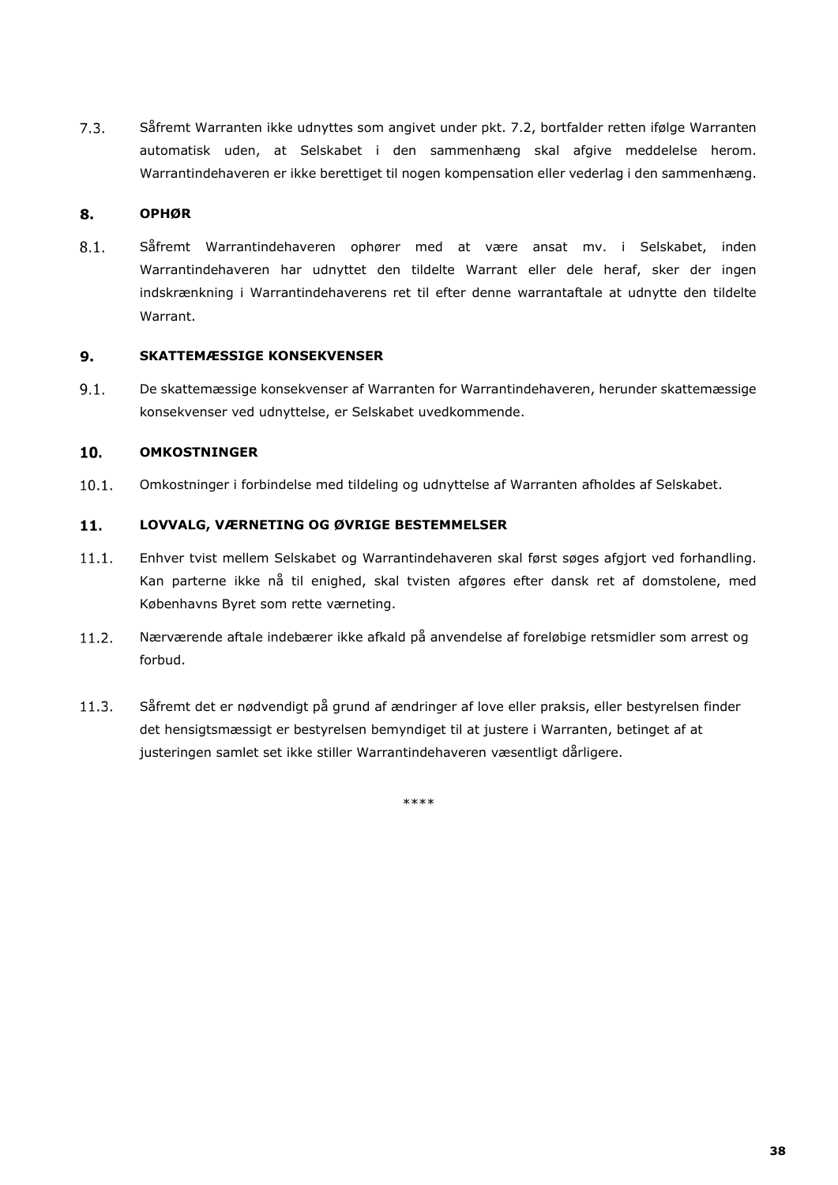7.3. Såfremt Warranten ikke udnyttes som angivet under pkt. 7.2, bortfalder retten ifølge Warranten automatisk uden, at Selskabet i den sammenhæng skal afgive meddelelse herom. Warrantindehaveren er ikke berettiget til nogen kompensation eller vederlag i den sammenhæng.

## 8. OPHØR

8.1. Såfremt Warrantindehaveren ophører med at være ansat mv. i Selskabet, inden Warrantindehaveren har udnyttet den tildelte Warrant eller dele heraf, sker der ingen indskrænkning i Warrantindehaverens ret til efter denne warrantaftale at udnytte den tildelte Warrant.

## 9. SKATTEMÆSSIGE KONSEKVENSER

9.1. De skattemæssige konsekvenser af Warranten for Warrantindehaveren, herunder skattemæssige konsekvenser ved udnyttelse, er Selskabet uvedkommende.

## 10. OMKOSTNINGER

10.1. Omkostninger i forbindelse med tildeling og udnyttelse af Warranten afholdes af Selskabet.

## 11. LOVVALG, VÆRNETING OG ØVRIGE BESTEMMELSER

11.1. Enhver tvist mellem Selskabet og Warrantindehaveren skal først søges afgjort ved forhandling. Kan parterne ikke nå til enighed, skal tvisten afgøres efter dansk ret af domstolene, med Københavns Byret som rette værneting.

11.2. Nærværende aftale indebærer ikke afkald på anvendelse af foreløbige retsmidler som arrest og forbud.

11.3. Såfremt det er nødvendigt på grund af ændringer af love eller praksis, eller bestyrelsen finder det hensigtsmæssigt er bestyrelsen bemyndiget til at justere i Warranten, betinget af at justeringen samlet set ikke stiller Warrantindehaveren væsentligt dårligere.

****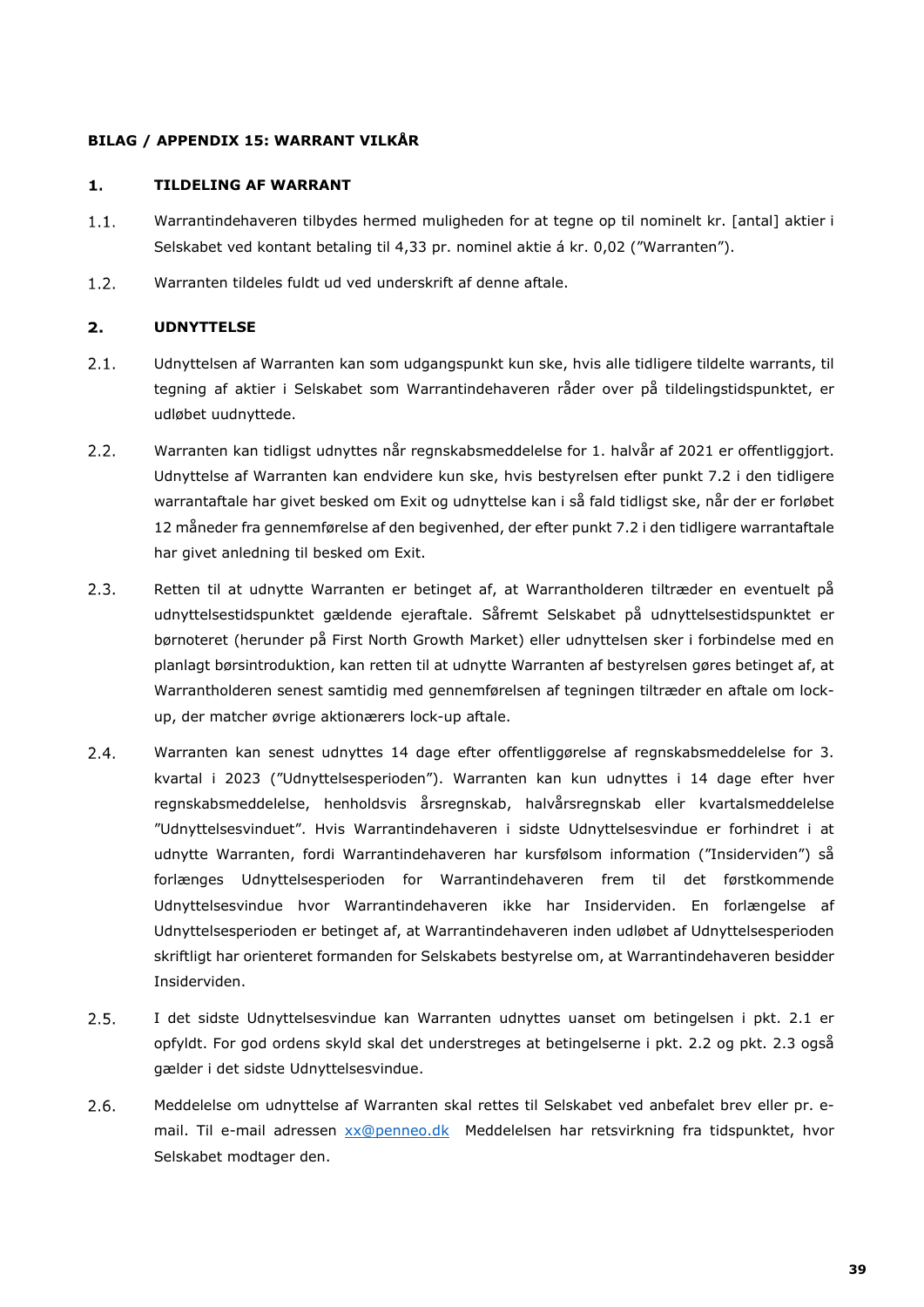**BILAG / APPENDIX 15: WARRANT VILKÅR**

## 1. TILDELING AF WARRANT

1.1. Warrantindehaveren tilbydes hermed muligheden for at tegne op til nominelt kr. [antal] aktier i Selskabet ved kontant betaling til 4,33 pr. nominel aktie á kr. 0,02 (”Warranten”).

1.2. Warranten tildeles fuldt ud ved underskrift af denne aftale.

## 2. UDNYTTELSE

2.1. Udnyttelsen af Warranten kan som udgangspunkt kun ske, hvis alle tidligere tildelte warrants, til tegning af aktier i Selskabet som Warrantindehaveren råder over på tildelingstidspunktet, er udløbet uudnyttede.

2.2. Warranten kan tidligst udnyttes når regnskabsmeddelelse for 1. halvår af 2021 er offentliggjort. Udnyttelse af Warranten kan endvidere kun ske, hvis bestyrelsen efter punkt 7.2 i den tidligere warrantaftale har givet besked om Exit og udnyttelse kan i så fald tidligst ske, når der er forløbet 12 måneder fra gennemførelse af den begivenhed, der efter punkt 7.2 i den tidligere warrantaftale har givet anledning til besked om Exit.

2.3. Retten til at udnytte Warranten er betinget af, at Warrantholderen tiltræder en eventuelt på udnyttelsestidspunktet gældende ejeraftale. Såfremt Selskabet på udnyttelsestidspunktet er børnoteret (herunder på First North Growth Market) eller udnyttelsen sker i forbindelse med en planlagt børsintroduktion, kan retten til at udnytte Warranten af bestyrelsen gøres betinget af, at Warrantholderen senest samtidig med gennemførelsen af tegningen tiltræder en aftale om lock-up, der matcher øvrige aktionærers lock-up aftale.

2.4. Warranten kan senest udnyttes 14 dage efter offentliggørelse af regnskabsmeddelelse for 3. kvartal i 2023 (”Udnyttelsesperioden”). Warranten kan kun udnyttes i 14 dage efter hver regnskabsmeddelelse, henholdsvis årsregnskab, halvårsregnskab eller kvartalsmeddelelse ”Udnyttelsesvinduet”. Hvis Warrantindehaveren i sidste Udnyttelsesvindue er forhindret i at udnytte Warranten, fordi Warrantindehaveren har kursfølsom information (”Insiderviden”) så forlænges Udnyttelsesperioden for Warrantindehaveren frem til det førstkommende Udnyttelsesvindue hvor Warrantindehaveren ikke har Insiderviden. En forlængelse af Udnyttelsesperioden er betinget af, at Warrantindehaveren inden udløbet af Udnyttelsesperioden skriftligt har orienteret formanden for Selskabets bestyrelse om, at Warrantindehaveren besidder Insiderviden.

2.5. I det sidste Udnyttelsesvindue kan Warranten udnyttes uanset om betingelsen i pkt. 2.1 er opfyldt. For god ordens skyld skal det understreges at betingelserne i pkt. 2.2 og pkt. 2.3 også gælder i det sidste Udnyttelsesvindue.

2.6. Meddelelse om udnyttelse af Warranten skal rettes til Selskabet ved anbefalet brev eller pr. e-mail. Til e-mail adressen xx@penneo.dk Meddelelsen har retsvirkning fra tidspunktet, hvor Selskabet modtager den.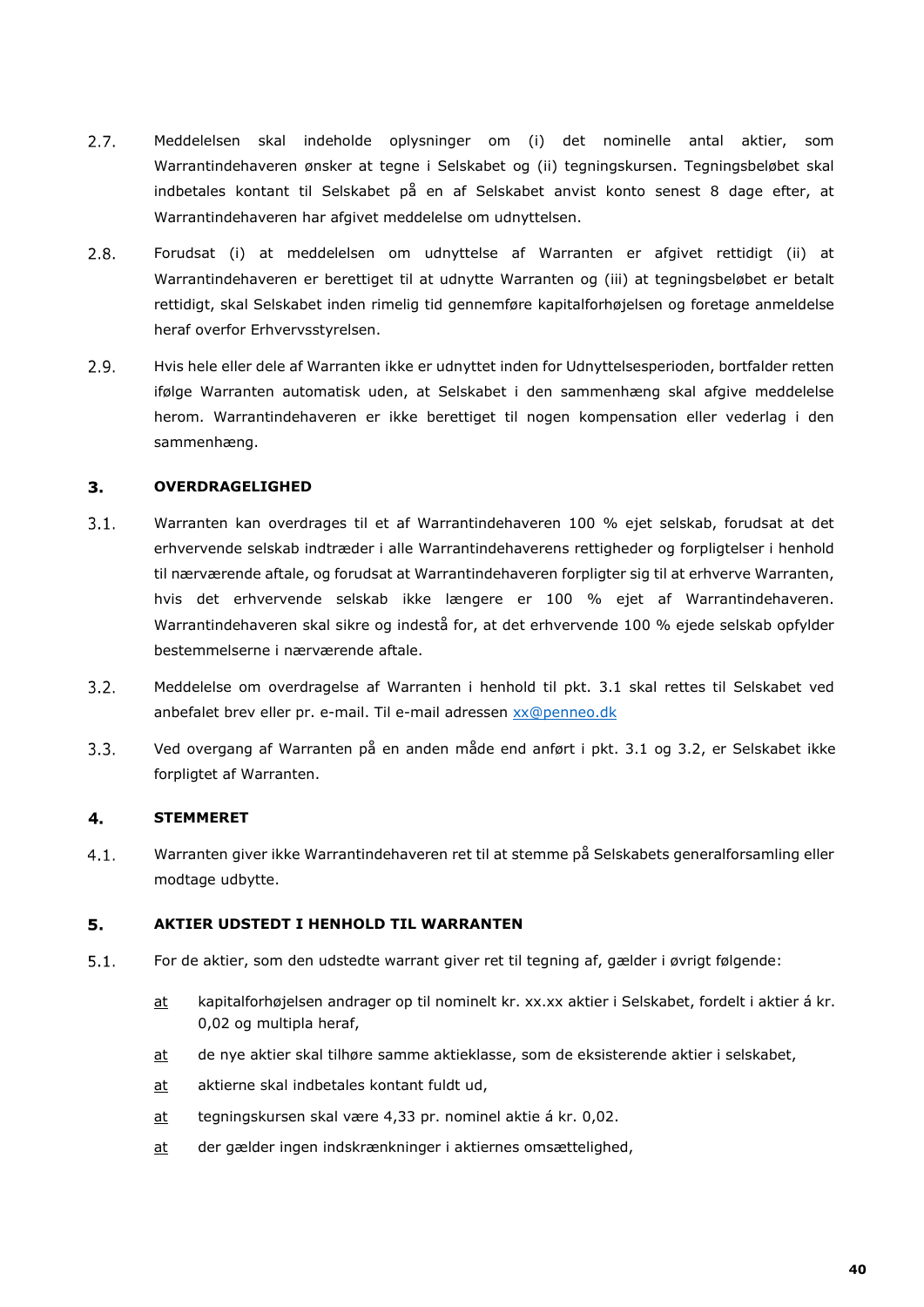2.7. Meddelelsen skal indeholde oplysninger om (i) det nominelle antal aktier, som Warrantindehaveren ønsker at tegne i Selskabet og (ii) tegningskursen. Tegningsbeløbet skal indbetales kontant til Selskabet på en af Selskabet anvist konto senest 8 dage efter, at Warrantindehaveren har afgivet meddelelse om udnyttelsen.

2.8. Forudsat (i) at meddelelsen om udnyttelse af Warranten er afgivet rettidigt (ii) at Warrantindehaveren er berettiget til at udnytte Warranten og (iii) at tegningsbeløbet er betalt rettidigt, skal Selskabet inden rimelig tid gennemføre kapitalforhøjelsen og foretage anmeldelse heraf overfor Erhvervsstyrelsen.

2.9. Hvis hele eller dele af Warranten ikke er udnyttet inden for Udnyttelsesperioden, bortfalder retten ifølge Warranten automatisk uden, at Selskabet i den sammenhæng skal afgive meddelelse herom. Warrantindehaveren er ikke berettiget til nogen kompensation eller vederlag i den sammenhæng.

## 3. OVERDRAGELIGHED

3.1. Warranten kan overdrages til et af Warrantindehaveren 100 % ejet selskab, forudsat at det erhvervende selskab indtræder i alle Warrantindehaverens rettigheder og forpligtelser i henhold til nærværende aftale, og forudsat at Warrantindehaveren forpligter sig til at erhverve Warranten, hvis det erhvervende selskab ikke længere er 100 % ejet af Warrantindehaveren. Warrantindehaveren skal sikre og indestå for, at det erhvervende 100 % ejede selskab opfylder bestemmelserne i nærværende aftale.

3.2. Meddelelse om overdragelse af Warranten i henhold til pkt. 3.1 skal rettes til Selskabet ved anbefalet brev eller pr. e-mail. Til e-mail adressen [xx@penneo.dk](mailto:xx@penneo.dk)

3.3. Ved overgang af Warranten på en anden måde end anført i pkt. 3.1 og 3.2, er Selskabet ikke forpligtet af Warranten.

## 4. STEMMERET

4.1. Warranten giver ikke Warrantindehaveren ret til at stemme på Selskabets generalforsamling eller modtage udbytte.

## 5. AKTIER UDSTEDT I HENHOLD TIL WARRANTEN

5.1. For de aktier, som den udstedte warrant giver ret til tegning af, gælder i øvrigt følgende:

- at kapitalforhøjelsen andrager op til nominelt kr. xx.xx aktier i Selskabet, fordelt i aktier á kr. 0,02 og multipla heraf,
- at de nye aktier skal tilhøre samme aktieklasse, som de eksisterende aktier i selskabet,
- at aktierne skal indbetales kontant fuldt ud,
- at tegningskursen skal være 4,33 pr. nominel aktie á kr. 0,02.
- at der gælder ingen indskrænkninger i aktiernes omsættelighed,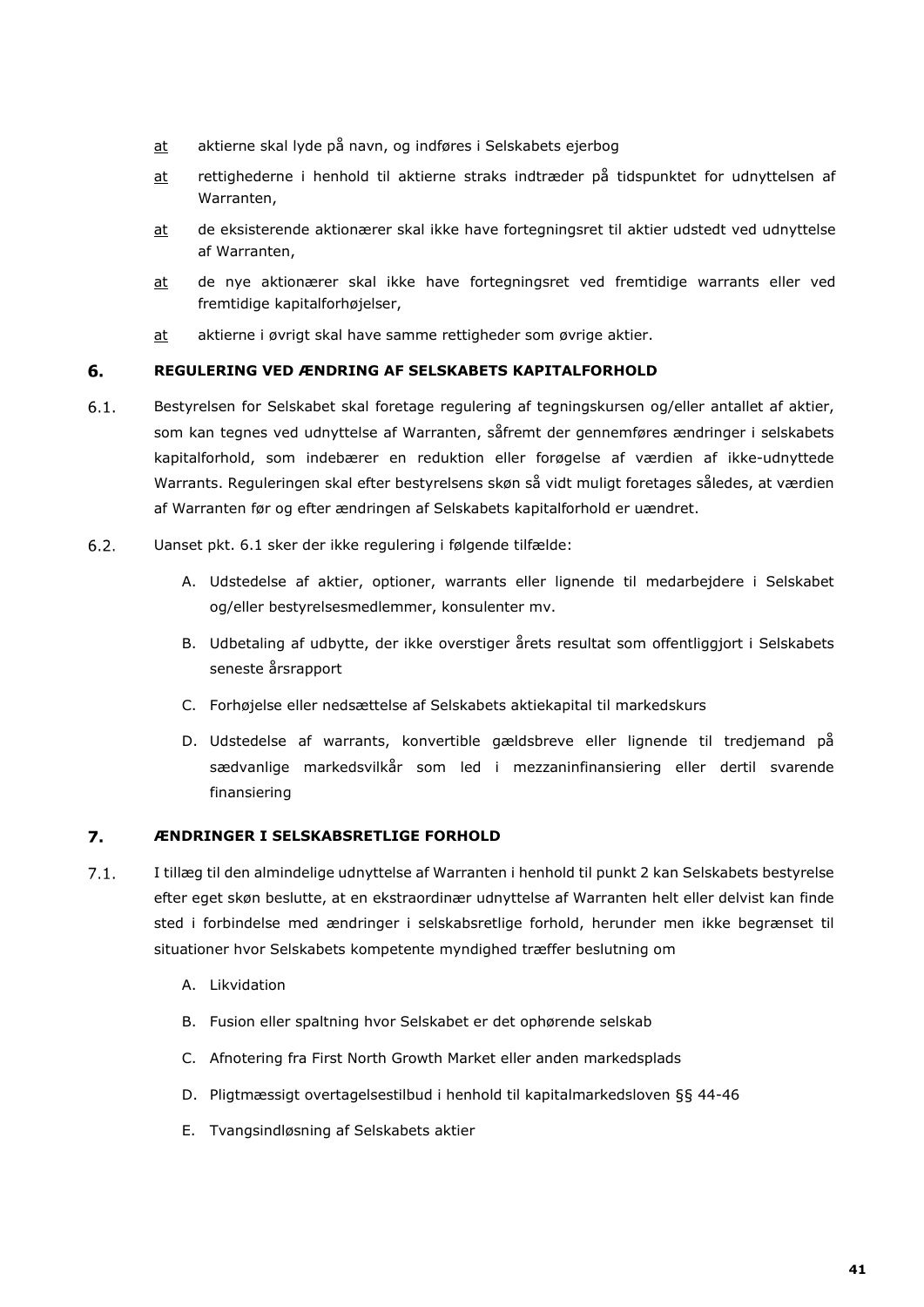<u>at</u> aktierne skal lyde på navn, og indføres i Selskabets ejerbog

<u>at</u> rettighederne i henhold til aktierne straks indtræder på tidspunktet for udnyttelsen af Warranten,

<u>at</u> de eksisterende aktionærer skal ikke have fortegningsret til aktier udstedt ved udnyttelse af Warranten,

<u>at</u> de nye aktionærer skal ikke have fortegningsret ved fremtidige warrants eller ved fremtidige kapitalforhøjelser,

<u>at</u> aktierne i øvrigt skal have samme rettigheder som øvrige aktier.

## 6. REGULERING VED ÆNDRING AF SELSKABETS KAPITALFORHOLD

6.1. Bestyrelsen for Selskabet skal foretage regulering af tegningskursen og/eller antallet af aktier, som kan tegnes ved udnyttelse af Warranten, såfremt der gennemføres ændringer i selskabets kapitalforhold, som indebærer en reduktion eller forøgelse af værdien af ikke-udnyttede Warrants. Reguleringen skal efter bestyrelsens skøn så vidt muligt foretages således, at værdien af Warranten før og efter ændringen af Selskabets kapitalforhold er uændret.

6.2. Uanset pkt. 6.1 sker der ikke regulering i følgende tilfælde:

A. Udstedelse af aktier, optioner, warrants eller lignende til medarbejdere i Selskabet og/eller bestyrelsesmedlemmer, konsulenter mv.

B. Udbetaling af udbytte, der ikke overstiger årets resultat som offentliggjort i Selskabets seneste årsrapport

C. Forhøjelse eller nedsættelse af Selskabets aktiekapital til markedskurs

D. Udstedelse af warrants, konvertible gældsbreve eller lignende til tredjemand på sædvanlige markedsvilkår som led i mezzaninfinansiering eller dertil svarende finansiering

## 7. ÆNDRINGER I SELSKABSRETLIGE FORHOLD

7.1. I tillæg til den almindelige udnyttelse af Warranten i henhold til punkt 2 kan Selskabets bestyrelse efter eget skøn beslutte, at en ekstraordinær udnyttelse af Warranten helt eller delvist kan finde sted i forbindelse med ændringer i selskabsretlige forhold, herunder men ikke begrænset til situationer hvor Selskabets kompetente myndighed træffer beslutning om

A. Likvidation

B. Fusion eller spaltning hvor Selskabet er det ophørende selskab

C. Afnotering fra First North Growth Market eller anden markedsplads

D. Pligtmæssigt overtagelsestilbud i henhold til kapitalmarkedsloven §§ 44-46

E. Tvangsindløsning af Selskabets aktier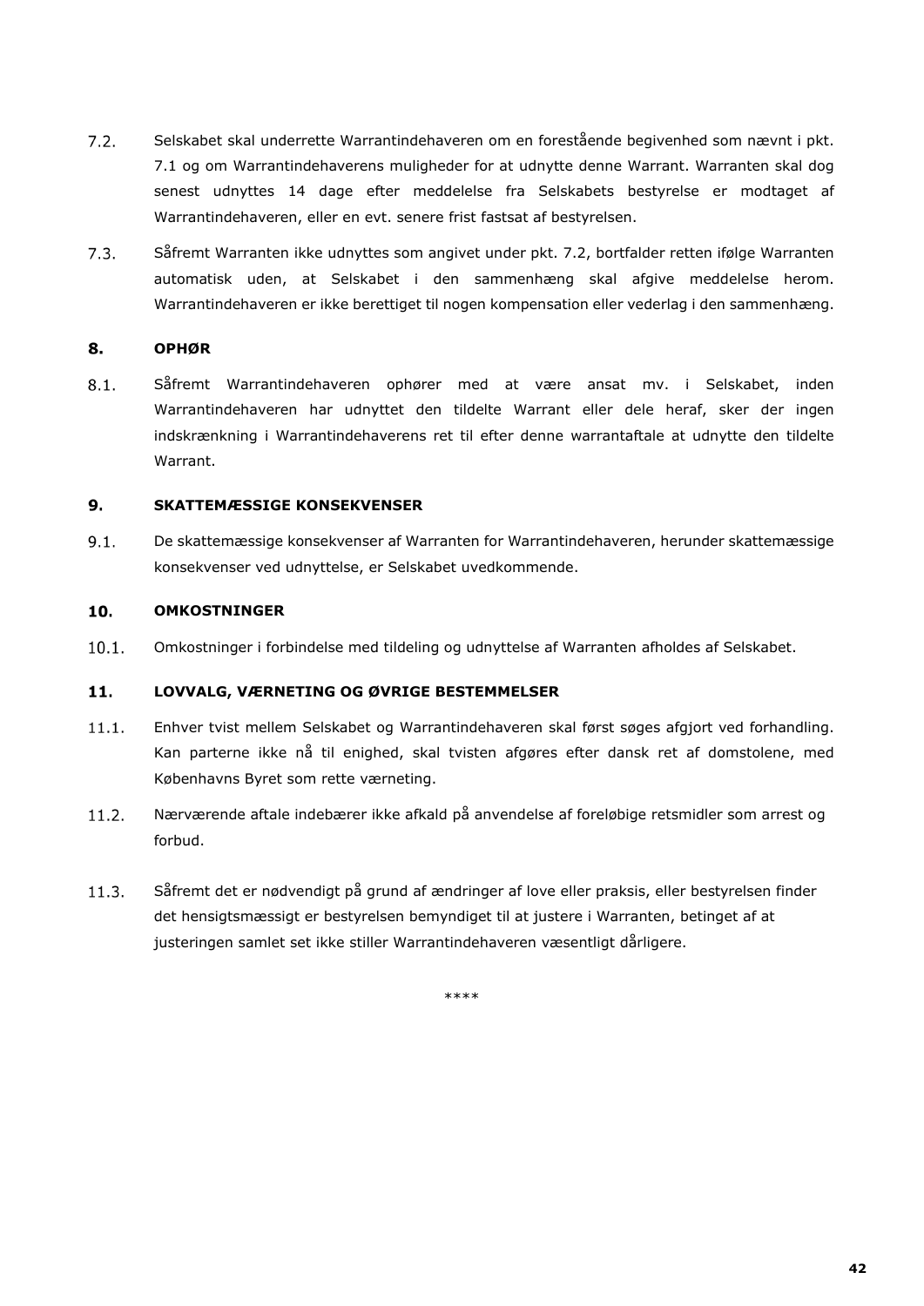7.2. Selskabet skal underrette Warrantindehaveren om en forestående begivenhed som nævnt i pkt. 7.1 og om Warrantindehaverens muligheder for at udnytte denne Warrant. Warranten skal dog senest udnyttes 14 dage efter meddelelse fra Selskabets bestyrelse er modtaget af Warrantindehaveren, eller en evt. senere frist fastsat af bestyrelsen.

7.3. Såfremt Warranten ikke udnyttes som angivet under pkt. 7.2, bortfalder retten ifølge Warranten automatisk uden, at Selskabet i den sammenhæng skal afgive meddelelse herom. Warrantindehaveren er ikke berettiget til nogen kompensation eller vederlag i den sammenhæng.

## 8. OPHØR

8.1. Såfremt Warrantindehaveren ophører med at være ansat mv. i Selskabet, inden Warrantindehaveren har udnyttet den tildelte Warrant eller dele heraf, sker der ingen indskrænkning i Warrantindehaverens ret til efter denne warrantaftale at udnytte den tildelte Warrant.

## 9. SKATTEMÆSSIGE KONSEKVENSER

9.1. De skattemæssige konsekvenser af Warranten for Warrantindehaveren, herunder skattemæssige konsekvenser ved udnyttelse, er Selskabet uvedkommende.

## 10. OMKOSTNINGER

10.1. Omkostninger i forbindelse med tildeling og udnyttelse af Warranten afholdes af Selskabet.

## 11. LOVVALG, VÆRNETING OG ØVRIGE BESTEMMELSER

11.1. Enhver tvist mellem Selskabet og Warrantindehaveren skal først søges afgjort ved forhandling. Kan parterne ikke nå til enighed, skal tvisten afgøres efter dansk ret af domstolene, med Københavns Byret som rette værneting.

11.2. Nærværende aftale indebærer ikke afkald på anvendelse af foreløbige retsmidler som arrest og forbud.

11.3. Såfremt det er nødvendigt på grund af ændringer af love eller praksis, eller bestyrelsen finder det hensigtsmæssigt er bestyrelsen bemyndiget til at justere i Warranten, betinget af at justeringen samlet set ikke stiller Warrantindehaveren væsentligt dårligere.

****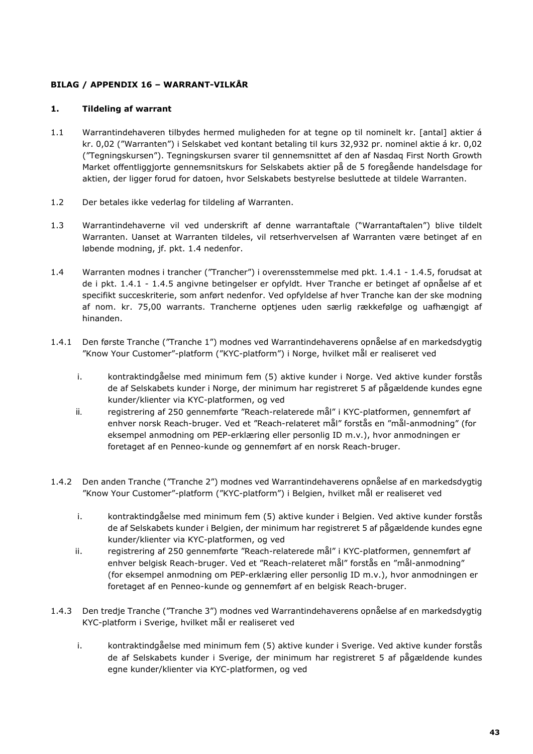**BILAG / APPENDIX 16 – WARRANT-VILKÅR**

**1. Tildeling af warrant**

1.1 Warrantindehaveren tilbydes hermed muligheden for at tegne op til nominelt kr. [antal] aktier á kr. 0,02 ("Warranten") i Selskabet ved kontant betaling til kurs 32,932 pr. nominel aktie á kr. 0,02 ("Tegningskursen"). Tegningskursen svarer til gennemsnittet af den af Nasdaq First North Growth Market offentliggjorte gennemsnitskurs for Selskabets aktier på de 5 foregående handelsdage for aktien, der ligger forud for datoen, hvor Selskabets bestyrelse besluttede at tildele Warranten.

1.2 Der betales ikke vederlag for tildeling af Warranten.

1.3 Warrantindehaverne vil ved underskrift af denne warrantaftale ("Warrantaftalen") blive tildelt Warranten. Uanset at Warranten tildeles, vil retserhvervelsen af Warranten være betinget af en løbende modning, jf. pkt. 1.4 nedenfor.

1.4 Warranten modnes i trancher ("Trancher") i overensstemmelse med pkt. 1.4.1 - 1.4.5, forudsat at de i pkt. 1.4.1 - 1.4.5 angivne betingelser er opfyldt. Hver Tranche er betinget af opnåelse af et specifikt succeskriterie, som anført nedenfor. Ved opfyldelse af hver Tranche kan der ske modning af nom. kr. 75,00 warrants. Trancherne optjenes uden særlig rækkefølge og uafhængigt af hinanden.

1.4.1 Den første Tranche ("Tranche 1") modnes ved Warrantindehaverens opnåelse af en markedsdygtig "Know Your Customer"-platform ("KYC-platform") i Norge, hvilket mål er realiseret ved

i. kontraktindgåelse med minimum fem (5) aktive kunder i Norge. Ved aktive kunder forstås de af Selskabets kunder i Norge, der minimum har registreret 5 af pågældende kundes egne kunder/klienter via KYC-platformen, og ved

ii. registrering af 250 gennemførte "Reach-relaterede mål" i KYC-platformen, gennemført af enhver norsk Reach-bruger. Ved et "Reach-relateret mål" forstås en "mål-anmodning" (for eksempel anmodning om PEP-erklæring eller personlig ID m.v.), hvor anmodningen er foretaget af en Penneo-kunde og gennemført af en norsk Reach-bruger.

1.4.2 Den anden Tranche ("Tranche 2") modnes ved Warrantindehaverens opnåelse af en markedsdygtig "Know Your Customer"-platform ("KYC-platform") i Belgien, hvilket mål er realiseret ved

i. kontraktindgåelse med minimum fem (5) aktive kunder i Belgien. Ved aktive kunder forstås de af Selskabets kunder i Belgien, der minimum har registreret 5 af pågældende kundes egne kunder/klienter via KYC-platformen, og ved

ii. registrering af 250 gennemførte "Reach-relaterede mål" i KYC-platformen, gennemført af enhver belgisk Reach-bruger. Ved et "Reach-relateret mål" forstås en "mål-anmodning" (for eksempel anmodning om PEP-erklæring eller personlig ID m.v.), hvor anmodningen er foretaget af en Penneo-kunde og gennemført af en belgisk Reach-bruger.

1.4.3 Den tredje Tranche ("Tranche 3") modnes ved Warrantindehaverens opnåelse af en markedsdygtig KYC-platform i Sverige, hvilket mål er realiseret ved

i. kontraktindgåelse med minimum fem (5) aktive kunder i Sverige. Ved aktive kunder forstås de af Selskabets kunder i Sverige, der minimum har registreret 5 af pågældende kundes egne kunder/klienter via KYC-platformen, og ved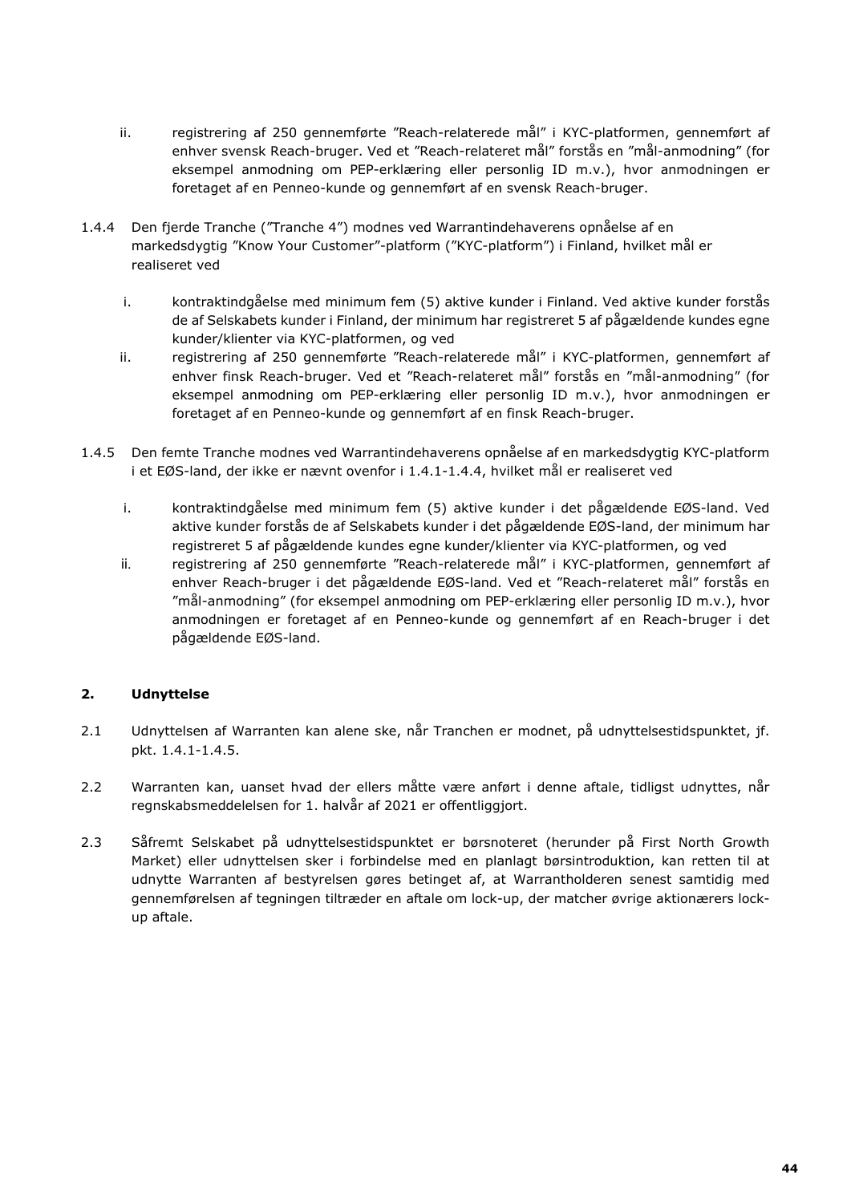ii. registrering af 250 gennemførte "Reach-relaterede mål" i KYC-platformen, gennemført af enhver svensk Reach-bruger. Ved et "Reach-relateret mål" forstås en "mål-anmodning" (for eksempel anmodning om PEP-erklæring eller personlig ID m.v.), hvor anmodningen er foretaget af en Penneo-kunde og gennemført af en svensk Reach-bruger.

1.4.4 Den fjerde Tranche ("Tranche 4") modnes ved Warrantindehaverens opnåelse af en markedsdygtig "Know Your Customer"-platform ("KYC-platform") i Finland, hvilket mål er realiseret ved

i. kontraktindgåelse med minimum fem (5) aktive kunder i Finland. Ved aktive kunder forstås de af Selskabets kunder i Finland, der minimum har registreret 5 af pågældende kundes egne kunder/klienter via KYC-platformen, og ved

ii. registrering af 250 gennemførte "Reach-relaterede mål" i KYC-platformen, gennemført af enhver finsk Reach-bruger. Ved et "Reach-relateret mål" forstås en "mål-anmodning" (for eksempel anmodning om PEP-erklæring eller personlig ID m.v.), hvor anmodningen er foretaget af en Penneo-kunde og gennemført af en finsk Reach-bruger.

1.4.5 Den femte Tranche modnes ved Warrantindehaverens opnåelse af en markedsdygtig KYC-platform i et EØS-land, der ikke er nævnt ovenfor i 1.4.1-1.4.4, hvilket mål er realiseret ved

i. kontraktindgåelse med minimum fem (5) aktive kunder i det pågældende EØS-land. Ved aktive kunder forstås de af Selskabets kunder i det pågældende EØS-land, der minimum har registreret 5 af pågældende kundes egne kunder/klienter via KYC-platformen, og ved

ii. registrering af 250 gennemførte "Reach-relaterede mål" i KYC-platformen, gennemført af enhver Reach-bruger i det pågældende EØS-land. Ved et "Reach-relateret mål" forstås en "mål-anmodning" (for eksempel anmodning om PEP-erklæring eller personlig ID m.v.), hvor anmodningen er foretaget af en Penneo-kunde og gennemført af en Reach-bruger i det pågældende EØS-land.

## 2. Udnyttelse

2.1 Udnyttelsen af Warranten kan alene ske, når Tranchen er modnet, på udnyttelsestidspunktet, jf. pkt. 1.4.1-1.4.5.

2.2 Warranten kan, uanset hvad der ellers måtte være anført i denne aftale, tidligst udnyttes, når regnskabsmeddelelsen for 1. halvår af 2021 er offentliggjort.

2.3 Såfremt Selskabet på udnyttelsestidspunktet er børsnoteret (herunder på First North Growth Market) eller udnyttelsen sker i forbindelse med en planlagt børsintroduktion, kan retten til at udnytte Warranten af bestyrelsen gøres betinget af, at Warrantholderen senest samtidig med gennemførelsen af tegningen tiltræder en aftale om lock-up, der matcher øvrige aktionærers lock-up aftale.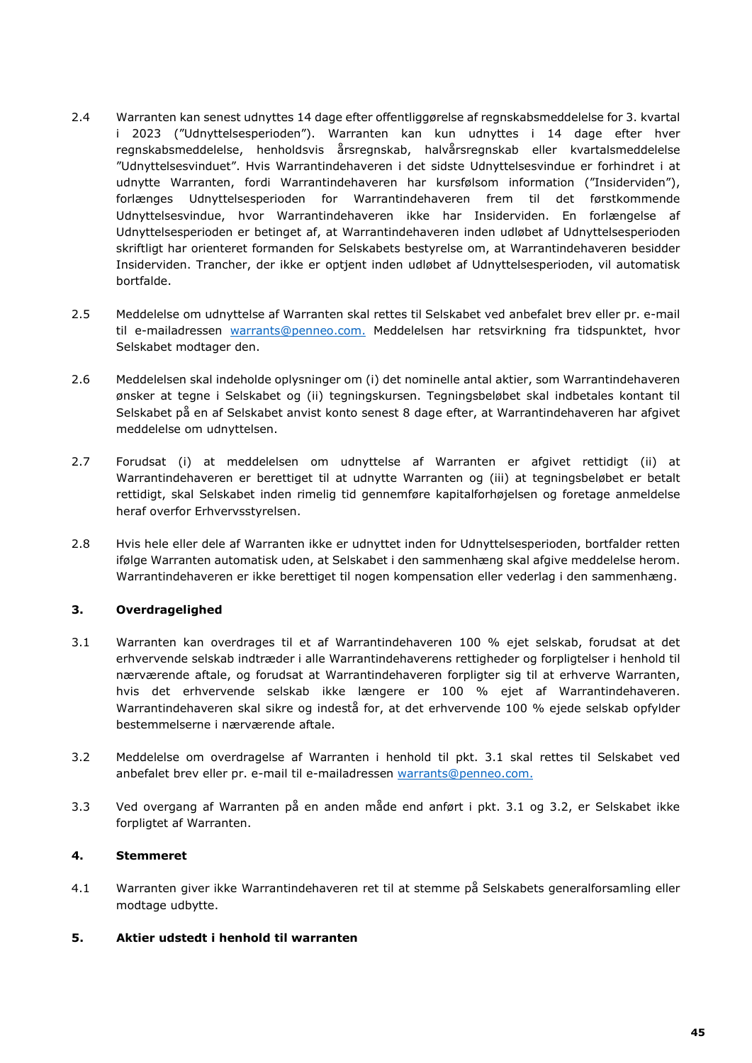2.4 Warranten kan senest udnyttes 14 dage efter offentliggørelse af regnskabsmeddelelse for 3. kvartal i 2023 ("Udnyttelsesperioden"). Warranten kan kun udnyttes i 14 dage efter hver regnskabsmeddelelse, henholdsvis årsregnskab, halvårsregnskab eller kvartalsmeddelelse "Udnyttelsesvinduet". Hvis Warrantindehaveren i det sidste Udnyttelsesvindue er forhindret i at udnytte Warranten, fordi Warrantindehaveren har kursfølsom information ("Insiderviden"), forlænges Udnyttelsesperioden for Warrantindehaveren frem til det førstkommende Udnyttelsesvindue, hvor Warrantindehaveren ikke har Insiderviden. En forlængelse af Udnyttelsesperioden er betinget af, at Warrantindehaveren inden udløbet af Udnyttelsesperioden skriftligt har orienteret formanden for Selskabets bestyrelse om, at Warrantindehaveren besidder Insiderviden. Trancher, der ikke er optjent inden udløbet af Udnyttelsesperioden, vil automatisk bortfalde.

2.5 Meddelelse om udnyttelse af Warranten skal rettes til Selskabet ved anbefalet brev eller pr. e-mail til e-mailadressen warrants@penneo.com. Meddelelsen har retsvirkning fra tidspunktet, hvor Selskabet modtager den.

2.6 Meddelelsen skal indeholde oplysninger om (i) det nominelle antal aktier, som Warrantindehaveren ønsker at tegne i Selskabet og (ii) tegningskursen. Tegningsbeløbet skal indbetales kontant til Selskabet på en af Selskabet anvist konto senest 8 dage efter, at Warrantindehaveren har afgivet meddelelse om udnyttelsen.

2.7 Forudsat (i) at meddelelsen om udnyttelse af Warranten er afgivet rettidigt (ii) at Warrantindehaveren er berettiget til at udnytte Warranten og (iii) at tegningsbeløbet er betalt rettidigt, skal Selskabet inden rimelig tid gennemføre kapitalforhøjelsen og foretage anmeldelse heraf overfor Erhvervsstyrelsen.

2.8 Hvis hele eller dele af Warranten ikke er udnyttet inden for Udnyttelsesperioden, bortfalder retten ifølge Warranten automatisk uden, at Selskabet i den sammenhæng skal afgive meddelelse herom. Warrantindehaveren er ikke berettiget til nogen kompensation eller vederlag i den sammenhæng.

## 3. Overdragelighed

3.1 Warranten kan overdrages til et af Warrantindehaveren 100 % ejet selskab, forudsat at det erhvervende selskab indtræder i alle Warrantindehaverens rettigheder og forpligtelser i henhold til nærværende aftale, og forudsat at Warrantindehaveren forpligter sig til at erhverve Warranten, hvis det erhvervende selskab ikke længere er 100 % ejet af Warrantindehaveren. Warrantindehaveren skal sikre og indestå for, at det erhvervende 100 % ejede selskab opfylder bestemmelserne i nærværende aftale.

3.2 Meddelelse om overdragelse af Warranten i henhold til pkt. 3.1 skal rettes til Selskabet ved anbefalet brev eller pr. e-mail til e-mailadressen warrants@penneo.com.

3.3 Ved overgang af Warranten på en anden måde end anført i pkt. 3.1 og 3.2, er Selskabet ikke forpligtet af Warranten.

## 4. Stemmeret

4.1 Warranten giver ikke Warrantindehaveren ret til at stemme på Selskabets generalforsamling eller modtage udbytte.

## 5. Aktier udstedt i henhold til warranten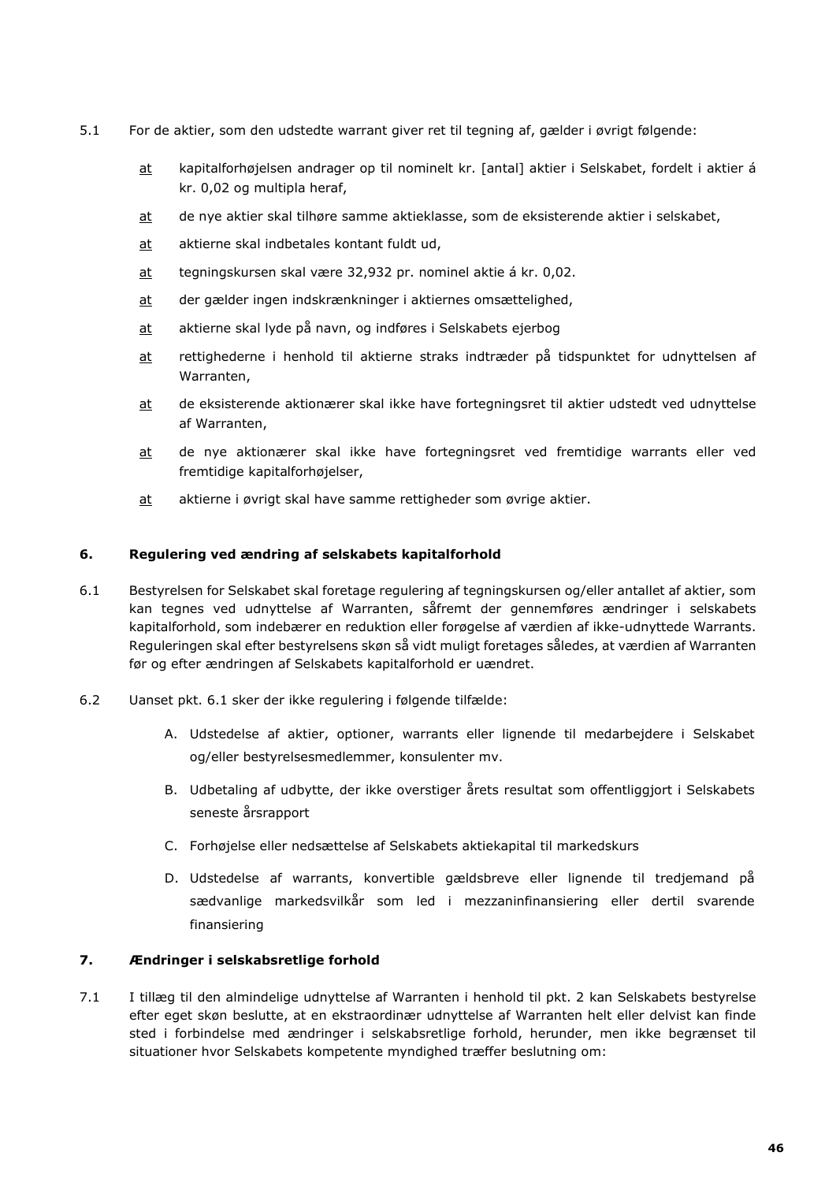5.1 For de aktier, som den udstedte warrant giver ret til tegning af, gælder i øvrigt følgende:

<u>at</u> kapitalforhøjelsen andrager op til nominelt kr. [antal] aktier i Selskabet, fordelt i aktier á kr. 0,02 og multipla heraf,

<u>at</u> de nye aktier skal tilhøre samme aktieklasse, som de eksisterende aktier i selskabet,

<u>at</u> aktierne skal indbetales kontant fuldt ud,

<u>at</u> tegningskursen skal være 32,932 pr. nominel aktie á kr. 0,02.

<u>at</u> der gælder ingen indskrænkninger i aktiernes omsættelighed,

<u>at</u> aktierne skal lyde på navn, og indføres i Selskabets ejerbog

<u>at</u> rettighederne i henhold til aktierne straks indtræder på tidspunktet for udnyttelsen af Warranten,

<u>at</u> de eksisterende aktionærer skal ikke have fortegningsret til aktier udstedt ved udnyttelse af Warranten,

<u>at</u> de nye aktionærer skal ikke have fortegningsret ved fremtidige warrants eller ved fremtidige kapitalforhøjelser,

<u>at</u> aktierne i øvrigt skal have samme rettigheder som øvrige aktier.

## 6. Regulering ved ændring af selskabets kapitalforhold

6.1 Bestyrelsen for Selskabet skal foretage regulering af tegningskursen og/eller antallet af aktier, som kan tegnes ved udnyttelse af Warranten, såfremt der gennemføres ændringer i selskabets kapitalforhold, som indebærer en reduktion eller forøgelse af værdien af ikke-udnyttede Warrants. Reguleringen skal efter bestyrelsens skøn så vidt muligt foretages således, at værdien af Warranten før og efter ændringen af Selskabets kapitalforhold er uændret.

6.2 Uanset pkt. 6.1 sker der ikke regulering i følgende tilfælde:

A. Udstedelse af aktier, optioner, warrants eller lignende til medarbejdere i Selskabet og/eller bestyrelsesmedlemmer, konsulenter mv.

B. Udbetaling af udbytte, der ikke overstiger årets resultat som offentliggjort i Selskabets seneste årsrapport

C. Forhøjelse eller nedsættelse af Selskabets aktiekapital til markedskurs

D. Udstedelse af warrants, konvertible gældsbreve eller lignende til tredjemand på sædvanlige markedsvilkår som led i mezzaninfinansiering eller dertil svarende finansiering

## 7. Ændringer i selskabsretlige forhold

7.1 I tillæg til den almindelige udnyttelse af Warranten i henhold til pkt. 2 kan Selskabets bestyrelse efter eget skøn beslutte, at en ekstraordinær udnyttelse af Warranten helt eller delvist kan finde sted i forbindelse med ændringer i selskabsretlige forhold, herunder, men ikke begrænset til situationer hvor Selskabets kompetente myndighed træffer beslutning om: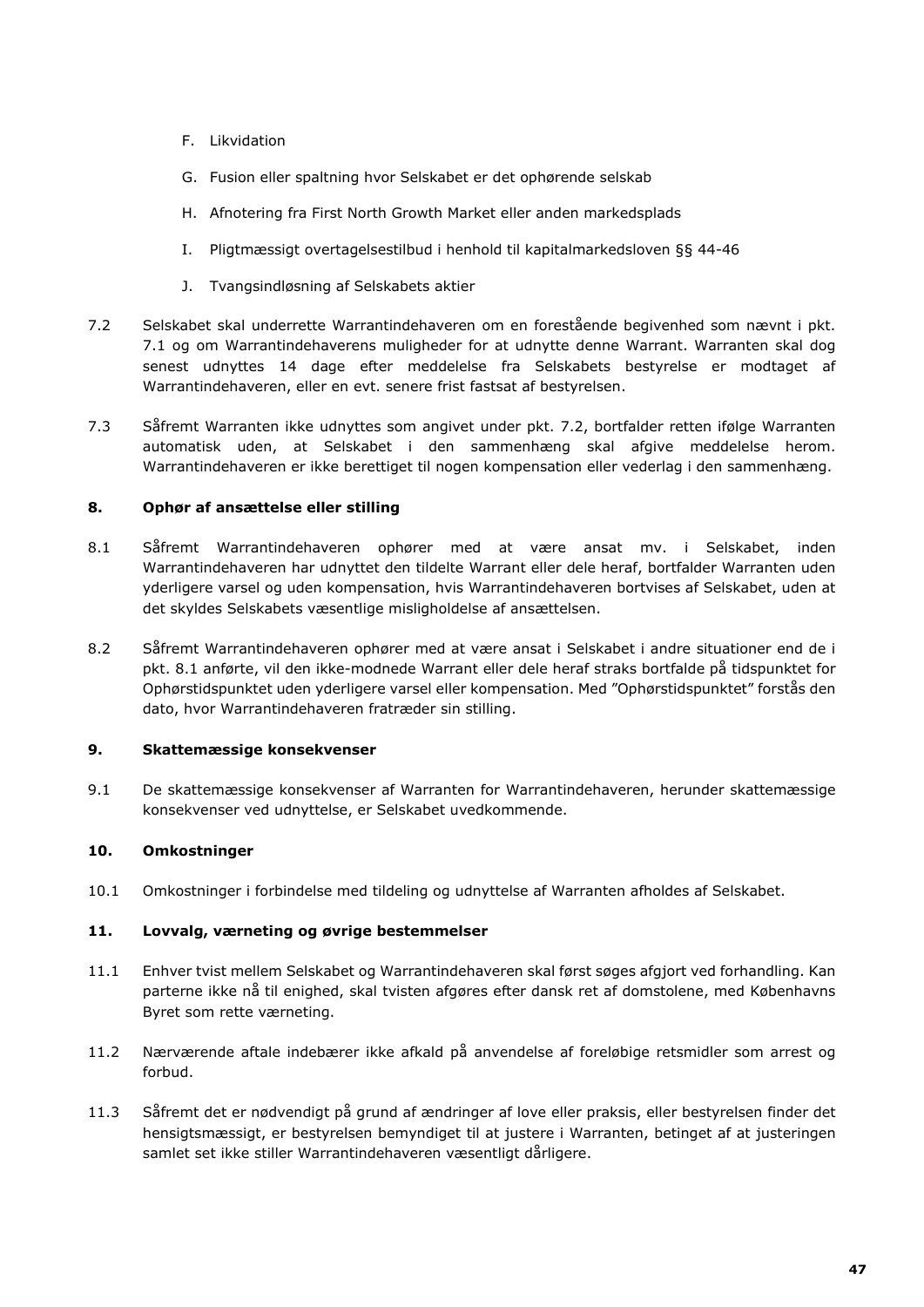F. Likvidation

G. Fusion eller spaltning hvor Selskabet er det ophørende selskab

H. Afnotering fra First North Growth Market eller anden markedsplads

I. Pligtmæssigt overtagelsestilbud i henhold til kapitalmarkedsloven §§ 44-46

J. Tvangsindløsning af Selskabets aktier

7.2 Selskabet skal underrette Warrantindehaveren om en forestående begivenhed som nævnt i pkt. 7.1 og om Warrantindehaverens muligheder for at udnytte denne Warrant. Warranten skal dog senest udnyttes 14 dage efter meddelelse fra Selskabets bestyrelse er modtaget af Warrantindehaveren, eller en evt. senere frist fastsat af bestyrelsen.

7.3 Såfremt Warranten ikke udnyttes som angivet under pkt. 7.2, bortfalder retten ifølge Warranten automatisk uden, at Selskabet i den sammenhæng skal afgive meddelelse herom. Warrantindehaveren er ikke berettiget til nogen kompensation eller vederlag i den sammenhæng.

**8. Ophør af ansættelse eller stilling**

8.1 Såfremt Warrantindehaveren ophører med at være ansat mv. i Selskabet, inden Warrantindehaveren har udnyttet den tildelte Warrant eller dele heraf, bortfalder Warranten uden yderligere varsel og uden kompensation, hvis Warrantindehaveren bortvises af Selskabet, uden at det skyldes Selskabets væsentlige misligholdelse af ansættelsen.

8.2 Såfremt Warrantindehaveren ophører med at være ansat i Selskabet i andre situationer end de i pkt. 8.1 anførte, vil den ikke-modnede Warrant eller dele heraf straks bortfalde på tidspunktet for Ophørstidspunktet uden yderligere varsel eller kompensation. Med "Ophørstidspunktet" forstås den dato, hvor Warrantindehaveren fratræder sin stilling.

**9. Skattemæssige konsekvenser**

9.1 De skattemæssige konsekvenser af Warranten for Warrantindehaveren, herunder skattemæssige konsekvenser ved udnyttelse, er Selskabet uvedkommende.

**10. Omkostninger**

10.1 Omkostninger i forbindelse med tildeling og udnyttelse af Warranten afholdes af Selskabet.

**11. Lovvalg, værneting og øvrige bestemmelser**

11.1 Enhver tvist mellem Selskabet og Warrantindehaveren skal først søges afgjort ved forhandling. Kan parterne ikke nå til enighed, skal tvisten afgøres efter dansk ret af domstolene, med Københavns Byret som rette værneting.

11.2 Nærværende aftale indebærer ikke afkald på anvendelse af foreløbige retsmidler som arrest og forbud.

11.3 Såfremt det er nødvendigt på grund af ændringer af love eller praksis, eller bestyrelsen finder det hensigtsmæssigt, er bestyrelsen bemyndiget til at justere i Warranten, betinget af at justeringen samlet set ikke stiller Warrantindehaveren væsentligt dårligere.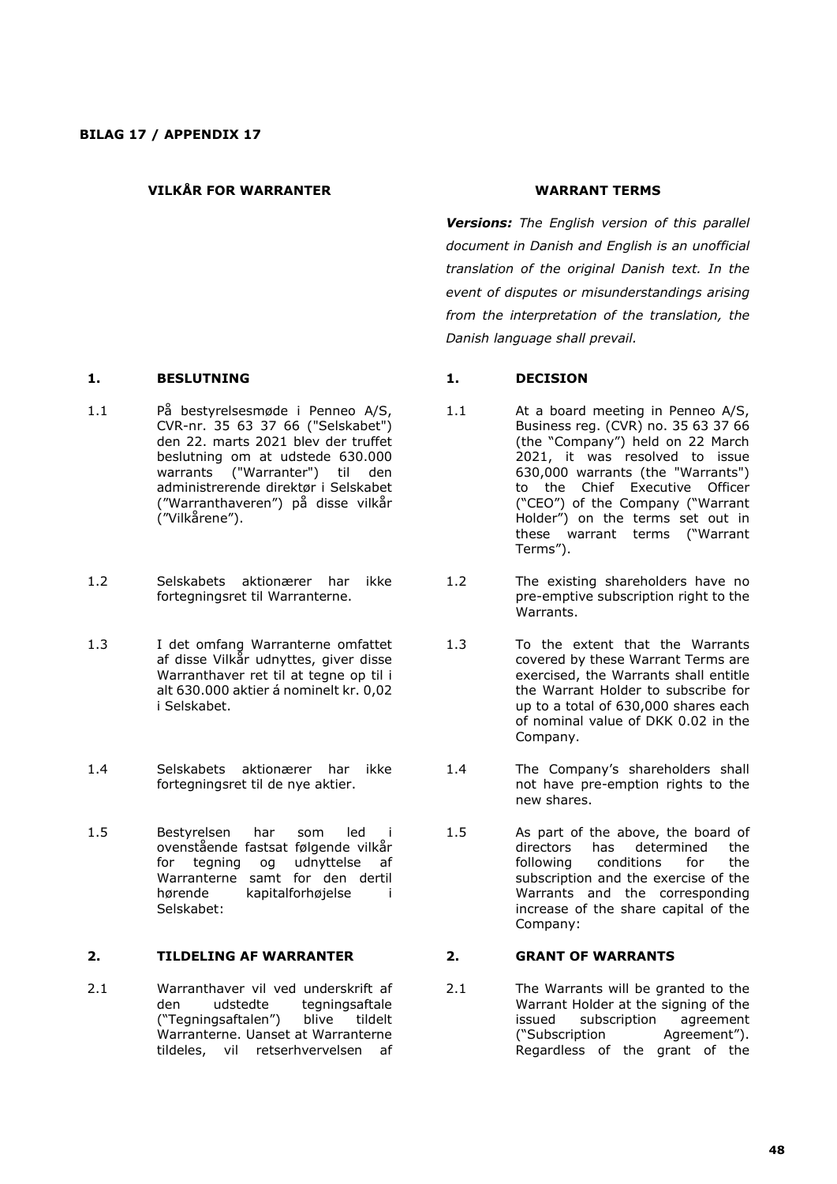**BILAG 17 / APPENDIX 17**

| **VILKÅR FOR WARRANTER** | **WARRANT TERMS** |
|---|---|
| | ***Versions:*** *The English version of this parallel document in Danish and English is an unofficial translation of the original Danish text. In the event of disputes or misunderstandings arising from the interpretation of the translation, the Danish language shall prevail.* |
| **1. BESLUTNING** | **1. DECISION** |
| 1.1 På bestyrelsesmøde i Penneo A/S, CVR-nr. 35 63 37 66 ("Selskabet") den 22. marts 2021 blev der truffet beslutning om at udstede 630.000 warrants ("Warranter") til den administrerende direktør i Selskabet ("Warranthaveren") på disse vilkår ("Vilkårene"). | 1.1 At a board meeting in Penneo A/S, Business reg. (CVR) no. 35 63 37 66 (the "Company") held on 22 March 2021, it was resolved to issue 630,000 warrants (the "Warrants") to the Chief Executive Officer ("CEO") of the Company ("Warrant Holder") on the terms set out in these warrant terms ("Warrant Terms"). |
| 1.2 Selskabets aktionærer har ikke fortegningsret til Warranterne. | 1.2 The existing shareholders have no pre-emptive subscription right to the Warrants. |
| 1.3 I det omfang Warranterne omfattet af disse Vilkår udnyttes, giver disse Warranthaver ret til at tegne op til i alt 630.000 aktier á nominelt kr. 0,02 i Selskabet. | 1.3 To the extent that the Warrants covered by these Warrant Terms are exercised, the Warrants shall entitle the Warrant Holder to subscribe for up to a total of 630,000 shares each of nominal value of DKK 0.02 in the Company. |
| 1.4 Selskabets aktionærer har ikke fortegningsret til de nye aktier. | 1.4 The Company's shareholders shall not have pre-emption rights to the new shares. |
| 1.5 Bestyrelsen har som led i ovenstående fastsat følgende vilkår for tegning og udnyttelse af Warranterne samt for den dertil hørende kapitalforhøjelse i Selskabet: | 1.5 As part of the above, the board of directors has determined the following conditions for the subscription and the exercise of the Warrants and the corresponding increase of the share capital of the Company: |
| **2. TILDELING AF WARRANTER** | **2. GRANT OF WARRANTS** |
| 2.1 Warranthaver vil ved underskrift af den udstedte tegningsaftale ("Tegningsaftalen") blive tildelt Warranterne. Uanset at Warranterne tildeles, vil retserhvervelsen af | 2.1 The Warrants will be granted to the Warrant Holder at the signing of the issued subscription agreement ("Subscription Agreement"). Regardless of the grant of the |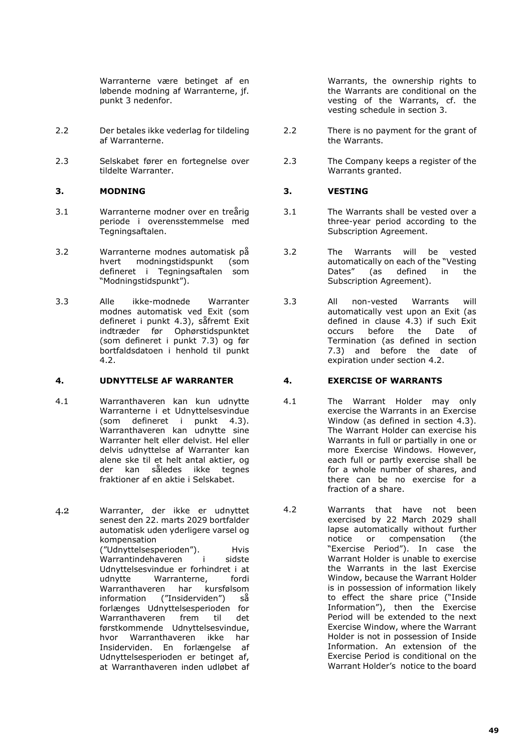Warranterne være betinget af en løbende modning af Warranterne, jf. punkt 3 nedenfor.

Warrants, the ownership rights to the Warrants are conditional on the vesting of the Warrants, cf. the vesting schedule in section 3.

| | Dansk | | English |
|---|---|---|---|
| 2.2 | Der betales ikke vederlag for tildeling af Warranterne. | 2.2 | There is no payment for the grant of the Warrants. |
| 2.3 | Selskabet fører en fortegnelse over tildelte Warranter. | 2.3 | The Company keeps a register of the Warrants granted. |
| **3.** | **MODNING** | **3.** | **VESTING** |
| 3.1 | Warranterne modner over en treårig periode i overensstemmelse med Tegningsaftalen. | 3.1 | The Warrants shall be vested over a three-year period according to the Subscription Agreement. |
| 3.2 | Warranterne modnes automatisk på hvert modningstidspunkt (som defineret i Tegningsaftalen som "Modningstidspunkt"). | 3.2 | The Warrants will be vested automatically on each of the "Vesting Dates" (as defined in the Subscription Agreement). |
| 3.3 | Alle ikke-modnede Warranter modnes automatisk ved Exit (som defineret i punkt 4.3), såfremt Exit indtræder før Ophørstidspunktet (som defineret i punkt 7.3) og før bortfaldsdatoen i henhold til punkt 4.2. | 3.3 | All non-vested Warrants will automatically vest upon an Exit (as defined in clause 4.3) if such Exit occurs before the Date of Termination (as defined in section 7.3) and before the date of expiration under section 4.2. |
| **4.** | **UDNYTTELSE AF WARRANTER** | **4.** | **EXERCISE OF WARRANTS** |
| 4.1 | Warranthaveren kan kun udnytte Warranterne i et Udnyttelsesvindue (som defineret i punkt 4.3). Warranthaveren kan udnytte sine Warranter helt eller delvist. Hel eller delvis udnyttelse af Warranter kan alene ske til et helt antal aktier, og der kan således ikke tegnes fraktioner af en aktie i Selskabet. | 4.1 | The Warrant Holder may only exercise the Warrants in an Exercise Window (as defined in section 4.3). The Warrant Holder can exercise his Warrants in full or partially in one or more Exercise Windows. However, each full or partly exercise shall be for a whole number of shares, and there can be no exercise for a fraction of a share. |
| 4.2 | Warranter, der ikke er udnyttet senest den 22. marts 2029 bortfalder automatisk uden yderligere varsel og kompensation ("Udnyttelsesperioden"). Hvis Warrantindehaveren i sidste Udnyttelsesvindue er forhindret i at udnytte Warranterne, fordi Warranthaveren har kursfølsom information ("Insiderviden") så forlænges Udnyttelsesperioden for Warranthaveren frem til det førstkommende Udnyttelsesvindue, hvor Warranthaveren ikke har Insiderviden. En forlængelse af Udnyttelsesperioden er betinget af, at Warranthaveren inden udløbet af | 4.2 | Warrants that have not been exercised by 22 March 2029 shall lapse automatically without further notice or compensation (the "Exercise Period"). In case the Warrant Holder is unable to exercise the Warrants in the last Exercise Window, because the Warrant Holder is in possession of information likely to effect the share price ("Inside Information"), then the Exercise Period will be extended to the next Exercise Window, where the Warrant Holder is not in possession of Inside Information. An extension of the Exercise Period is conditional on the Warrant Holder's notice to the board |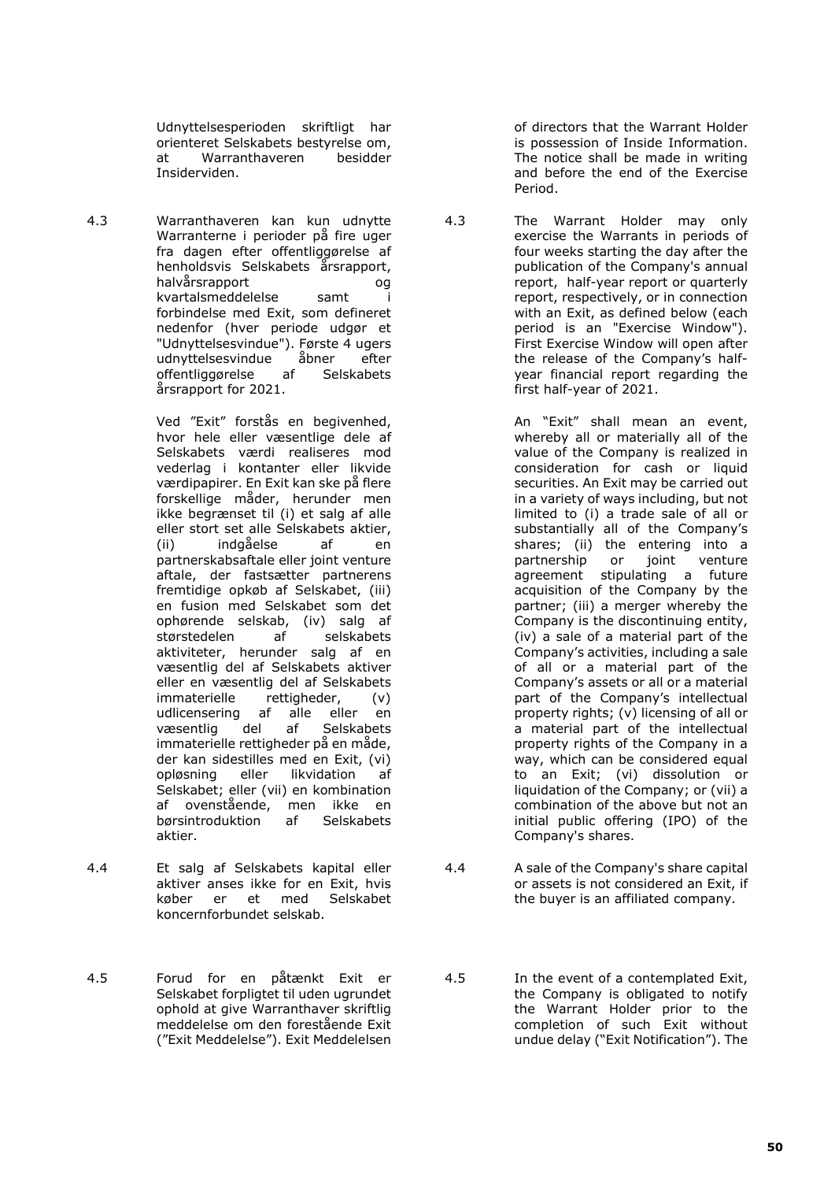Udnyttelsesperioden skriftligt har orienteret Selskabets bestyrelse om, at Warranthaveren besidder Insiderviden.

4.3 Warranthaveren kan kun udnytte Warranterne i perioder på fire uger fra dagen efter offentliggørelse af henholdsvis Selskabets årsrapport, halvårsrapport og kvartalsmeddelelse samt i forbindelse med Exit, som defineret nedenfor (hver periode udgør et "Udnyttelsesvindue"). Første 4 ugers udnyttelsesvindue åbner efter offentliggørelse af Selskabets årsrapport for 2021.

Ved "Exit" forstås en begivenhed, hvor hele eller væsentlige dele af Selskabets værdi realiseres mod vederlag i kontanter eller likvide værdipapirer. En Exit kan ske på flere forskellige måder, herunder men ikke begrænset til (i) et salg af alle eller stort set alle Selskabets aktier, (ii) indgåelse af en partnerskabsaftale eller joint venture aftale, der fastsætter partnerens fremtidige opkøb af Selskabet, (iii) en fusion med Selskabet som det ophørende selskab, (iv) salg af størstedelen af selskabets aktiviteter, herunder salg af en væsentlig del af Selskabets aktiver eller en væsentlig del af Selskabets immaterielle rettigheder, (v) udlicensering af alle eller en væsentlig del af Selskabets immaterielle rettigheder på en måde, der kan sidestilles med en Exit, (vi) opløsning eller likvidation af Selskabet; eller (vii) en kombination af ovenstående, men ikke en børsintroduktion af Selskabets aktier.

4.4 Et salg af Selskabets kapital eller aktiver anses ikke for en Exit, hvis køber er et med Selskabet koncernforbundet selskab.

4.5 Forud for en påtænkt Exit er Selskabet forpligtet til uden ugrundet ophold at give Warranthaver skriftlig meddelelse om den forestående Exit ("Exit Meddelelse"). Exit Meddelelsen

of directors that the Warrant Holder is possession of Inside Information. The notice shall be made in writing and before the end of the Exercise Period.

4.3 The Warrant Holder may only exercise the Warrants in periods of four weeks starting the day after the publication of the Company's annual report, half-year report or quarterly report, respectively, or in connection with an Exit, as defined below (each period is an "Exercise Window"). First Exercise Window will open after the release of the Company's half-year financial report regarding the first half-year of 2021.

An "Exit" shall mean an event, whereby all or materially all of the value of the Company is realized in consideration for cash or liquid securities. An Exit may be carried out in a variety of ways including, but not limited to (i) a trade sale of all or substantially all of the Company's shares; (ii) the entering into a partnership or joint venture agreement stipulating a future acquisition of the Company by the partner; (iii) a merger whereby the Company is the discontinuing entity, (iv) a sale of a material part of the Company's activities, including a sale of all or a material part of the Company's assets or all or a material part of the Company's intellectual property rights; (v) licensing of all or a material part of the intellectual property rights of the Company in a way, which can be considered equal to an Exit; (vi) dissolution or liquidation of the Company; or (vii) a combination of the above but not an initial public offering (IPO) of the Company's shares.

4.4 A sale of the Company's share capital or assets is not considered an Exit, if the buyer is an affiliated company.

4.5 In the event of a contemplated Exit, the Company is obligated to notify the Warrant Holder prior to the completion of such Exit without undue delay ("Exit Notification"). The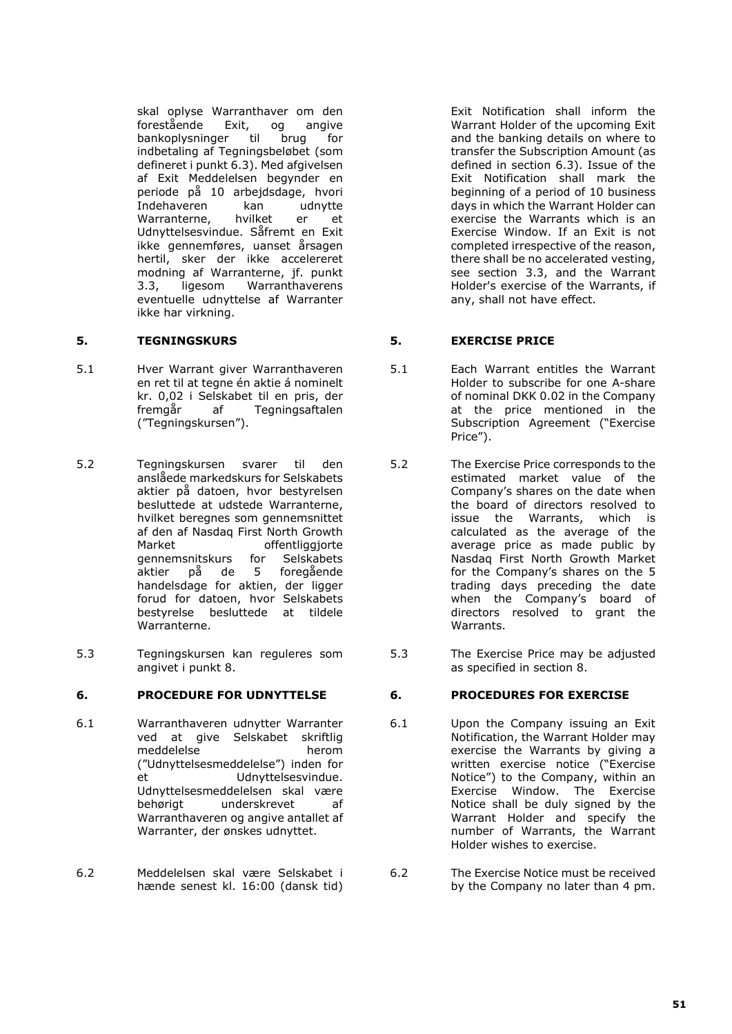skal oplyse Warranthaver om den forestående Exit, og angive bankoplysninger til brug for indbetaling af Tegningsbeløbet (som defineret i punkt 6.3). Med afgivelsen af Exit Meddelelsen begynder en periode på 10 arbejdsdage, hvori Indehaveren kan udnytte Warranterne, hvilket er et Udnyttelsesvindue. Såfremt en Exit ikke gennemføres, uanset årsagen hertil, sker der ikke accelereret modning af Warranterne, jf. punkt 3.3, ligesom Warranthaverens eventuelle udnyttelse af Warranter ikke har virkning.

Exit Notification shall inform the Warrant Holder of the upcoming Exit and the banking details on where to transfer the Subscription Amount (as defined in section 6.3). Issue of the Exit Notification shall mark the beginning of a period of 10 business days in which the Warrant Holder can exercise the Warrants which is an Exercise Window. If an Exit is not completed irrespective of the reason, there shall be no accelerated vesting, see section 3.3, and the Warrant Holder's exercise of the Warrants, if any, shall not have effect.

## 5. TEGNINGSKURS

5.1 Hver Warrant giver Warranthaveren en ret til at tegne én aktie á nominelt kr. 0,02 i Selskabet til en pris, der fremgår af Tegningsaftalen ("Tegningskursen").

5.2 Tegningskursen svarer til den anslåede markedskurs for Selskabets aktier på datoen, hvor bestyrelsen besluttede at udstede Warranterne, hvilket beregnes som gennemsnittet af den af Nasdaq First North Growth Market offentliggjorte gennemsnitskurs for Selskabets aktier på de 5 foregående handelsdage for aktien, der ligger forud for datoen, hvor Selskabets bestyrelse besluttede at tildele Warranterne.

5.3 Tegningskursen kan reguleres som angivet i punkt 8.

## 5. EXERCISE PRICE

5.1 Each Warrant entitles the Warrant Holder to subscribe for one A-share of nominal DKK 0.02 in the Company at the price mentioned in the Subscription Agreement ("Exercise Price").

5.2 The Exercise Price corresponds to the estimated market value of the Company's shares on the date when the board of directors resolved to issue the Warrants, which is calculated as the average of the average price as made public by Nasdaq First North Growth Market for the Company's shares on the 5 trading days preceding the date when the Company's board of directors resolved to grant the Warrants.

5.3 The Exercise Price may be adjusted as specified in section 8.

## 6. PROCEDURE FOR UDNYTTELSE

6.1 Warranthaveren udnytter Warranter ved at give Selskabet skriftlig meddelelse herom ("Udnyttelsesmeddelelse") inden for et Udnyttelsesvindue. Udnyttelsesmeddelelsen skal være behørigt underskrevet af Warranthaveren og angive antallet af Warranter, der ønskes udnyttet.

6.2 Meddelelsen skal være Selskabet i hænde senest kl. 16:00 (dansk tid)

## 6. PROCEDURES FOR EXERCISE

6.1 Upon the Company issuing an Exit Notification, the Warrant Holder may exercise the Warrants by giving a written exercise notice ("Exercise Notice") to the Company, within an Exercise Window. The Exercise Notice shall be duly signed by the Warrant Holder and specify the number of Warrants, the Warrant Holder wishes to exercise.

6.2 The Exercise Notice must be received by the Company no later than 4 pm.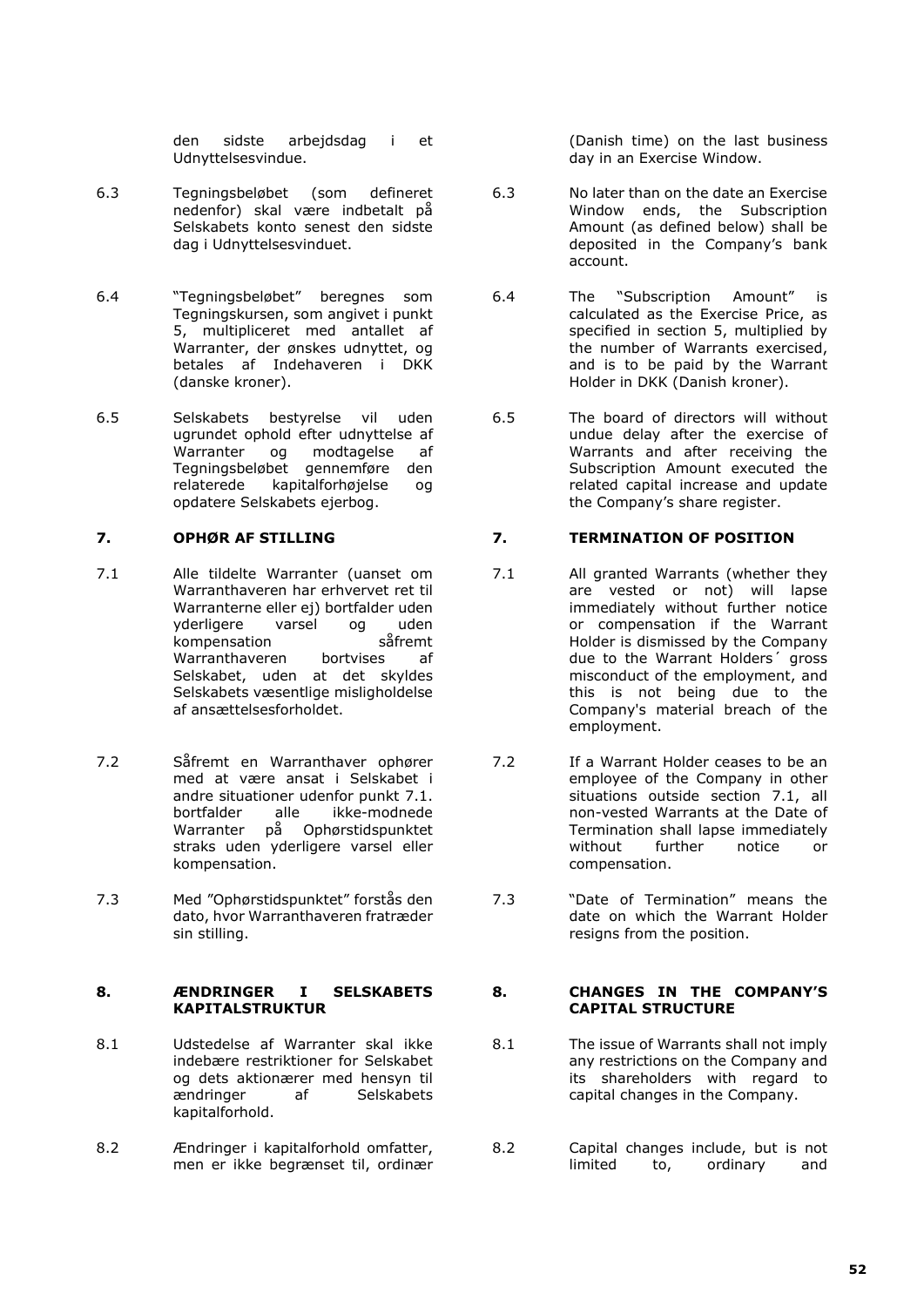den sidste arbejdsdag i et Udnyttelsesvindue.

6.3 Tegningsbeløbet (som defineret nedenfor) skal være indbetalt på Selskabets konto senest den sidste dag i Udnyttelsesvinduet.

6.4 "Tegningsbeløbet" beregnes som Tegningskursen, som angivet i punkt 5, multipliceret med antallet af Warranter, der ønskes udnyttet, og betales af Indehaveren i DKK (danske kroner).

6.5 Selskabets bestyrelse vil uden ugrundet ophold efter udnyttelse af Warranter og modtagelse af Tegningsbeløbet gennemføre den relaterede kapitalforhøjelse og opdatere Selskabets ejerbog.

## 7. OPHØR AF STILLING

7.1 Alle tildelte Warranter (uanset om Warranthaveren har erhvervet ret til Warranterne eller ej) bortfalder uden yderligere varsel og uden kompensation såfremt Warranthaveren bortvises af Selskabet, uden at det skyldes Selskabets væsentlige misligholdelse af ansættelsesforholdet.

7.2 Såfremt en Warranthaver ophører med at være ansat i Selskabet i andre situationer udenfor punkt 7.1. bortfalder alle ikke-modnede Warranter på Ophørstidspunktet straks uden yderligere varsel eller kompensation.

7.3 Med "Ophørstidspunktet" forstås den dato, hvor Warranthaveren fratræder sin stilling.

## 8. ÆNDRINGER I SELSKABETS KAPITALSTRUKTUR

8.1 Udstedelse af Warranter skal ikke indebære restriktioner for Selskabet og dets aktionærer med hensyn til ændringer af Selskabets kapitalforhold.

8.2 Ændringer i kapitalforhold omfatter, men er ikke begrænset til, ordinær

(Danish time) on the last business day in an Exercise Window.

6.3 No later than on the date an Exercise Window ends, the Subscription Amount (as defined below) shall be deposited in the Company's bank account.

6.4 The "Subscription Amount" is calculated as the Exercise Price, as specified in section 5, multiplied by the number of Warrants exercised, and is to be paid by the Warrant Holder in DKK (Danish kroner).

6.5 The board of directors will without undue delay after the exercise of Warrants and after receiving the Subscription Amount executed the related capital increase and update the Company's share register.

## 7. TERMINATION OF POSITION

7.1 All granted Warrants (whether they are vested or not) will lapse immediately without further notice or compensation if the Warrant Holder is dismissed by the Company due to the Warrant Holders´ gross misconduct of the employment, and this is not being due to the Company's material breach of the employment.

7.2 If a Warrant Holder ceases to be an employee of the Company in other situations outside section 7.1, all non-vested Warrants at the Date of Termination shall lapse immediately without further notice or compensation.

7.3 "Date of Termination" means the date on which the Warrant Holder resigns from the position.

## 8. CHANGES IN THE COMPANY'S CAPITAL STRUCTURE

8.1 The issue of Warrants shall not imply any restrictions on the Company and its shareholders with regard to capital changes in the Company.

8.2 Capital changes include, but is not limited to, ordinary and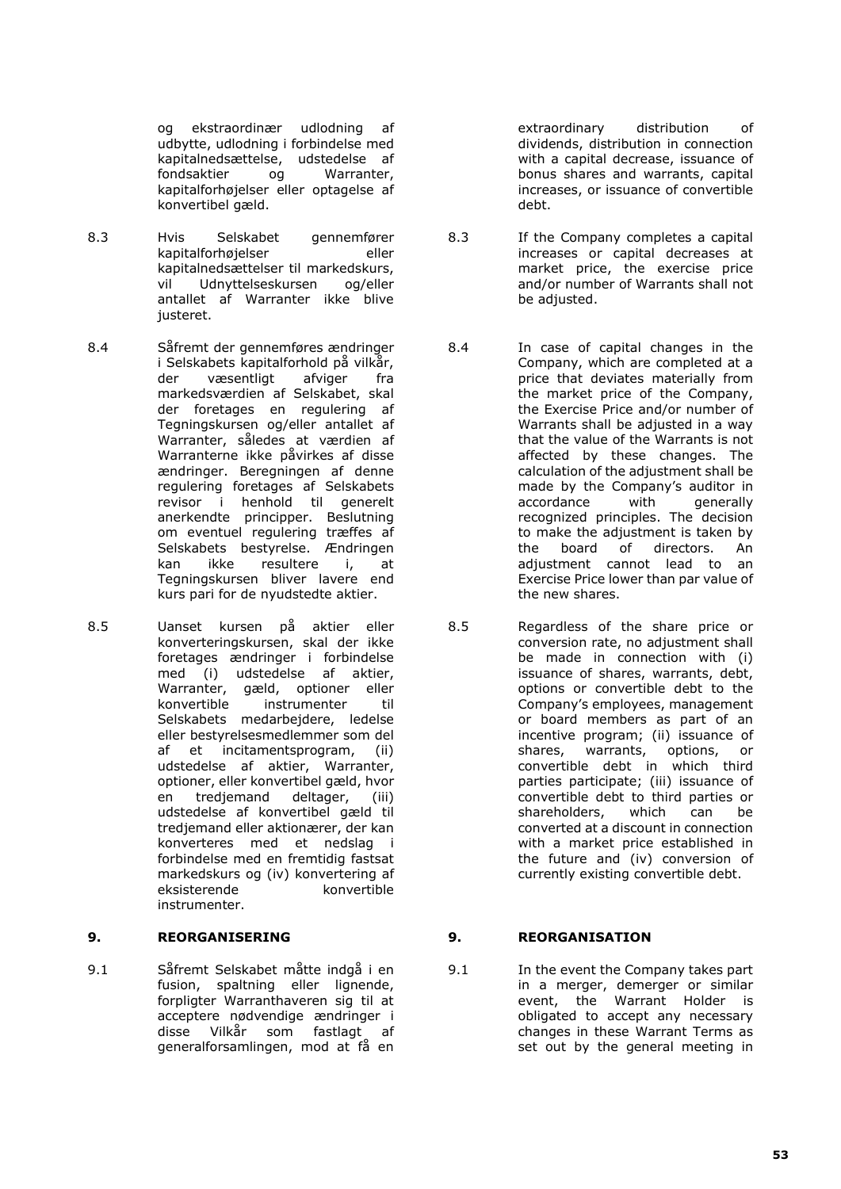og ekstraordinær udlodning af udbytte, udlodning i forbindelse med kapitalnedsættelse, udstedelse af fondsaktier og Warranter, kapitalforhøjelser eller optagelse af konvertibel gæld.

8.3 Hvis Selskabet gennemfører kapitalforhøjelser eller kapitalnedsættelser til markedskurs, vil Udnyttelseskursen og/eller antallet af Warranter ikke blive justeret.

8.4 Såfremt der gennemføres ændringer i Selskabets kapitalforhold på vilkår, der væsentligt afviger fra markedsværdien af Selskabet, skal der foretages en regulering af Tegningskursen og/eller antallet af Warranter, således at værdien af Warranterne ikke påvirkes af disse ændringer. Beregningen af denne regulering foretages af Selskabets revisor i henhold til generelt anerkendte principper. Beslutning om eventuel regulering træffes af Selskabets bestyrelse. Ændringen kan ikke resultere i, at Tegningskursen bliver lavere end kurs pari for de nyudstedte aktier.

8.5 Uanset kursen på aktier eller konverteringskursen, skal der ikke foretages ændringer i forbindelse med (i) udstedelse af aktier, Warranter, gæld, optioner eller konvertible instrumenter til Selskabets medarbejdere, ledelse eller bestyrelsesmedlemmer som del af et incitamentsprogram, (ii) udstedelse af aktier, Warranter, optioner, eller konvertibel gæld, hvor en tredjemand deltager, (iii) udstedelse af konvertibel gæld til tredjemand eller aktionærer, der kan konverteres med et nedslag i forbindelse med en fremtidig fastsat markedskurs og (iv) konvertering af eksisterende konvertible instrumenter.

## 9. REORGANISERING

9.1 Såfremt Selskabet måtte indgå i en fusion, spaltning eller lignende, forpligter Warranthaveren sig til at acceptere nødvendige ændringer i disse Vilkår som fastlagt af generalforsamlingen, mod at få en

---

extraordinary distribution of dividends, distribution in connection with a capital decrease, issuance of bonus shares and warrants, capital increases, or issuance of convertible debt.

8.3 If the Company completes a capital increases or capital decreases at market price, the exercise price and/or number of Warrants shall not be adjusted.

8.4 In case of capital changes in the Company, which are completed at a price that deviates materially from the market price of the Company, the Exercise Price and/or number of Warrants shall be adjusted in a way that the value of the Warrants is not affected by these changes. The calculation of the adjustment shall be made by the Company's auditor in accordance with generally recognized principles. The decision to make the adjustment is taken by the board of directors. An adjustment cannot lead to an Exercise Price lower than par value of the new shares.

8.5 Regardless of the share price or conversion rate, no adjustment shall be made in connection with (i) issuance of shares, warrants, debt, options or convertible debt to the Company's employees, management or board members as part of an incentive program; (ii) issuance of shares, warrants, options, or convertible debt in which third parties participate; (iii) issuance of convertible debt to third parties or shareholders, which can be converted at a discount in connection with a market price established in the future and (iv) conversion of currently existing convertible debt.

## 9. REORGANISATION

9.1 In the event the Company takes part in a merger, demerger or similar event, the Warrant Holder is obligated to accept any necessary changes in these Warrant Terms as set out by the general meeting in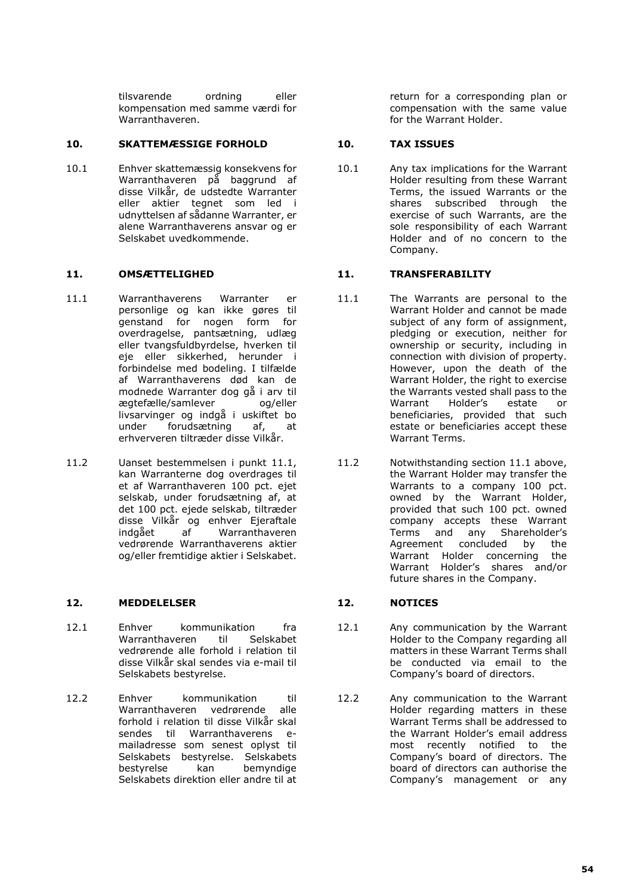| | | | |
|---|---|---|---|
| | tilsvarende ordning eller kompensation med samme værdi for Warranthaveren. | | return for a corresponding plan or compensation with the same value for the Warrant Holder. |
| **10.** | **SKATTEMÆSSIGE FORHOLD** | **10.** | **TAX ISSUES** |
| 10.1 | Enhver skattemæssig konsekvens for Warranthaveren på baggrund af disse Vilkår, de udstedte Warranter eller aktier tegnet som led i udnyttelsen af sådanne Warranter, er alene Warranthaverens ansvar og er Selskabet uvedkommende. | 10.1 | Any tax implications for the Warrant Holder resulting from these Warrant Terms, the issued Warrants or the shares subscribed through the exercise of such Warrants, are the sole responsibility of each Warrant Holder and of no concern to the Company. |
| **11.** | **OMSÆTTELIGHED** | **11.** | **TRANSFERABILITY** |
| 11.1 | Warranthaverens Warranter er personlige og kan ikke gøres til genstand for nogen form for overdragelse, pantsætning, udlæg eller tvangsfuldbyrdelse, hverken til eje eller sikkerhed, herunder i forbindelse med bodeling. I tilfælde af Warranthaverens død kan de modnede Warranter dog gå i arv til ægtefælle/samlever og/eller livsarvinger og indgå i uskiftet bo under forudsætning af, at erhververen tiltræder disse Vilkår. | 11.1 | The Warrants are personal to the Warrant Holder and cannot be made subject of any form of assignment, pledging or execution, neither for ownership or security, including in connection with division of property. However, upon the death of the Warrant Holder, the right to exercise the Warrants vested shall pass to the Warrant Holder's estate or beneficiaries, provided that such estate or beneficiaries accept these Warrant Terms. |
| 11.2 | Uanset bestemmelsen i punkt 11.1, kan Warranterne dog overdrages til et af Warranthaveren 100 pct. ejet selskab, under forudsætning af, at det 100 pct. ejede selskab, tiltræder disse Vilkår og enhver Ejeraftale indgået af Warranthaveren vedrørende Warranthaverens aktier og/eller fremtidige aktier i Selskabet. | 11.2 | Notwithstanding section 11.1 above, the Warrant Holder may transfer the Warrants to a company 100 pct. owned by the Warrant Holder, provided that such 100 pct. owned company accepts these Warrant Terms and any Shareholder's Agreement concluded by the Warrant Holder concerning the Warrant Holder's shares and/or future shares in the Company. |
| **12.** | **MEDDELELSER** | **12.** | **NOTICES** |
| 12.1 | Enhver kommunikation fra Warranthaveren til Selskabet vedrørende alle forhold i relation til disse Vilkår skal sendes via e-mail til Selskabets bestyrelse. | 12.1 | Any communication by the Warrant Holder to the Company regarding all matters in these Warrant Terms shall be conducted via email to the Company's board of directors. |
| 12.2 | Enhver kommunikation til Warranthaveren vedrørende alle forhold i relation til disse Vilkår skal sendes til Warranthaverens e-mailadresse som senest oplyst til Selskabets bestyrelse. Selskabets bestyrelse kan bemyndige Selskabets direktion eller andre til at | 12.2 | Any communication to the Warrant Holder regarding matters in these Warrant Terms shall be addressed to the Warrant Holder's email address most recently notified to the Company's board of directors. The board of directors can authorise the Company's management or any |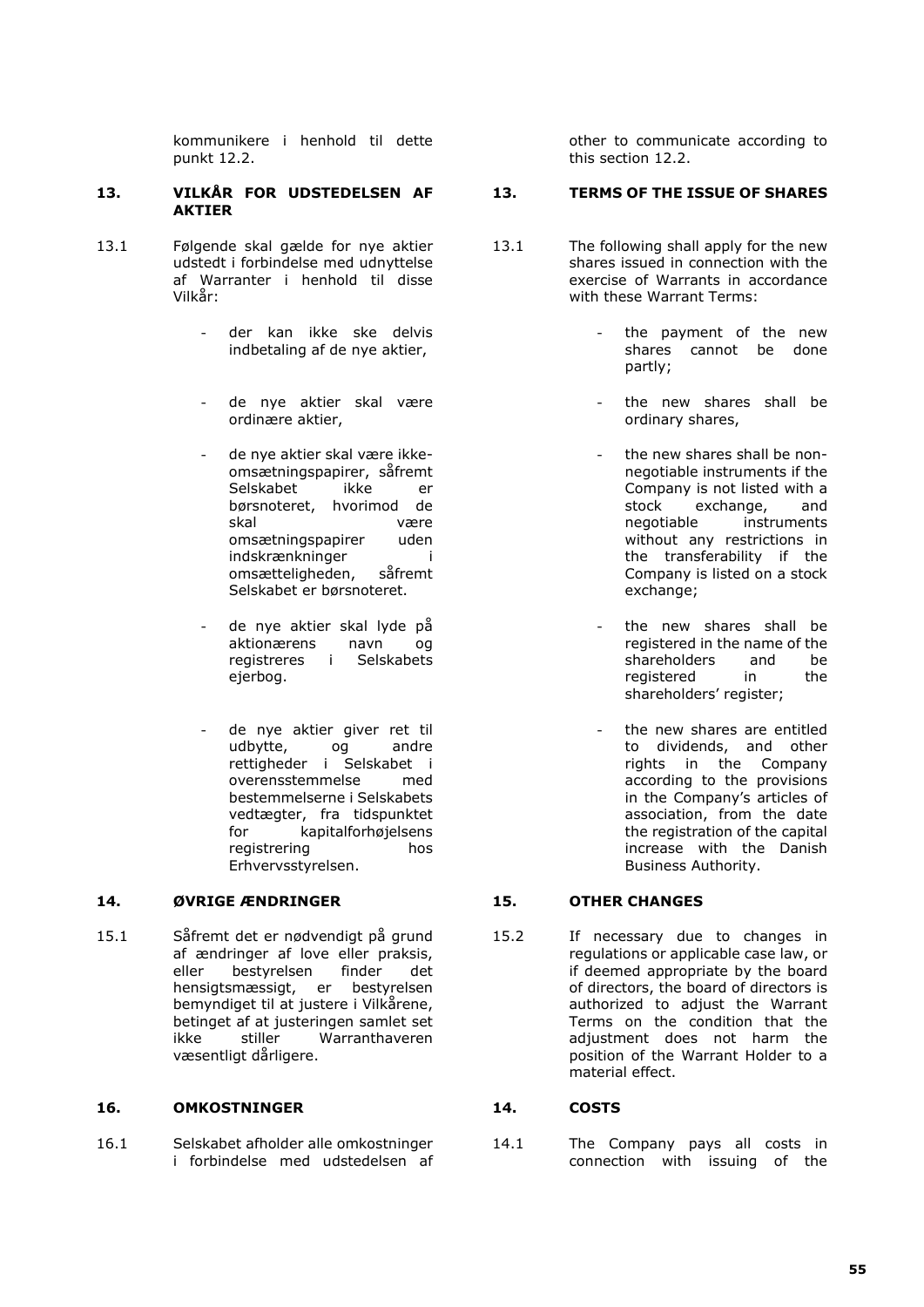kommunikere i henhold til dette punkt 12.2.

other to communicate according to this section 12.2.

## 13. VILKÅR FOR UDSTEDELSEN AF AKTIER

13.1 Følgende skal gælde for nye aktier udstedt i forbindelse med udnyttelse af Warranter i henhold til disse Vilkår:

- der kan ikke ske delvis indbetaling af de nye aktier,
- de nye aktier skal være ordinære aktier,
- de nye aktier skal være ikke-omsætningspapirer, såfremt Selskabet ikke er børsnoteret, hvorimod de skal være omsætningspapirer uden indskrænkninger i omsætteligheden, såfremt Selskabet er børsnoteret.
- de nye aktier skal lyde på aktionærens navn og registreres i Selskabets ejerbog.
- de nye aktier giver ret til udbytte, og andre rettigheder i Selskabet i overensstemmelse med bestemmelserne i Selskabets vedtægter, fra tidspunktet for kapitalforhøjelsens registrering hos Erhvervsstyrelsen.

## 13. TERMS OF THE ISSUE OF SHARES

13.1 The following shall apply for the new shares issued in connection with the exercise of Warrants in accordance with these Warrant Terms:

- the payment of the new shares cannot be done partly;
- the new shares shall be ordinary shares,
- the new shares shall be non-negotiable instruments if the Company is not listed with a stock exchange, and negotiable instruments without any restrictions in the transferability if the Company is listed on a stock exchange;
- the new shares shall be registered in the name of the shareholders and be registered in the shareholders' register;
- the new shares are entitled to dividends, and other rights in the Company according to the provisions in the Company's articles of association, from the date the registration of the capital increase with the Danish Business Authority.

## 14. ØVRIGE ÆNDRINGER

15.1 Såfremt det er nødvendigt på grund af ændringer af love eller praksis, eller bestyrelsen finder det hensigtsmæssigt, er bestyrelsen bemyndiget til at justere i Vilkårene, betinget af at justeringen samlet set ikke stiller Warranthaveren væsentligt dårligere.

## 15. OTHER CHANGES

15.2 If necessary due to changes in regulations or applicable case law, or if deemed appropriate by the board of directors, the board of directors is authorized to adjust the Warrant Terms on the condition that the adjustment does not harm the position of the Warrant Holder to a material effect.

## 16. OMKOSTNINGER

16.1 Selskabet afholder alle omkostninger i forbindelse med udstedelsen af

## 14. COSTS

14.1 The Company pays all costs in connection with issuing of the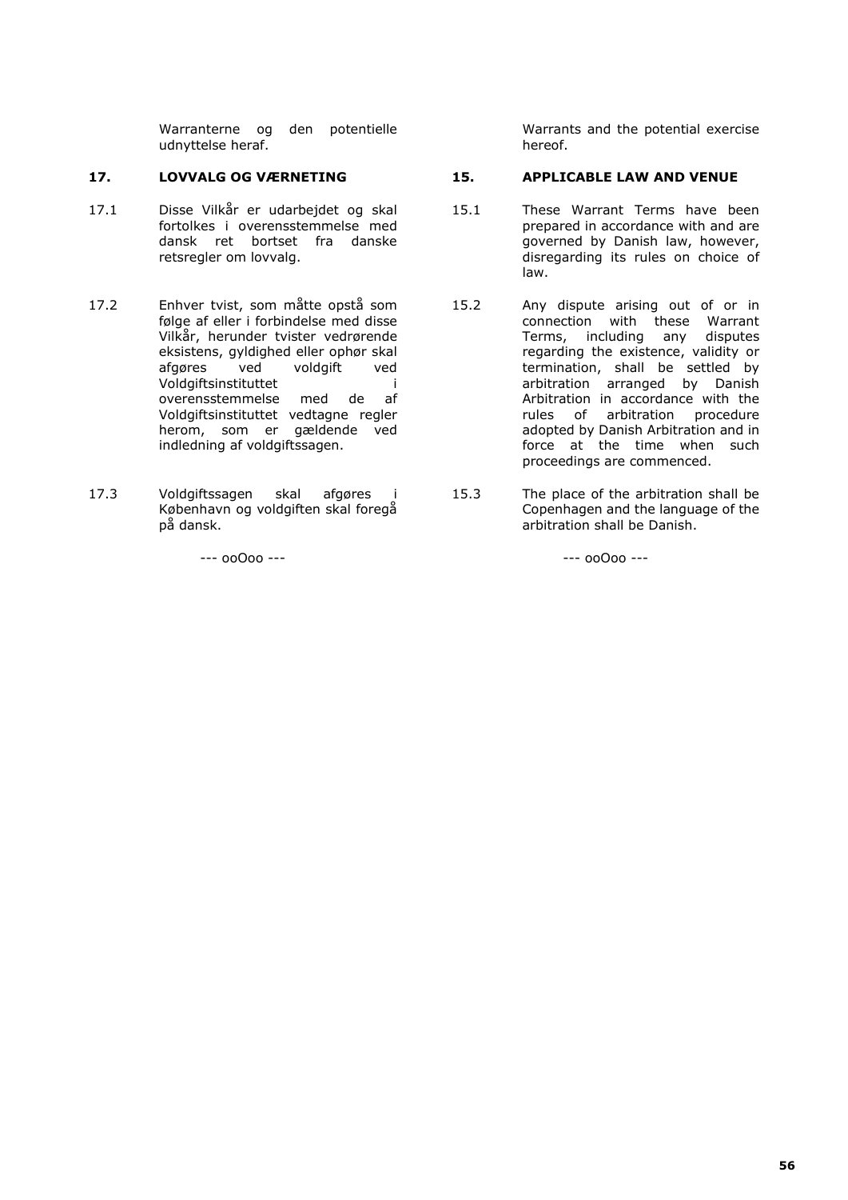Warranterne og den potentielle udnyttelse heraf.

## 17. LOVVALG OG VÆRNETING

17.1 Disse Vilkår er udarbejdet og skal fortolkes i overensstemmelse med dansk ret bortset fra danske retsregler om lovvalg.

17.2 Enhver tvist, som måtte opstå som følge af eller i forbindelse med disse Vilkår, herunder tvister vedrørende eksistens, gyldighed eller ophør skal afgøres ved voldgift ved Voldgiftsinstituttet i overensstemmelse med de af Voldgiftsinstituttet vedtagne regler herom, som er gældende ved indledning af voldgiftssagen.

17.3 Voldgiftssagen skal afgøres i København og voldgiften skal foregå på dansk.

--- ooOoo ---

Warrants and the potential exercise hereof.

## 15. APPLICABLE LAW AND VENUE

15.1 These Warrant Terms have been prepared in accordance with and are governed by Danish law, however, disregarding its rules on choice of law.

15.2 Any dispute arising out of or in connection with these Warrant Terms, including any disputes regarding the existence, validity or termination, shall be settled by arbitration arranged by Danish Arbitration in accordance with the rules of arbitration procedure adopted by Danish Arbitration and in force at the time when such proceedings are commenced.

15.3 The place of the arbitration shall be Copenhagen and the language of the arbitration shall be Danish.

--- ooOoo ---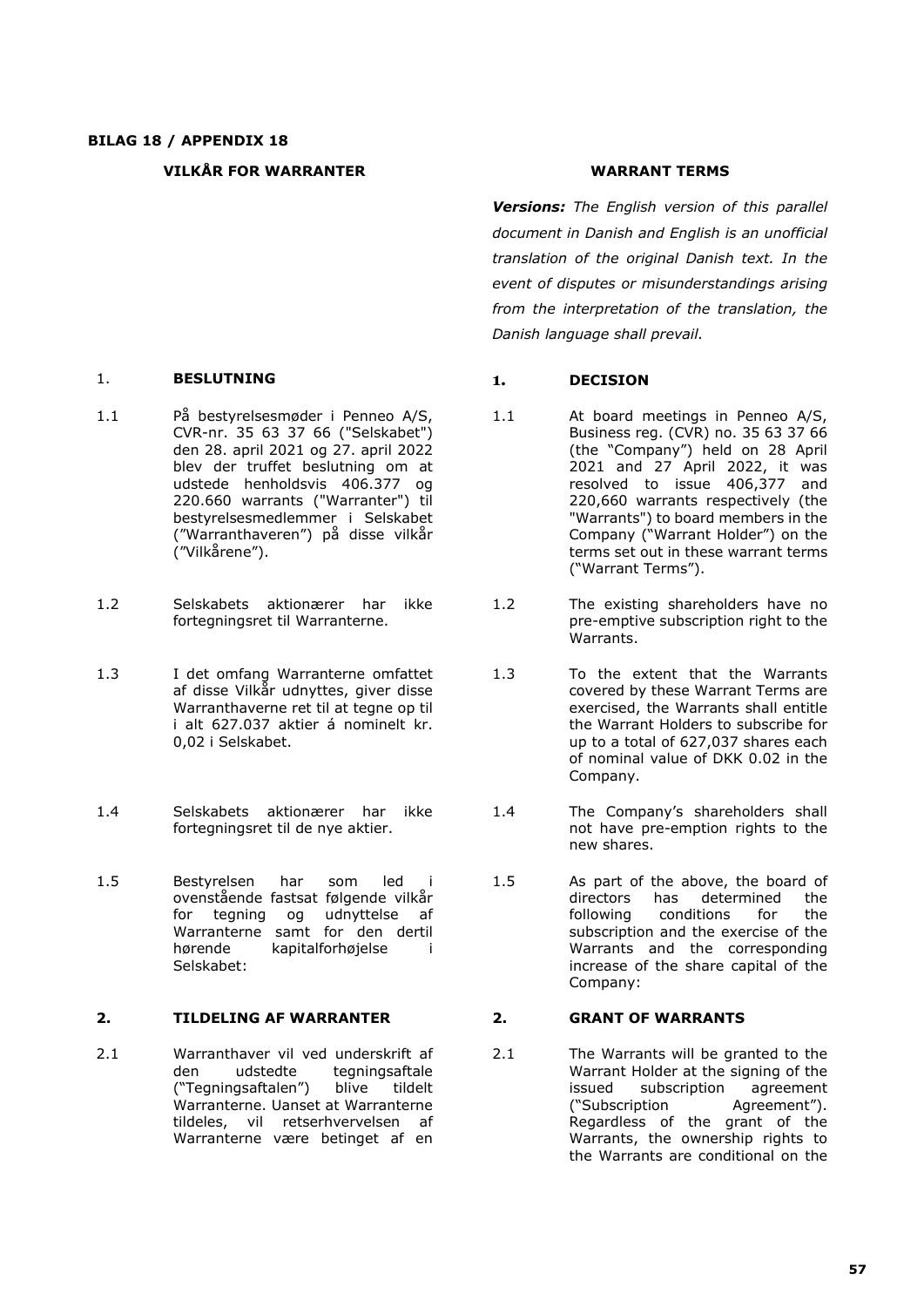**BILAG 18 / APPENDIX 18**

| VILKÅR FOR WARRANTER | WARRANT TERMS |
|---|---|
| | ***Versions:*** *The English version of this parallel document in Danish and English is an unofficial translation of the original Danish text. In the event of disputes or misunderstandings arising from the interpretation of the translation, the Danish language shall prevail.* |
| **1. BESLUTNING** | **1. DECISION** |
| 1.1 På bestyrelsesmøder i Penneo A/S, CVR-nr. 35 63 37 66 ("Selskabet") den 28. april 2021 og 27. april 2022 blev der truffet beslutning om at udstede henholdsvis 406.377 og 220.660 warrants ("Warranter") til bestyrelsesmedlemmer i Selskabet (”Warranthaveren”) på disse vilkår (”Vilkårene”). | 1.1 At board meetings in Penneo A/S, Business reg. (CVR) no. 35 63 37 66 (the “Company”) held on 28 April 2021 and 27 April 2022, it was resolved to issue 406,377 and 220,660 warrants respectively (the "Warrants") to board members in the Company (“Warrant Holder”) on the terms set out in these warrant terms (“Warrant Terms”). |
| 1.2 Selskabets aktionærer har ikke fortegningsret til Warranterne. | 1.2 The existing shareholders have no pre-emptive subscription right to the Warrants. |
| 1.3 I det omfang Warranterne omfattet af disse Vilkår udnyttes, giver disse Warranthaverne ret til at tegne op til i alt 627.037 aktier á nominelt kr. 0,02 i Selskabet. | 1.3 To the extent that the Warrants covered by these Warrant Terms are exercised, the Warrants shall entitle the Warrant Holders to subscribe for up to a total of 627,037 shares each of nominal value of DKK 0.02 in the Company. |
| 1.4 Selskabets aktionærer har ikke fortegningsret til de nye aktier. | 1.4 The Company’s shareholders shall not have pre-emption rights to the new shares. |
| 1.5 Bestyrelsen har som led i ovenstående fastsat følgende vilkår for tegning og udnyttelse af Warranterne samt for den dertil hørende kapitalforhøjelse i Selskabet: | 1.5 As part of the above, the board of directors has determined the following conditions for the subscription and the exercise of the Warrants and the corresponding increase of the share capital of the Company: |
| **2. TILDELING AF WARRANTER** | **2. GRANT OF WARRANTS** |
| 2.1 Warranthaver vil ved underskrift af den udstedte tegningsaftale (“Tegningsaftalen”) blive tildelt Warranterne. Uanset at Warranterne tildeles, vil retserhvervelsen af Warranterne være betinget af en | 2.1 The Warrants will be granted to the Warrant Holder at the signing of the issued subscription agreement (“Subscription Agreement”). Regardless of the grant of the Warrants, the ownership rights to the Warrants are conditional on the |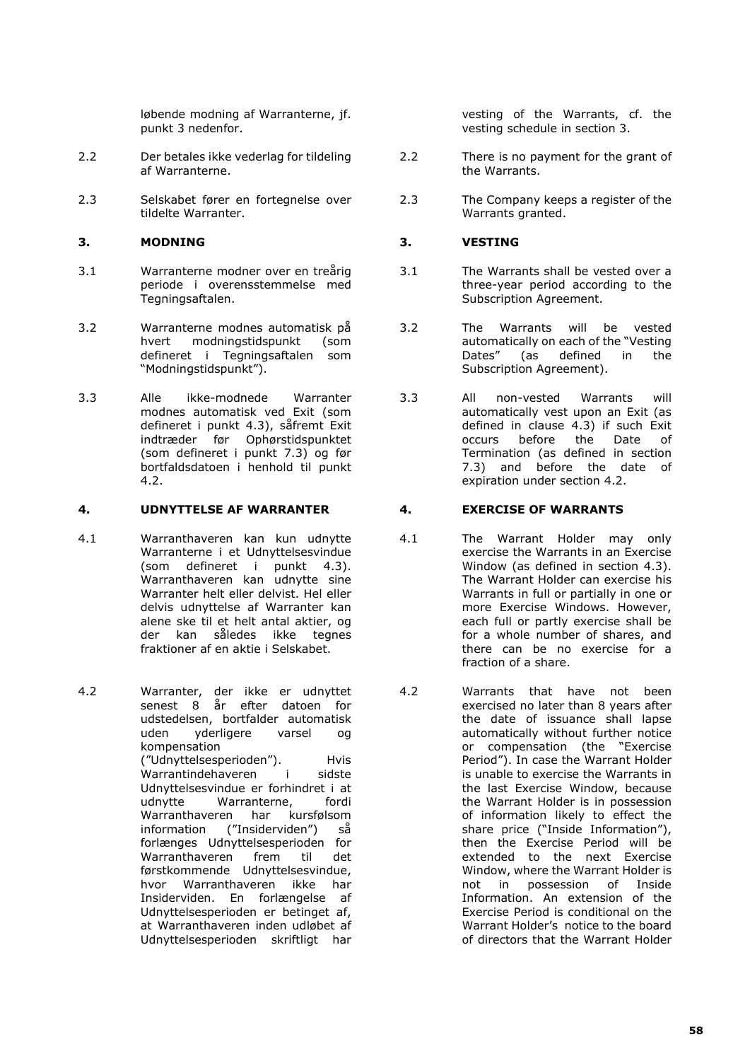| | Danish | | English |
|---|---|---|---|
| | løbende modning af Warranterne, jf. punkt 3 nedenfor. | | vesting of the Warrants, cf. the vesting schedule in section 3. |
| 2.2 | Der betales ikke vederlag for tildeling af Warranterne. | 2.2 | There is no payment for the grant of the Warrants. |
| 2.3 | Selskabet fører en fortegnelse over tildelte Warranter. | 2.3 | The Company keeps a register of the Warrants granted. |
| **3.** | **MODNING** | **3.** | **VESTING** |
| 3.1 | Warranterne modner over en treårig periode i overensstemmelse med Tegningsaftalen. | 3.1 | The Warrants shall be vested over a three-year period according to the Subscription Agreement. |
| 3.2 | Warranterne modnes automatisk på hvert modningstidspunkt (som defineret i Tegningsaftalen som "Modningstidspunkt"). | 3.2 | The Warrants will be vested automatically on each of the "Vesting Dates" (as defined in the Subscription Agreement). |
| 3.3 | Alle ikke-modnede Warranter modnes automatisk ved Exit (som defineret i punkt 4.3), såfremt Exit indtræder før Ophørstidspunktet (som defineret i punkt 7.3) og før bortfaldsdatoen i henhold til punkt 4.2. | 3.3 | All non-vested Warrants will automatically vest upon an Exit (as defined in clause 4.3) if such Exit occurs before the Date of Termination (as defined in section 7.3) and before the date of expiration under section 4.2. |
| **4.** | **UDNYTTELSE AF WARRANTER** | **4.** | **EXERCISE OF WARRANTS** |
| 4.1 | Warranthaveren kan kun udnytte Warranterne i et Udnyttelsesvindue (som defineret i punkt 4.3). Warranthaveren kan udnytte sine Warranter helt eller delvist. Hel eller delvis udnyttelse af Warranter kan alene ske til et helt antal aktier, og der kan således ikke tegnes fraktioner af en aktie i Selskabet. | 4.1 | The Warrant Holder may only exercise the Warrants in an Exercise Window (as defined in section 4.3). The Warrant Holder can exercise his Warrants in full or partially in one or more Exercise Windows. However, each full or partly exercise shall be for a whole number of shares, and there can be no exercise for a fraction of a share. |
| 4.2 | Warranter, der ikke er udnyttet senest 8 år efter datoen for udstedelsen, bortfalder automatisk uden yderligere varsel og kompensation ("Udnyttelsesperioden"). Hvis Warrantindehaveren i sidste Udnyttelsesvindue er forhindret i at udnytte Warranterne, fordi Warranthaveren har kursfølsom information ("Insiderviden") så forlænges Udnyttelsesperioden for Warranthaveren frem til det førstkommende Udnyttelsesvindue, hvor Warranthaveren ikke har Insiderviden. En forlængelse af Udnyttelsesperioden er betinget af, at Warranthaveren inden udløbet af Udnyttelsesperioden skriftligt har | 4.2 | Warrants that have not been exercised no later than 8 years after the date of issuance shall lapse automatically without further notice or compensation (the "Exercise Period"). In case the Warrant Holder is unable to exercise the Warrants in the last Exercise Window, because the Warrant Holder is in possession of information likely to effect the share price ("Inside Information"), then the Exercise Period will be extended to the next Exercise Window, where the Warrant Holder is not in possession of Inside Information. An extension of the Exercise Period is conditional on the Warrant Holder's notice to the board of directors that the Warrant Holder |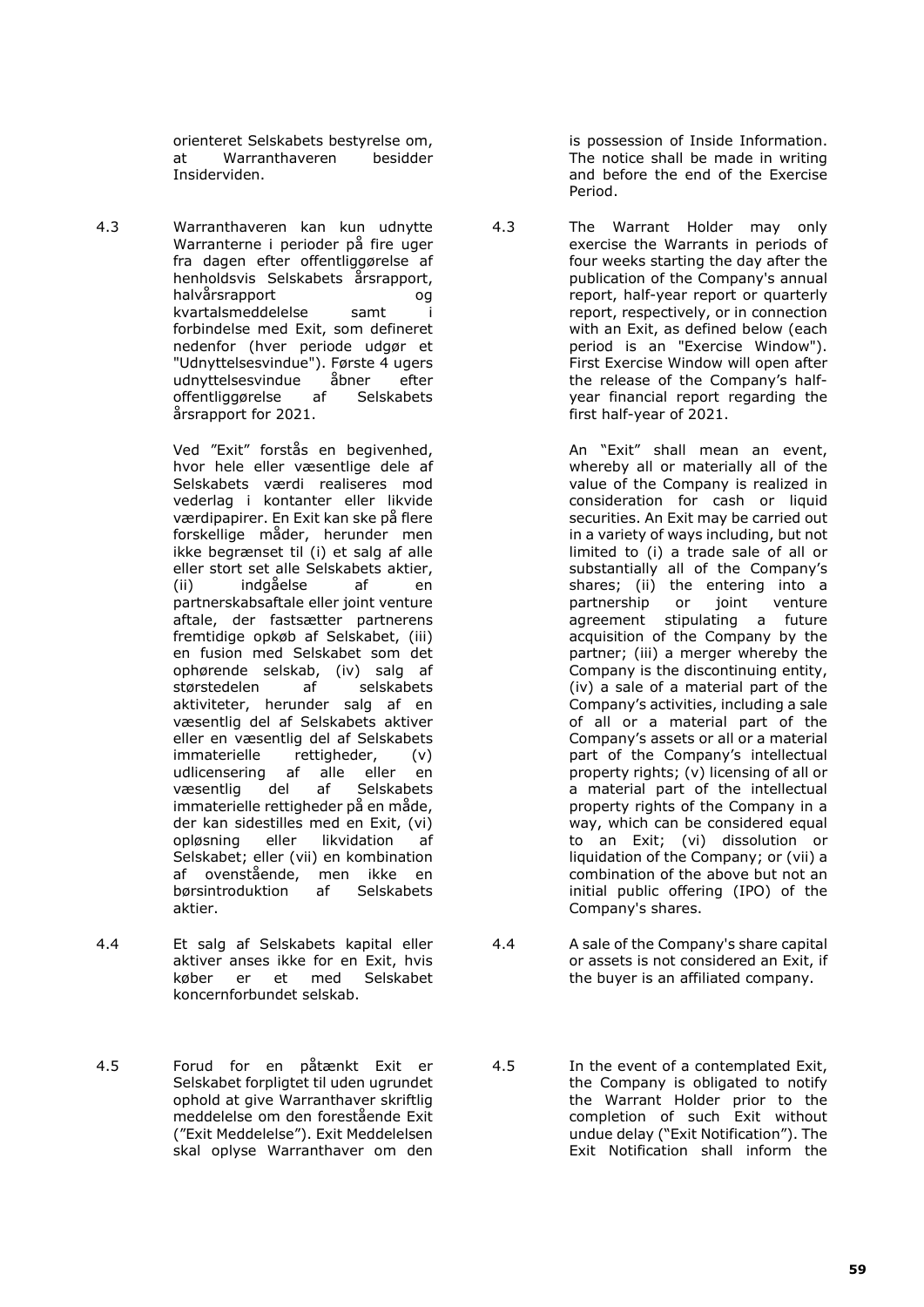orienteret Selskabets bestyrelse om, at Warranthaveren besidder Insiderviden.

is possession of Inside Information. The notice shall be made in writing and before the end of the Exercise Period.

4.3 Warranthaveren kan kun udnytte Warranterne i perioder på fire uger fra dagen efter offentliggørelse af henholdsvis Selskabets årsrapport, halvårsrapport og kvartalsmeddelelse samt i forbindelse med Exit, som defineret nedenfor (hver periode udgør et "Udnyttelsesvindue"). Første 4 ugers udnyttelsesvindue åbner efter offentliggørelse af Selskabets årsrapport for 2021.

Ved "Exit" forstås en begivenhed, hvor hele eller væsentlige dele af Selskabets værdi realiseres mod vederlag i kontanter eller likvide værdipapirer. En Exit kan ske på flere forskellige måder, herunder men ikke begrænset til (i) et salg af alle eller stort set alle Selskabets aktier, (ii) indgåelse af en partnerskabsaftale eller joint venture aftale, der fastsætter partnerens fremtidige opkøb af Selskabet, (iii) en fusion med Selskabet som det ophørende selskab, (iv) salg af størstedelen af selskabets aktiviteter, herunder salg af en væsentlig del af Selskabets aktiver eller en væsentlig del af Selskabets immaterielle rettigheder, (v) udlicensering af alle eller en væsentlig del af Selskabets immaterielle rettigheder på en måde, der kan sidestilles med en Exit, (vi) opløsning eller likvidation af Selskabet; eller (vii) en kombination af ovenstående, men ikke en børsintroduktion af Selskabets aktier.

4.3 The Warrant Holder may only exercise the Warrants in periods of four weeks starting the day after the publication of the Company's annual report, half-year report or quarterly report, respectively, or in connection with an Exit, as defined below (each period is an "Exercise Window"). First Exercise Window will open after the release of the Company's half-year financial report regarding the first half-year of 2021.

An "Exit" shall mean an event, whereby all or materially all of the value of the Company is realized in consideration for cash or liquid securities. An Exit may be carried out in a variety of ways including, but not limited to (i) a trade sale of all or substantially all of the Company's shares; (ii) the entering into a partnership or joint venture agreement stipulating a future acquisition of the Company by the partner; (iii) a merger whereby the Company is the discontinuing entity, (iv) a sale of a material part of the Company's activities, including a sale of all or a material part of the Company's assets or all or a material part of the Company's intellectual property rights; (v) licensing of all or a material part of the intellectual property rights of the Company in a way, which can be considered equal to an Exit; (vi) dissolution or liquidation of the Company; or (vii) a combination of the above but not an initial public offering (IPO) of the Company's shares.

4.4 Et salg af Selskabets kapital eller aktiver anses ikke for en Exit, hvis køber er et med Selskabet koncernforbundet selskab.

4.4 A sale of the Company's share capital or assets is not considered an Exit, if the buyer is an affiliated company.

4.5 Forud for en påtænkt Exit er Selskabet forpligtet til uden ugrundet ophold at give Warranthaver skriftlig meddelelse om den forestående Exit ("Exit Meddelelse"). Exit Meddelelsen skal oplyse Warranthaver om den

4.5 In the event of a contemplated Exit, the Company is obligated to notify the Warrant Holder prior to the completion of such Exit without undue delay ("Exit Notification"). The Exit Notification shall inform the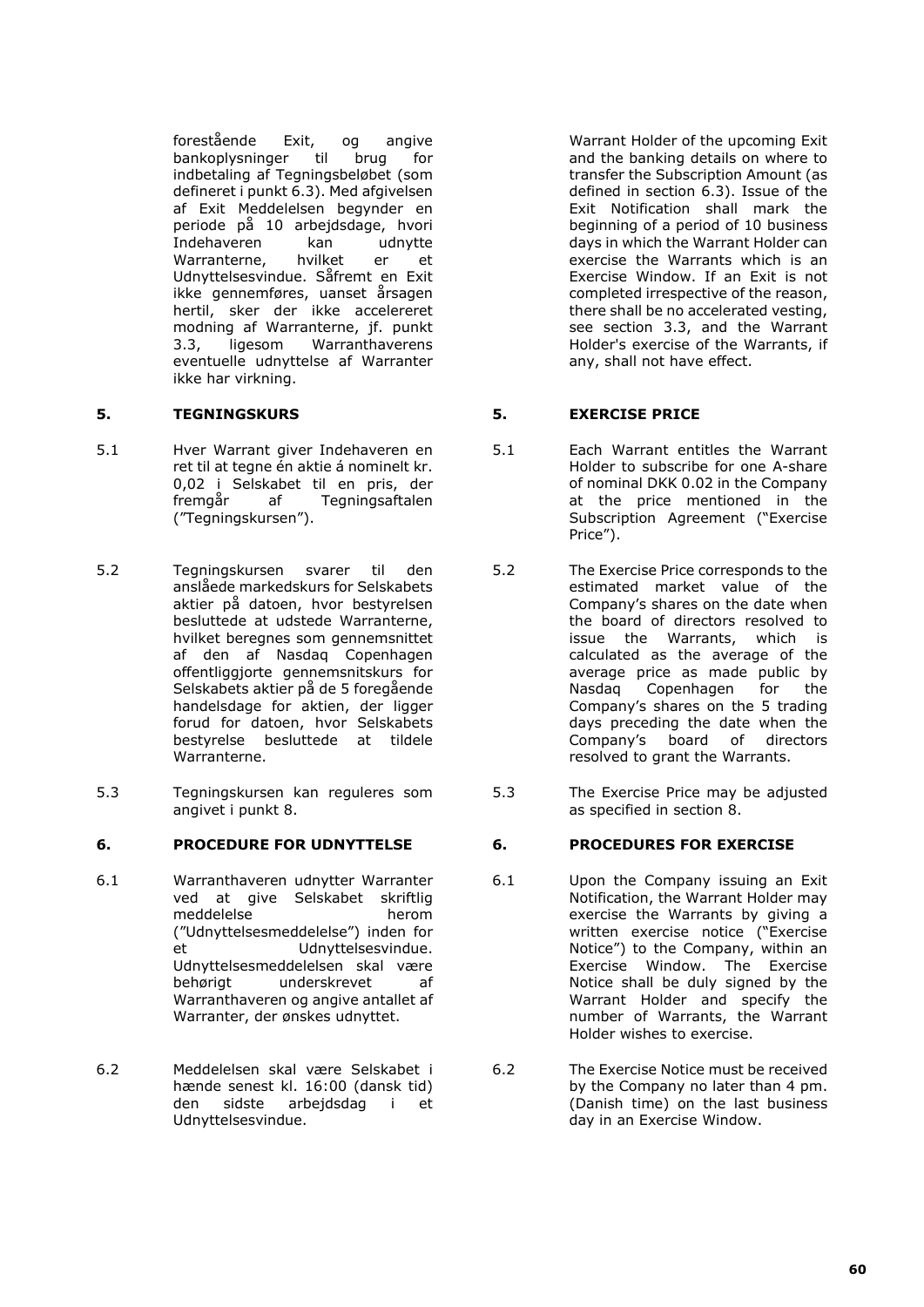forestående Exit, og angive bankoplysninger til brug for indbetaling af Tegningsbeløbet (som defineret i punkt 6.3). Med afgivelsen af Exit Meddelelsen begynder en periode på 10 arbejdsdage, hvori Indehaveren kan udnytte Warranterne, hvilket er et Udnyttelsesvindue. Såfremt en Exit ikke gennemføres, uanset årsagen hertil, sker der ikke accelereret modning af Warranterne, jf. punkt 3.3, ligesom Warranthaverens eventuelle udnyttelse af Warranter ikke har virkning.

Warrant Holder of the upcoming Exit and the banking details on where to transfer the Subscription Amount (as defined in section 6.3). Issue of the Exit Notification shall mark the beginning of a period of 10 business days in which the Warrant Holder can exercise the Warrants which is an Exercise Window. If an Exit is not completed irrespective of the reason, there shall be no accelerated vesting, see section 3.3, and the Warrant Holder's exercise of the Warrants, if any, shall not have effect.

## 5. TEGNINGSKURS

## 5. EXERCISE PRICE

5.1 Hver Warrant giver Indehaveren en ret til at tegne én aktie á nominelt kr. 0,02 i Selskabet til en pris, der fremgår af Tegningsaftalen ("Tegningskursen").

5.1 Each Warrant entitles the Warrant Holder to subscribe for one A-share of nominal DKK 0.02 in the Company at the price mentioned in the Subscription Agreement ("Exercise Price").

5.2 Tegningskursen svarer til den anslåede markedskurs for Selskabets aktier på datoen, hvor bestyrelsen besluttede at udstede Warranterne, hvilket beregnes som gennemsnittet af den af Nasdaq Copenhagen offentliggjorte gennemsnitskurs for Selskabets aktier på de 5 foregående handelsdage for aktien, der ligger forud for datoen, hvor Selskabets bestyrelse besluttede at tildele Warranterne.

5.2 The Exercise Price corresponds to the estimated market value of the Company's shares on the date when the board of directors resolved to issue the Warrants, which is calculated as the average of the average price as made public by Nasdaq Copenhagen for the Company's shares on the 5 trading days preceding the date when the Company's board of directors resolved to grant the Warrants.

5.3 Tegningskursen kan reguleres som angivet i punkt 8.

5.3 The Exercise Price may be adjusted as specified in section 8.

## 6. PROCEDURE FOR UDNYTTELSE

## 6. PROCEDURES FOR EXERCISE

6.1 Warranthaveren udnytter Warranter ved at give Selskabet skriftlig meddelelse herom ("Udnyttelsesmeddelelse") inden for et Udnyttelsesvindue. Udnyttelsesmeddelelsen skal være behørigt underskrevet af Warranthaveren og angive antallet af Warranter, der ønskes udnyttet.

6.1 Upon the Company issuing an Exit Notification, the Warrant Holder may exercise the Warrants by giving a written exercise notice ("Exercise Notice") to the Company, within an Exercise Window. The Exercise Notice shall be duly signed by the Warrant Holder and specify the number of Warrants, the Warrant Holder wishes to exercise.

6.2 Meddelelsen skal være Selskabet i hænde senest kl. 16:00 (dansk tid) den sidste arbejdsdag i et Udnyttelsesvindue.

6.2 The Exercise Notice must be received by the Company no later than 4 pm. (Danish time) on the last business day in an Exercise Window.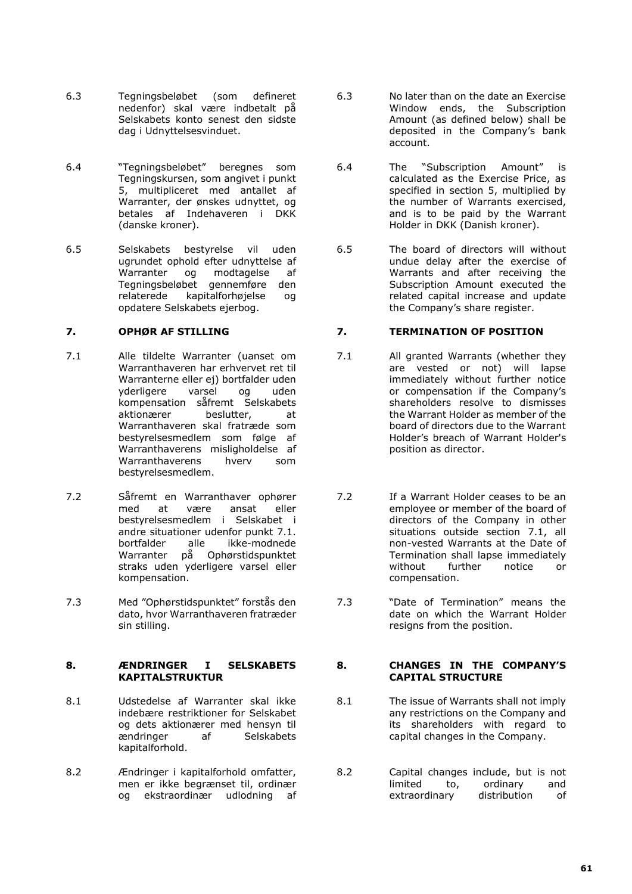6.3 Tegningsbeløbet (som defineret nedenfor) skal være indbetalt på Selskabets konto senest den sidste dag i Udnyttelsesvinduet.

6.3 No later than on the date an Exercise Window ends, the Subscription Amount (as defined below) shall be deposited in the Company's bank account.

6.4 "Tegningsbeløbet" beregnes som Tegningskursen, som angivet i punkt 5, multipliceret med antallet af Warranter, der ønskes udnyttet, og betales af Indehaveren i DKK (danske kroner).

6.4 The "Subscription Amount" is calculated as the Exercise Price, as specified in section 5, multiplied by the number of Warrants exercised, and is to be paid by the Warrant Holder in DKK (Danish kroner).

6.5 Selskabets bestyrelse vil uden ugrundet ophold efter udnyttelse af Warranter og modtagelse af Tegningsbeløbet gennemføre den relaterede kapitalforhøjelse og opdatere Selskabets ejerbog.

6.5 The board of directors will without undue delay after the exercise of Warrants and after receiving the Subscription Amount executed the related capital increase and update the Company's share register.

## 7. OPHØR AF STILLING

## 7. TERMINATION OF POSITION

7.1 Alle tildelte Warranter (uanset om Warranthaveren har erhvervet ret til Warranterne eller ej) bortfalder uden yderligere varsel og uden kompensation såfremt Selskabets aktionærer beslutter, at Warranthaveren skal fratræde som bestyrelsesmedlem som følge af Warranthaverens misligholdelse af Warranthaverens hverv som bestyrelsesmedlem.

7.1 All granted Warrants (whether they are vested or not) will lapse immediately without further notice or compensation if the Company's shareholders resolve to dismisses the Warrant Holder as member of the board of directors due to the Warrant Holder's breach of Warrant Holder's position as director.

7.2 Såfremt en Warranthaver ophører med at være ansat eller bestyrelsesmedlem i Selskabet i andre situationer udenfor punkt 7.1. bortfalder alle ikke-modnede Warranter på Ophørstidspunktet straks uden yderligere varsel eller kompensation.

7.2 If a Warrant Holder ceases to be an employee or member of the board of directors of the Company in other situations outside section 7.1, all non-vested Warrants at the Date of Termination shall lapse immediately without further notice or compensation.

7.3 Med "Ophørstidspunktet" forstås den dato, hvor Warranthaveren fratræder sin stilling.

7.3 "Date of Termination" means the date on which the Warrant Holder resigns from the position.

## 8. ÆNDRINGER I SELSKABETS KAPITALSTRUKTUR

## 8. CHANGES IN THE COMPANY'S CAPITAL STRUCTURE

8.1 Udstedelse af Warranter skal ikke indebære restriktioner for Selskabet og dets aktionærer med hensyn til ændringer af Selskabets kapitalforhold.

8.1 The issue of Warrants shall not imply any restrictions on the Company and its shareholders with regard to capital changes in the Company.

8.2 Ændringer i kapitalforhold omfatter, men er ikke begrænset til, ordinær og ekstraordinær udlodning af

8.2 Capital changes include, but is not limited to, ordinary and extraordinary distribution of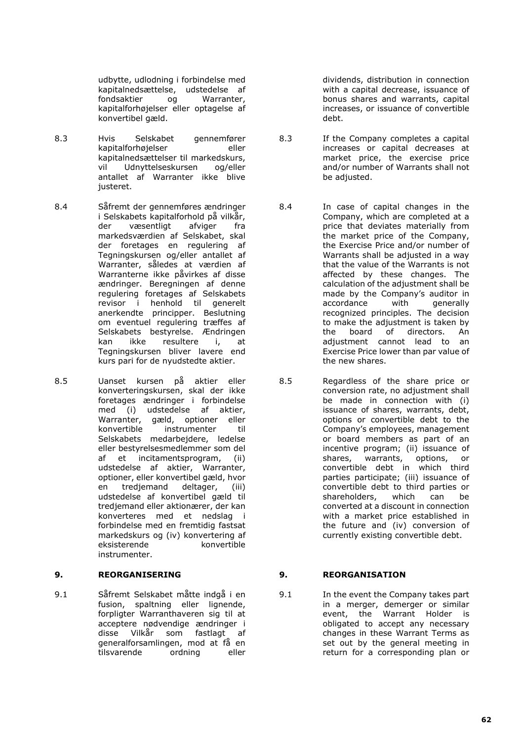udbytte, udlodning i forbindelse med kapitalnedsættelse, udstedelse af fondsaktier og Warranter, kapitalforhøjelser eller optagelse af konvertibel gæld.

dividends, distribution in connection with a capital decrease, issuance of bonus shares and warrants, capital increases, or issuance of convertible debt.

8.3 Hvis Selskabet gennemfører kapitalforhøjelser eller kapitalnedsættelser til markedskurs, vil Udnyttelseskursen og/eller antallet af Warranter ikke blive justeret.

8.3 If the Company completes a capital increases or capital decreases at market price, the exercise price and/or number of Warrants shall not be adjusted.

8.4 Såfremt der gennemføres ændringer i Selskabets kapitalforhold på vilkår, der væsentligt afviger fra markedsværdien af Selskabet, skal der foretages en regulering af Tegningskursen og/eller antallet af Warranter, således at værdien af Warranterne ikke påvirkes af disse ændringer. Beregningen af denne regulering foretages af Selskabets revisor i henhold til generelt anerkendte principper. Beslutning om eventuel regulering træffes af Selskabets bestyrelse. Ændringen kan ikke resultere i, at Tegningskursen bliver lavere end kurs pari for de nyudstedte aktier.

8.4 In case of capital changes in the Company, which are completed at a price that deviates materially from the market price of the Company, the Exercise Price and/or number of Warrants shall be adjusted in a way that the value of the Warrants is not affected by these changes. The calculation of the adjustment shall be made by the Company's auditor in accordance with generally recognized principles. The decision to make the adjustment is taken by the board of directors. An adjustment cannot lead to an Exercise Price lower than par value of the new shares.

8.5 Uanset kursen på aktier eller konverteringskursen, skal der ikke foretages ændringer i forbindelse med (i) udstedelse af aktier, Warranter, gæld, optioner eller konvertible instrumenter til Selskabets medarbejdere, ledelse eller bestyrelsesmedlemmer som del af et incitamentsprogram, (ii) udstedelse af aktier, Warranter, optioner, eller konvertibel gæld, hvor en tredjemand deltager, (iii) udstedelse af konvertibel gæld til tredjemand eller aktionærer, der kan konverteres med et nedslag i forbindelse med en fremtidig fastsat markedskurs og (iv) konvertering af eksisterende konvertible instrumenter.

8.5 Regardless of the share price or conversion rate, no adjustment shall be made in connection with (i) issuance of shares, warrants, debt, options or convertible debt to the Company's employees, management or board members as part of an incentive program; (ii) issuance of shares, warrants, options, or convertible debt in which third parties participate; (iii) issuance of convertible debt to third parties or shareholders, which can be converted at a discount in connection with a market price established in the future and (iv) conversion of currently existing convertible debt.

## 9. REORGANISERING

## 9. REORGANISATION

9.1 Såfremt Selskabet måtte indgå i en fusion, spaltning eller lignende, forpligter Warranthaveren sig til at acceptere nødvendige ændringer i disse Vilkår som fastlagt af generalforsamlingen, mod at få en tilsvarende ordning eller

9.1 In the event the Company takes part in a merger, demerger or similar event, the Warrant Holder is obligated to accept any necessary changes in these Warrant Terms as set out by the general meeting in return for a corresponding plan or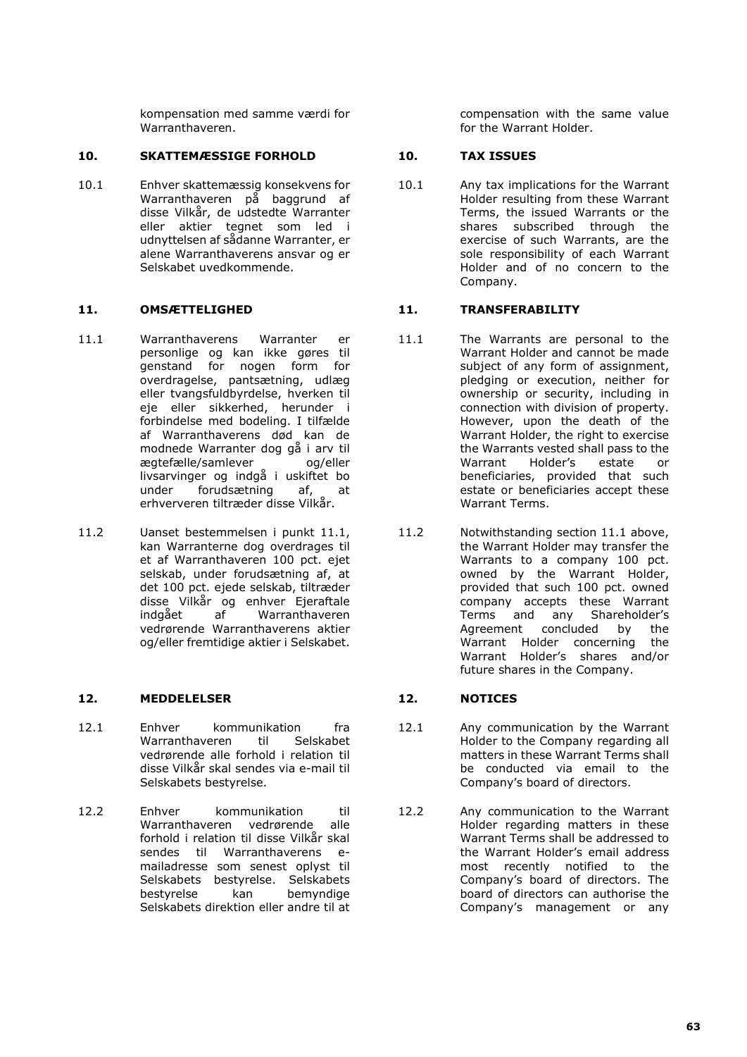kompensation med samme værdi for Warranthaveren.

compensation with the same value for the Warrant Holder.

## 10. SKATTEMÆSSIGE FORHOLD

## 10. TAX ISSUES

10.1 Enhver skattemæssig konsekvens for Warranthaveren på baggrund af disse Vilkår, de udstedte Warranter eller aktier tegnet som led i udnyttelsen af sådanne Warranter, er alene Warranthaverens ansvar og er Selskabet uvedkommende.

10.1 Any tax implications for the Warrant Holder resulting from these Warrant Terms, the issued Warrants or the shares subscribed through the exercise of such Warrants, are the sole responsibility of each Warrant Holder and of no concern to the Company.

## 11. OMSÆTTELIGHED

## 11. TRANSFERABILITY

11.1 Warranthaverens Warranter er personlige og kan ikke gøres til genstand for nogen form for overdragelse, pantsætning, udlæg eller tvangsfuldbyrdelse, hverken til eje eller sikkerhed, herunder i forbindelse med bodeling. I tilfælde af Warranthaverens død kan de modnede Warranter dog gå i arv til ægtefælle/samlever og/eller livsarvinger og indgå i uskiftet bo under forudsætning af, at erhververen tiltræder disse Vilkår.

11.1 The Warrants are personal to the Warrant Holder and cannot be made subject of any form of assignment, pledging or execution, neither for ownership or security, including in connection with division of property. However, upon the death of the Warrant Holder, the right to exercise the Warrants vested shall pass to the Warrant Holder's estate or beneficiaries, provided that such estate or beneficiaries accept these Warrant Terms.

11.2 Uanset bestemmelsen i punkt 11.1, kan Warranterne dog overdrages til et af Warranthaveren 100 pct. ejet selskab, under forudsætning af, at det 100 pct. ejede selskab, tiltræder disse Vilkår og enhver Ejeraftale indgået af Warranthaveren vedrørende Warranthaverens aktier og/eller fremtidige aktier i Selskabet.

11.2 Notwithstanding section 11.1 above, the Warrant Holder may transfer the Warrants to a company 100 pct. owned by the Warrant Holder, provided that such 100 pct. owned company accepts these Warrant Terms and any Shareholder's Agreement concluded by the Warrant Holder concerning the Warrant Holder's shares and/or future shares in the Company.

## 12. MEDDELELSER

## 12. NOTICES

12.1 Enhver kommunikation fra Warranthaveren til Selskabet vedrørende alle forhold i relation til disse Vilkår skal sendes via e-mail til Selskabets bestyrelse.

12.1 Any communication by the Warrant Holder to the Company regarding all matters in these Warrant Terms shall be conducted via email to the Company's board of directors.

12.2 Enhver kommunikation til Warranthaveren vedrørende alle forhold i relation til disse Vilkår skal sendes til Warranthaverens e-mailadresse som senest oplyst til Selskabets bestyrelse. Selskabets bestyrelse kan bemyndige Selskabets direktion eller andre til at

12.2 Any communication to the Warrant Holder regarding matters in these Warrant Terms shall be addressed to the Warrant Holder's email address most recently notified to the Company's board of directors. The board of directors can authorise the Company's management or any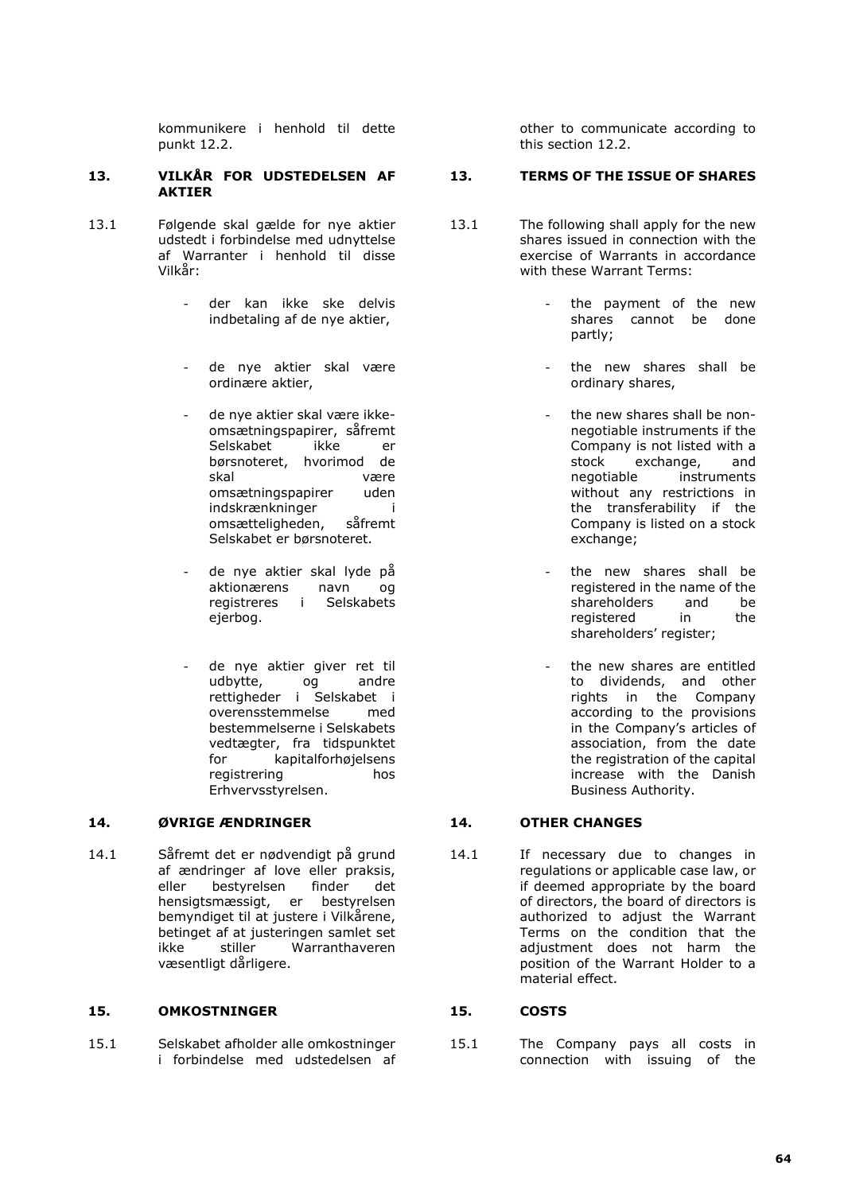kommunikere i henhold til dette punkt 12.2.

other to communicate according to this section 12.2.

## 13. VILKÅR FOR UDSTEDELSEN AF AKTIER

## 13. TERMS OF THE ISSUE OF SHARES

13.1 Følgende skal gælde for nye aktier udstedt i forbindelse med udnyttelse af Warranter i henhold til disse Vilkår:

- der kan ikke ske delvis indbetaling af de nye aktier,
- de nye aktier skal være ordinære aktier,
- de nye aktier skal være ikke-omsætningspapirer, såfremt Selskabet ikke er børsnoteret, hvorimod de skal være omsætningspapirer uden indskrænkninger i omsætteligheden, såfremt Selskabet er børsnoteret.
- de nye aktier skal lyde på aktionærens navn og registreres i Selskabets ejerbog.
- de nye aktier giver ret til udbytte, og andre rettigheder i Selskabet i overensstemmelse med bestemmelserne i Selskabets vedtægter, fra tidspunktet for kapitalforhøjelsens registrering hos Erhvervsstyrelsen.

13.1 The following shall apply for the new shares issued in connection with the exercise of Warrants in accordance with these Warrant Terms:

- the payment of the new shares cannot be done partly;
- the new shares shall be ordinary shares,
- the new shares shall be non-negotiable instruments if the Company is not listed with a stock exchange, and negotiable instruments without any restrictions in the transferability if the Company is listed on a stock exchange;
- the new shares shall be registered in the name of the shareholders and be registered in the shareholders' register;
- the new shares are entitled to dividends, and other rights in the Company according to the provisions in the Company's articles of association, from the date the registration of the capital increase with the Danish Business Authority.

## 14. ØVRIGE ÆNDRINGER

## 14. OTHER CHANGES

14.1 Såfremt det er nødvendigt på grund af ændringer af love eller praksis, eller bestyrelsen finder det hensigtsmæssigt, er bestyrelsen bemyndiget til at justere i Vilkårene, betinget af at justeringen samlet set ikke stiller Warranthaveren væsentligt dårligere.

14.1 If necessary due to changes in regulations or applicable case law, or if deemed appropriate by the board of directors, the board of directors is authorized to adjust the Warrant Terms on the condition that the adjustment does not harm the position of the Warrant Holder to a material effect.

## 15. OMKOSTNINGER

## 15. COSTS

15.1 Selskabet afholder alle omkostninger i forbindelse med udstedelsen af

15.1 The Company pays all costs in connection with issuing of the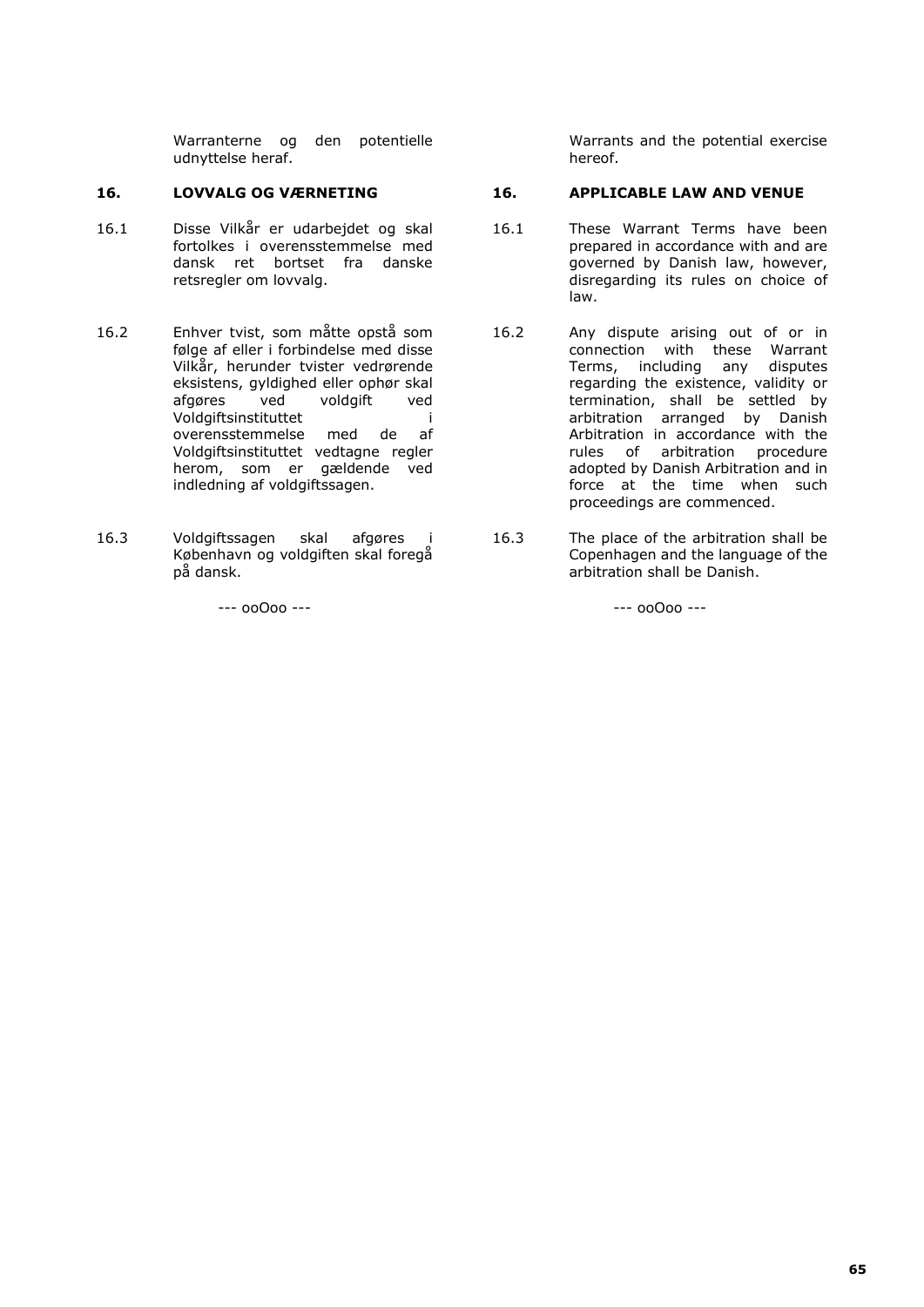Warranterne og den potentielle udnyttelse heraf.

## 16. LOVVALG OG VÆRNETING

16.1 Disse Vilkår er udarbejdet og skal fortolkes i overensstemmelse med dansk ret bortset fra danske retsregler om lovvalg.

16.2 Enhver tvist, som måtte opstå som følge af eller i forbindelse med disse Vilkår, herunder tvister vedrørende eksistens, gyldighed eller ophør skal afgøres ved voldgift ved Voldgiftsinstituttet i overensstemmelse med de af Voldgiftsinstituttet vedtagne regler herom, som er gældende ved indledning af voldgiftssagen.

16.3 Voldgiftssagen skal afgøres i København og voldgiften skal foregå på dansk.

--- ooOoo ---

Warrants and the potential exercise hereof.

## 16. APPLICABLE LAW AND VENUE

16.1 These Warrant Terms have been prepared in accordance with and are governed by Danish law, however, disregarding its rules on choice of law.

16.2 Any dispute arising out of or in connection with these Warrant Terms, including any disputes regarding the existence, validity or termination, shall be settled by arbitration arranged by Danish Arbitration in accordance with the rules of arbitration procedure adopted by Danish Arbitration and in force at the time when such proceedings are commenced.

16.3 The place of the arbitration shall be Copenhagen and the language of the arbitration shall be Danish.

--- ooOoo ---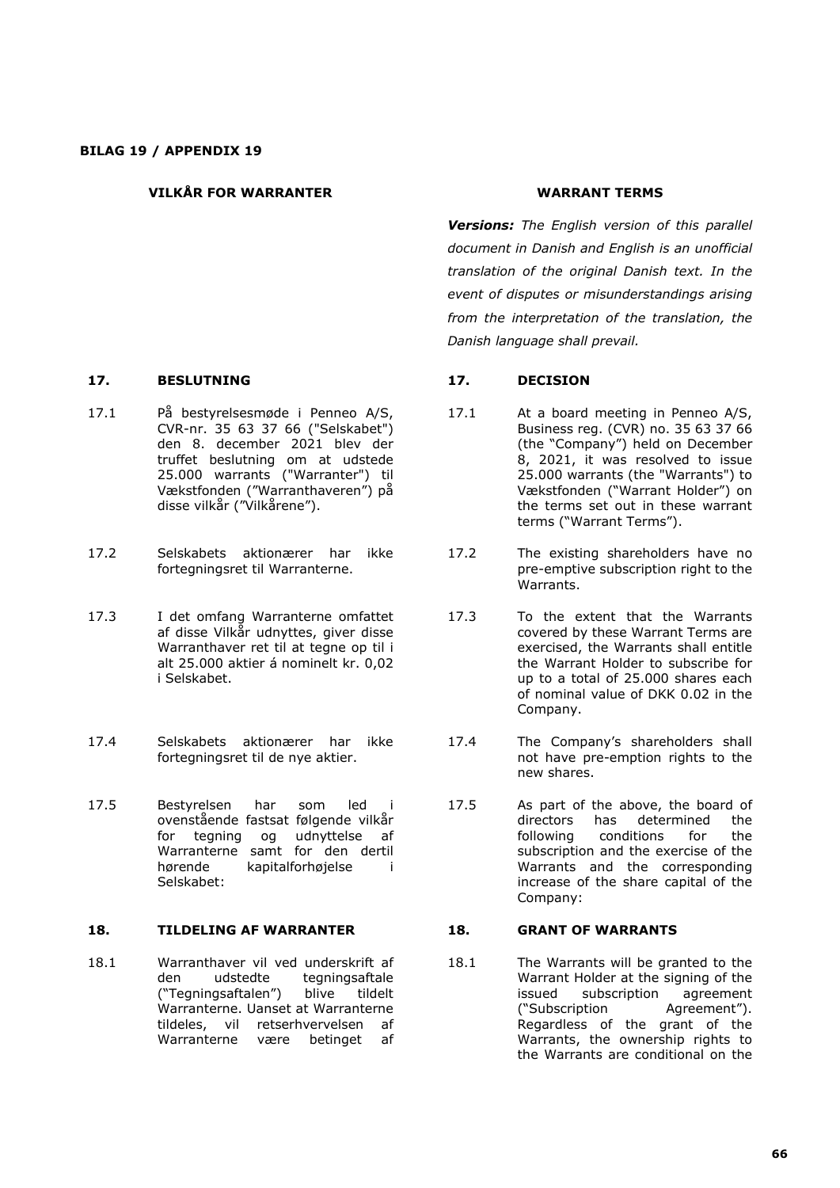**BILAG 19 / APPENDIX 19**

**VILKÅR FOR WARRANTER**

**WARRANT TERMS**

***Versions:*** *The English version of this parallel document in Danish and English is an unofficial translation of the original Danish text. In the event of disputes or misunderstandings arising from the interpretation of the translation, the Danish language shall prevail.*

**17. BESLUTNING**

17.1 På bestyrelsesmøde i Penneo A/S, CVR-nr. 35 63 37 66 ("Selskabet") den 8. december 2021 blev der truffet beslutning om at udstede 25.000 warrants ("Warranter") til Vækstfonden ("Warranthaveren") på disse vilkår ("Vilkårene").

17.2 Selskabets aktionærer har ikke fortegningsret til Warranterne.

17.3 I det omfang Warranterne omfattet af disse Vilkår udnyttes, giver disse Warranthaver ret til at tegne op til i alt 25.000 aktier á nominelt kr. 0,02 i Selskabet.

17.4 Selskabets aktionærer har ikke fortegningsret til de nye aktier.

17.5 Bestyrelsen har som led i ovenstående fastsat følgende vilkår for tegning og udnyttelse af Warranterne samt for den dertil hørende kapitalforhøjelse i Selskabet:

**18. TILDELING AF WARRANTER**

18.1 Warranthaver vil ved underskrift af den udstedte tegningsaftale ("Tegningsaftalen") blive tildelt Warranterne. Uanset at Warranterne tildeles, vil retserhvervelsen af Warranterne være betinget af

**17. DECISION**

17.1 At a board meeting in Penneo A/S, Business reg. (CVR) no. 35 63 37 66 (the "Company") held on December 8, 2021, it was resolved to issue 25.000 warrants (the "Warrants") to Vækstfonden ("Warrant Holder") on the terms set out in these warrant terms ("Warrant Terms").

17.2 The existing shareholders have no pre-emptive subscription right to the Warrants.

17.3 To the extent that the Warrants covered by these Warrant Terms are exercised, the Warrants shall entitle the Warrant Holder to subscribe for up to a total of 25.000 shares each of nominal value of DKK 0.02 in the Company.

17.4 The Company's shareholders shall not have pre-emption rights to the new shares.

17.5 As part of the above, the board of directors has determined the following conditions for the subscription and the exercise of the Warrants and the corresponding increase of the share capital of the Company:

**18. GRANT OF WARRANTS**

18.1 The Warrants will be granted to the Warrant Holder at the signing of the issued subscription agreement ("Subscription Agreement"). Regardless of the grant of the Warrants, the ownership rights to the Warrants are conditional on the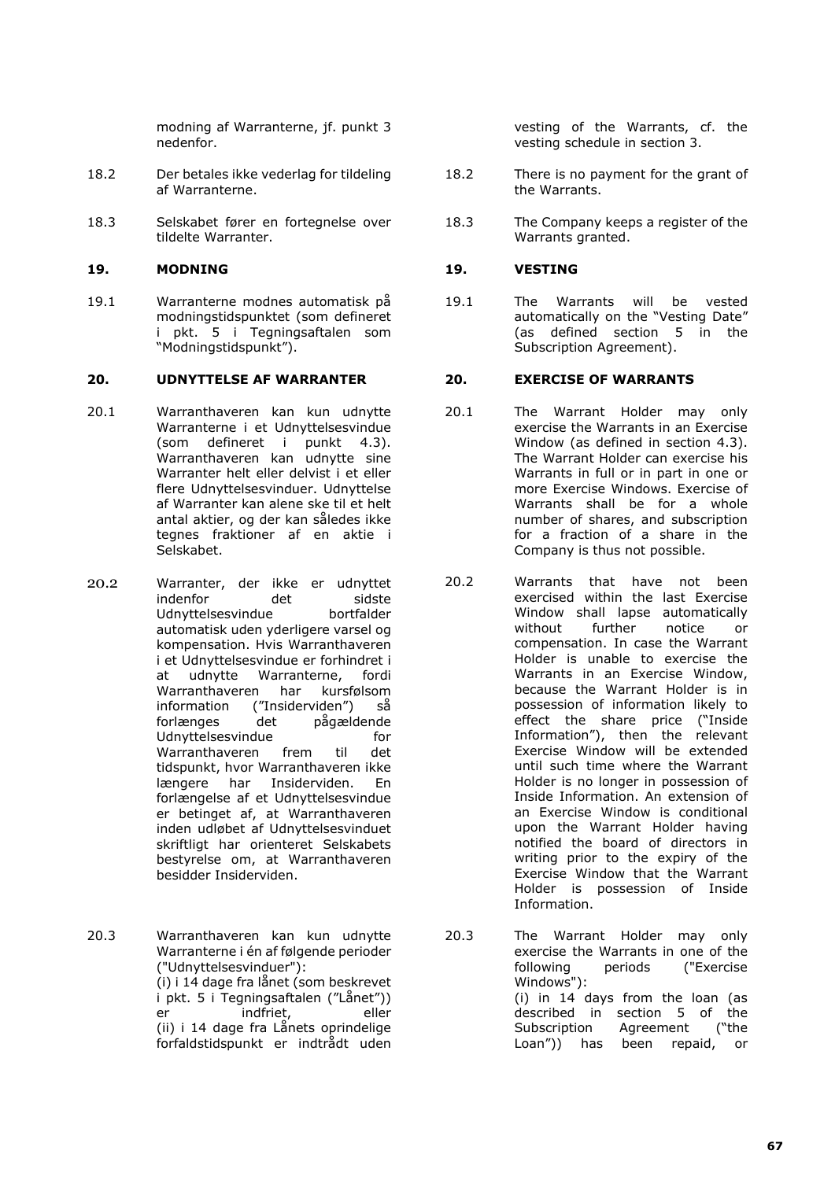modning af Warranterne, jf. punkt 3 nedenfor.

vesting of the Warrants, cf. the vesting schedule in section 3.

18.2 Der betales ikke vederlag for tildeling af Warranterne.

18.2 There is no payment for the grant of the Warrants.

18.3 Selskabet fører en fortegnelse over tildelte Warranter.

18.3 The Company keeps a register of the Warrants granted.

## 19. MODNING

## 19. VESTING

19.1 Warranterne modnes automatisk på modningstidspunktet (som defineret i pkt. 5 i Tegningsaftalen som "Modningstidspunkt").

19.1 The Warrants will be vested automatically on the "Vesting Date" (as defined section 5 in the Subscription Agreement).

## 20. UDNYTTELSE AF WARRANTER

## 20. EXERCISE OF WARRANTS

20.1 Warranthaveren kan kun udnytte Warranterne i et Udnyttelsesvindue (som defineret i punkt 4.3). Warranthaveren kan udnytte sine Warranter helt eller delvist i et eller flere Udnyttelsesvinduer. Udnyttelse af Warranter kan alene ske til et helt antal aktier, og der kan således ikke tegnes fraktioner af en aktie i Selskabet.

20.1 The Warrant Holder may only exercise the Warrants in an Exercise Window (as defined in section 4.3). The Warrant Holder can exercise his Warrants in full or in part in one or more Exercise Windows. Exercise of Warrants shall be for a whole number of shares, and subscription for a fraction of a share in the Company is thus not possible.

20.2 Warranter, der ikke er udnyttet indenfor det sidste Udnyttelsesvindue bortfalder automatisk uden yderligere varsel og kompensation. Hvis Warranthaveren i et Udnyttelsesvindue er forhindret i at udnytte Warranterne, fordi Warranthaveren har kursfølsom information ("Insiderviden") så forlænges det pågældende Udnyttelsesvindue for Warranthaveren frem til det tidspunkt, hvor Warranthaveren ikke længere har Insiderviden. En forlængelse af et Udnyttelsesvindue er betinget af, at Warranthaveren inden udløbet af Udnyttelsesvinduet skriftligt har orienteret Selskabets bestyrelse om, at Warranthaveren besidder Insiderviden.

20.2 Warrants that have not been exercised within the last Exercise Window shall lapse automatically without further notice or compensation. In case the Warrant Holder is unable to exercise the Warrants in an Exercise Window, because the Warrant Holder is in possession of information likely to effect the share price ("Inside Information"), then the relevant Exercise Window will be extended until such time where the Warrant Holder is no longer in possession of Inside Information. An extension of an Exercise Window is conditional upon the Warrant Holder having notified the board of directors in writing prior to the expiry of the Exercise Window that the Warrant Holder is possession of Inside Information.

20.3 Warranthaveren kan kun udnytte Warranterne i én af følgende perioder ("Udnyttelsesvinduer"):
(i) i 14 dage fra lånet (som beskrevet i pkt. 5 i Tegningsaftalen ("Lånet")) er indfriet, eller
(ii) i 14 dage fra Lånets oprindelige forfaldstidspunkt er indtrådt uden

20.3 The Warrant Holder may only exercise the Warrants in one of the following periods ("Exercise Windows"):
(i) in 14 days from the loan (as described in section 5 of the Subscription Agreement ("the Loan")) has been repaid, or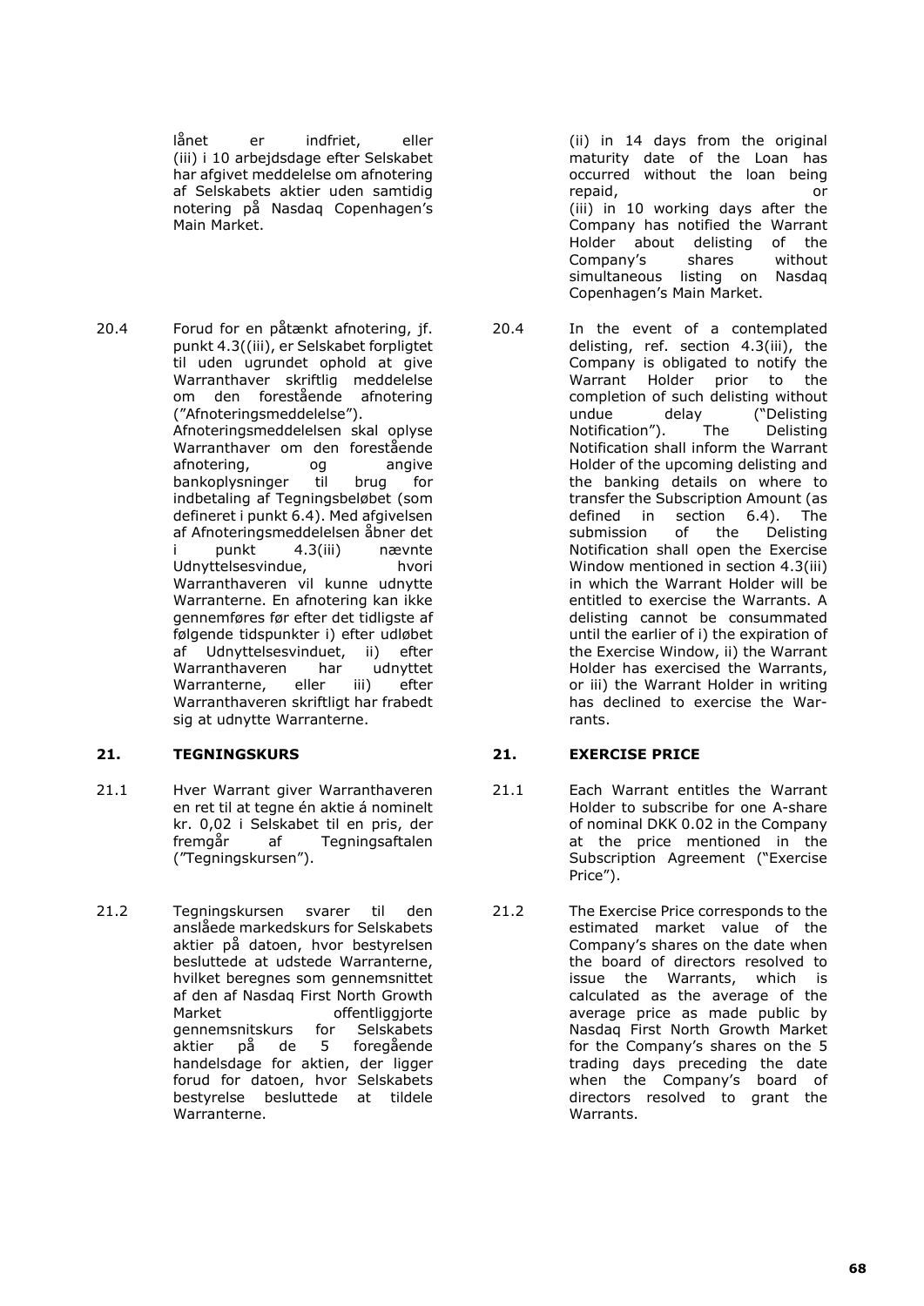lånet er indfriet, eller (iii) i 10 arbejdsdage efter Selskabet har afgivet meddelelse om afnotering af Selskabets aktier uden samtidig notering på Nasdaq Copenhagen's Main Market.

(ii) in 14 days from the original maturity date of the Loan has occurred without the loan being repaid, or (iii) in 10 working days after the Company has notified the Warrant Holder about delisting of the Company's shares without simultaneous listing on Nasdaq Copenhagen's Main Market.

20.4 Forud for en påtænkt afnotering, jf. punkt 4.3((iii), er Selskabet forpligtet til uden ugrundet ophold at give Warranthaver skriftlig meddelelse om den forestående afnotering ("Afnoteringsmeddelelse"). Afnoteringsmeddelelsen skal oplyse Warranthaver om den forestående afnotering, og angive bankoplysninger til brug for indbetaling af Tegningsbeløbet (som defineret i punkt 6.4). Med afgivelsen af Afnoteringsmeddelelsen åbner det i punkt 4.3(iii) nævnte Udnyttelsesvindue, hvori Warranthaveren vil kunne udnytte Warranterne. En afnotering kan ikke gennemføres før efter det tidligste af følgende tidspunkter i) efter udløbet af Udnyttelsesvinduet, ii) efter Warranthaveren har udnyttet Warranterne, eller iii) efter Warranthaveren skriftligt har frabedt sig at udnytte Warranterne.

20.4 In the event of a contemplated delisting, ref. section 4.3(iii), the Company is obligated to notify the Warrant Holder prior to the completion of such delisting without undue delay ("Delisting Notification"). The Delisting Notification shall inform the Warrant Holder of the upcoming delisting and the banking details on where to transfer the Subscription Amount (as defined in section 6.4). The submission of the Delisting Notification shall open the Exercise Window mentioned in section 4.3(iii) in which the Warrant Holder will be entitled to exercise the Warrants. A delisting cannot be consummated until the earlier of i) the expiration of the Exercise Window, ii) the Warrant Holder has exercised the Warrants, or iii) the Warrant Holder in writing has declined to exercise the Warrants.

## 21. TEGNINGSKURS

## 21. EXERCISE PRICE

21.1 Hver Warrant giver Warranthaveren en ret til at tegne én aktie á nominelt kr. 0,02 i Selskabet til en pris, der fremgår af Tegningsaftalen ("Tegningskursen").

21.1 Each Warrant entitles the Warrant Holder to subscribe for one A-share of nominal DKK 0.02 in the Company at the price mentioned in the Subscription Agreement ("Exercise Price").

21.2 Tegningskursen svarer til den anslåede markedskurs for Selskabets aktier på datoen, hvor bestyrelsen besluttede at udstede Warranterne, hvilket beregnes som gennemsnittet af den af Nasdaq First North Growth Market offentliggjorte gennemsnitskurs for Selskabets aktier på de 5 foregående handelsdage for aktien, der ligger forud for datoen, hvor Selskabets bestyrelse besluttede at tildele Warranterne.

21.2 The Exercise Price corresponds to the estimated market value of the Company's shares on the date when the board of directors resolved to issue the Warrants, which is calculated as the average of the average price as made public by Nasdaq First North Growth Market for the Company's shares on the 5 trading days preceding the date when the Company's board of directors resolved to grant the Warrants.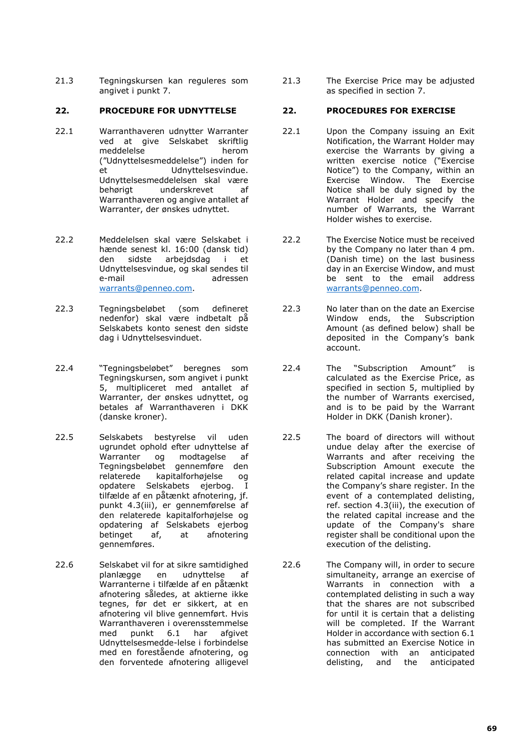21.3 Tegningskursen kan reguleres som angivet i punkt 7.

## 22. PROCEDURE FOR UDNYTTELSE

22.1 Warranthaveren udnytter Warranter ved at give Selskabet skriftlig meddelelse herom (”Udnyttelsesmeddelelse”) inden for et Udnyttelsesvindue. Udnyttelsesmeddelelsen skal være behørigt underskrevet af Warranthaveren og angive antallet af Warranter, der ønskes udnyttet.

22.2 Meddelelsen skal være Selskabet i hænde senest kl. 16:00 (dansk tid) den sidste arbejdsdag i et Udnyttelsesvindue, og skal sendes til e-mail adressen warrants@penneo.com.

22.3 Tegningsbeløbet (som defineret nedenfor) skal være indbetalt på Selskabets konto senest den sidste dag i Udnyttelsesvinduet.

22.4 ”Tegningsbeløbet” beregnes som Tegningskursen, som angivet i punkt 5, multipliceret med antallet af Warranter, der ønskes udnyttet, og betales af Warranthaveren i DKK (danske kroner).

22.5 Selskabets bestyrelse vil uden ugrundet ophold efter udnyttelse af Warranter og modtagelse af Tegningsbeløbet gennemføre den relaterede kapitalforhøjelse og opdatere Selskabets ejerbog. I tilfælde af en påtænkt afnotering, jf. punkt 4.3(iii), er gennemførelse af den relaterede kapitalforhøjelse og opdatering af Selskabets ejerbog betinget af, at afnotering gennemføres.

22.6 Selskabet vil for at sikre samtidighed planlægge en udnyttelse af Warranterne i tilfælde af en påtænkt afnotering således, at aktierne ikke tegnes, før det er sikkert, at en afnotering vil blive gennemført. Hvis Warranthaveren i overensstemmelse med punkt 6.1 har afgivet Udnyttelsesmedde-lelse i forbindelse med en forestående afnotering, og den forventede afnotering alligevel

21.3 The Exercise Price may be adjusted as specified in section 7.

## 22. PROCEDURES FOR EXERCISE

22.1 Upon the Company issuing an Exit Notification, the Warrant Holder may exercise the Warrants by giving a written exercise notice (“Exercise Notice”) to the Company, within an Exercise Window. The Exercise Notice shall be duly signed by the Warrant Holder and specify the number of Warrants, the Warrant Holder wishes to exercise.

22.2 The Exercise Notice must be received by the Company no later than 4 pm. (Danish time) on the last business day in an Exercise Window, and must be sent to the email address warrants@penneo.com.

22.3 No later than on the date an Exercise Window ends, the Subscription Amount (as defined below) shall be deposited in the Company’s bank account.

22.4 The “Subscription Amount” is calculated as the Exercise Price, as specified in section 5, multiplied by the number of Warrants exercised, and is to be paid by the Warrant Holder in DKK (Danish kroner).

22.5 The board of directors will without undue delay after the exercise of Warrants and after receiving the Subscription Amount execute the related capital increase and update the Company’s share register. In the event of a contemplated delisting, ref. section 4.3(iii), the execution of the related capital increase and the update of the Company's share register shall be conditional upon the execution of the delisting.

22.6 The Company will, in order to secure simultaneity, arrange an exercise of Warrants in connection with a contemplated delisting in such a way that the shares are not subscribed for until it is certain that a delisting will be completed. If the Warrant Holder in accordance with section 6.1 has submitted an Exercise Notice in connection with an anticipated delisting, and the anticipated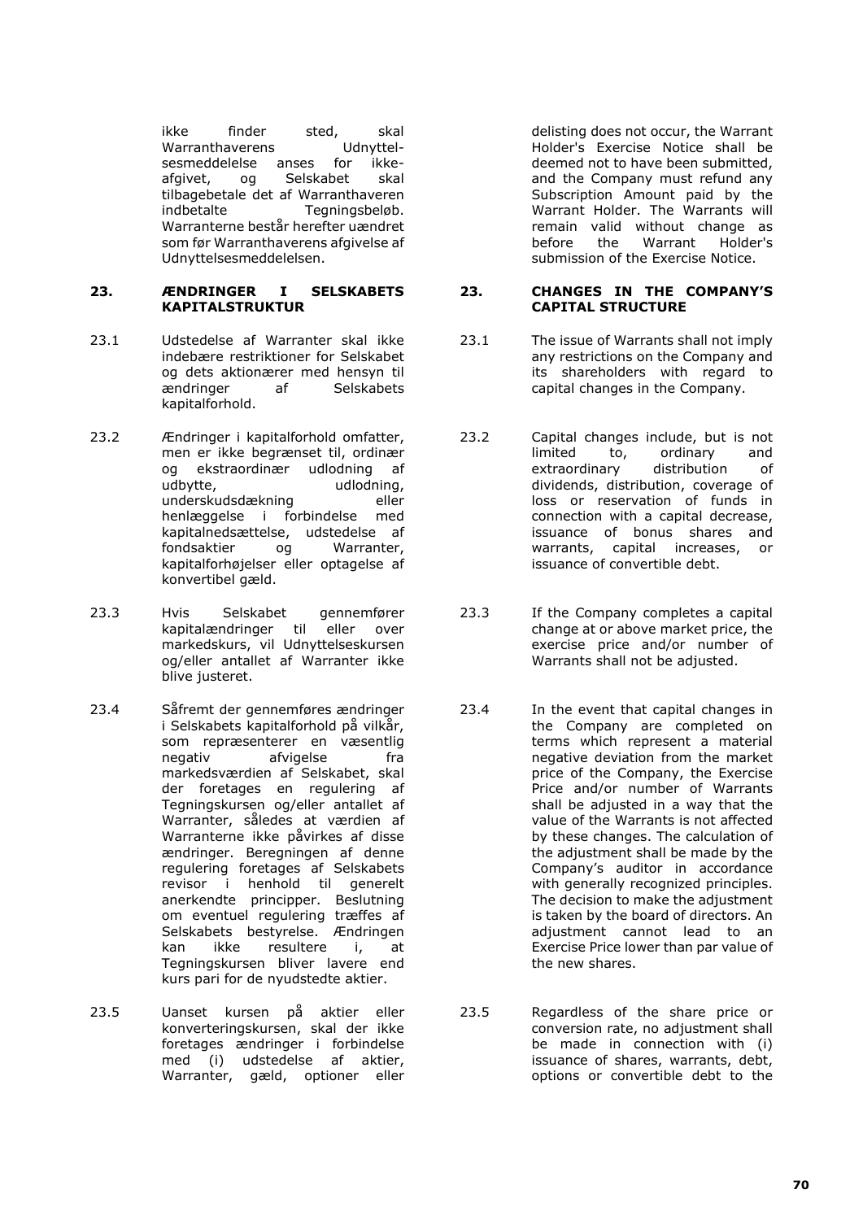ikke finder sted, skal Warranthaverens Udnyttelsesmeddelelse anses for ikke-afgivet, og Selskabet skal tilbagebetale det af Warranthaveren indbetalte Tegningsbeløb. Warranterne består herefter uændret som før Warranthaverens afgivelse af Udnyttelsesmeddelelsen.

delisting does not occur, the Warrant Holder's Exercise Notice shall be deemed not to have been submitted, and the Company must refund any Subscription Amount paid by the Warrant Holder. The Warrants will remain valid without change as before the Warrant Holder's submission of the Exercise Notice.

## 23. ÆNDRINGER I SELSKABETS KAPITALSTRUKTUR

## 23. CHANGES IN THE COMPANY'S CAPITAL STRUCTURE

23.1 Udstedelse af Warranter skal ikke indebære restriktioner for Selskabet og dets aktionærer med hensyn til ændringer af Selskabets kapitalforhold.

23.1 The issue of Warrants shall not imply any restrictions on the Company and its shareholders with regard to capital changes in the Company.

23.2 Ændringer i kapitalforhold omfatter, men er ikke begrænset til, ordinær og ekstraordinær udlodning af udbytte, udlodning, underskudsdækning eller henlæggelse i forbindelse med kapitalnedsættelse, udstedelse af fondsaktier og Warranter, kapitalforhøjelser eller optagelse af konvertibel gæld.

23.2 Capital changes include, but is not limited to, ordinary and extraordinary distribution of dividends, distribution, coverage of loss or reservation of funds in connection with a capital decrease, issuance of bonus shares and warrants, capital increases, or issuance of convertible debt.

23.3 Hvis Selskabet gennemfører kapitalændringer til eller over markedskurs, vil Udnyttelseskursen og/eller antallet af Warranter ikke blive justeret.

23.3 If the Company completes a capital change at or above market price, the exercise price and/or number of Warrants shall not be adjusted.

23.4 Såfremt der gennemføres ændringer i Selskabets kapitalforhold på vilkår, som repræsenterer en væsentlig negativ afvigelse fra markedsværdien af Selskabet, skal der foretages en regulering af Tegningskursen og/eller antallet af Warranter, således at værdien af Warranterne ikke påvirkes af disse ændringer. Beregningen af denne regulering foretages af Selskabets revisor i henhold til generelt anerkendte principper. Beslutning om eventuel regulering træffes af Selskabets bestyrelse. Ændringen kan ikke resultere i, at Tegningskursen bliver lavere end kurs pari for de nyudstedte aktier.

23.4 In the event that capital changes in the Company are completed on terms which represent a material negative deviation from the market price of the Company, the Exercise Price and/or number of Warrants shall be adjusted in a way that the value of the Warrants is not affected by these changes. The calculation of the adjustment shall be made by the Company's auditor in accordance with generally recognized principles. The decision to make the adjustment is taken by the board of directors. An adjustment cannot lead to an Exercise Price lower than par value of the new shares.

23.5 Uanset kursen på aktier eller konverteringskursen, skal der ikke foretages ændringer i forbindelse med (i) udstedelse af aktier, Warranter, gæld, optioner eller

23.5 Regardless of the share price or conversion rate, no adjustment shall be made in connection with (i) issuance of shares, warrants, debt, options or convertible debt to the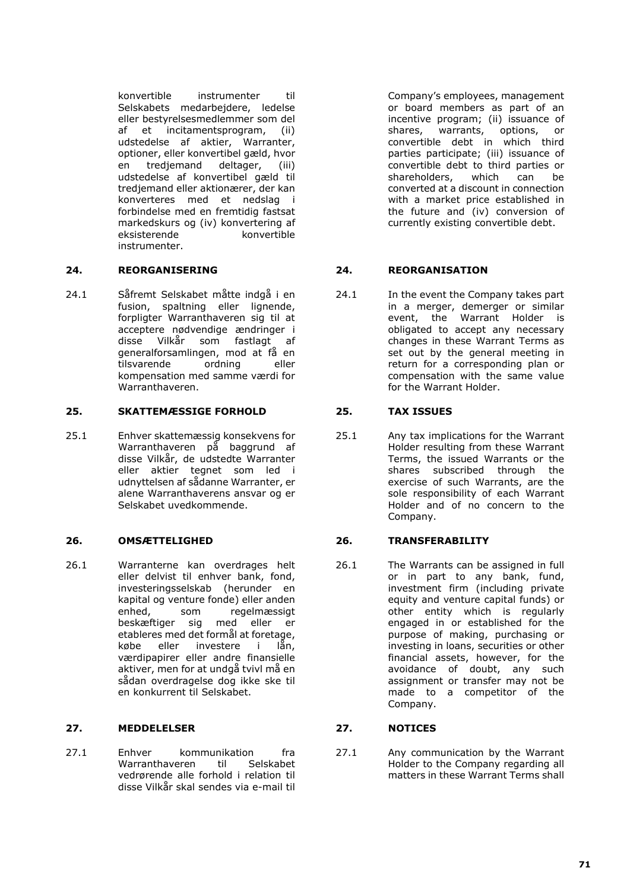konvertible instrumenter til Selskabets medarbejdere, ledelse eller bestyrelsesmedlemmer som del af et incitamentsprogram, (ii) udstedelse af aktier, Warranter, optioner, eller konvertibel gæld, hvor en tredjemand deltager, (iii) udstedelse af konvertibel gæld til tredjemand eller aktionærer, der kan konverteres med et nedslag i forbindelse med en fremtidig fastsat markedskurs og (iv) konvertering af eksisterende konvertible instrumenter.

Company's employees, management or board members as part of an incentive program; (ii) issuance of shares, warrants, options, or convertible debt in which third parties participate; (iii) issuance of convertible debt to third parties or shareholders, which can be converted at a discount in connection with a market price established in the future and (iv) conversion of currently existing convertible debt.

## 24. REORGANISERING

24.1 Såfremt Selskabet måtte indgå i en fusion, spaltning eller lignende, forpligter Warranthaveren sig til at acceptere nødvendige ændringer i disse Vilkår som fastlagt af generalforsamlingen, mod at få en tilsvarende ordning eller kompensation med samme værdi for Warranthaveren.

## 24. REORGANISATION

24.1 In the event the Company takes part in a merger, demerger or similar event, the Warrant Holder is obligated to accept any necessary changes in these Warrant Terms as set out by the general meeting in return for a corresponding plan or compensation with the same value for the Warrant Holder.

## 25. SKATTEMÆSSIGE FORHOLD

25.1 Enhver skattemæssig konsekvens for Warranthaveren på baggrund af disse Vilkår, de udstedte Warranter eller aktier tegnet som led i udnyttelsen af sådanne Warranter, er alene Warranthaverens ansvar og er Selskabet uvedkommende.

## 25. TAX ISSUES

25.1 Any tax implications for the Warrant Holder resulting from these Warrant Terms, the issued Warrants or the shares subscribed through the exercise of such Warrants, are the sole responsibility of each Warrant Holder and of no concern to the Company.

## 26. OMSÆTTELIGHED

26.1 Warranterne kan overdrages helt eller delvist til enhver bank, fond, investeringsselskab (herunder en kapital og venture fonde) eller anden enhed, som regelmæssigt beskæftiger sig med eller er etableres med det formål at foretage, købe eller investere i lån, værdipapirer eller andre finansielle aktiver, men for at undgå tvivl må en sådan overdragelse dog ikke ske til en konkurrent til Selskabet.

## 26. TRANSFERABILITY

26.1 The Warrants can be assigned in full or in part to any bank, fund, investment firm (including private equity and venture capital funds) or other entity which is regularly engaged in or established for the purpose of making, purchasing or investing in loans, securities or other financial assets, however, for the avoidance of doubt, any such assignment or transfer may not be made to a competitor of the Company.

## 27. MEDDELELSER

27.1 Enhver kommunikation fra Warranthaveren til Selskabet vedrørende alle forhold i relation til disse Vilkår skal sendes via e-mail til

## 27. NOTICES

27.1 Any communication by the Warrant Holder to the Company regarding all matters in these Warrant Terms shall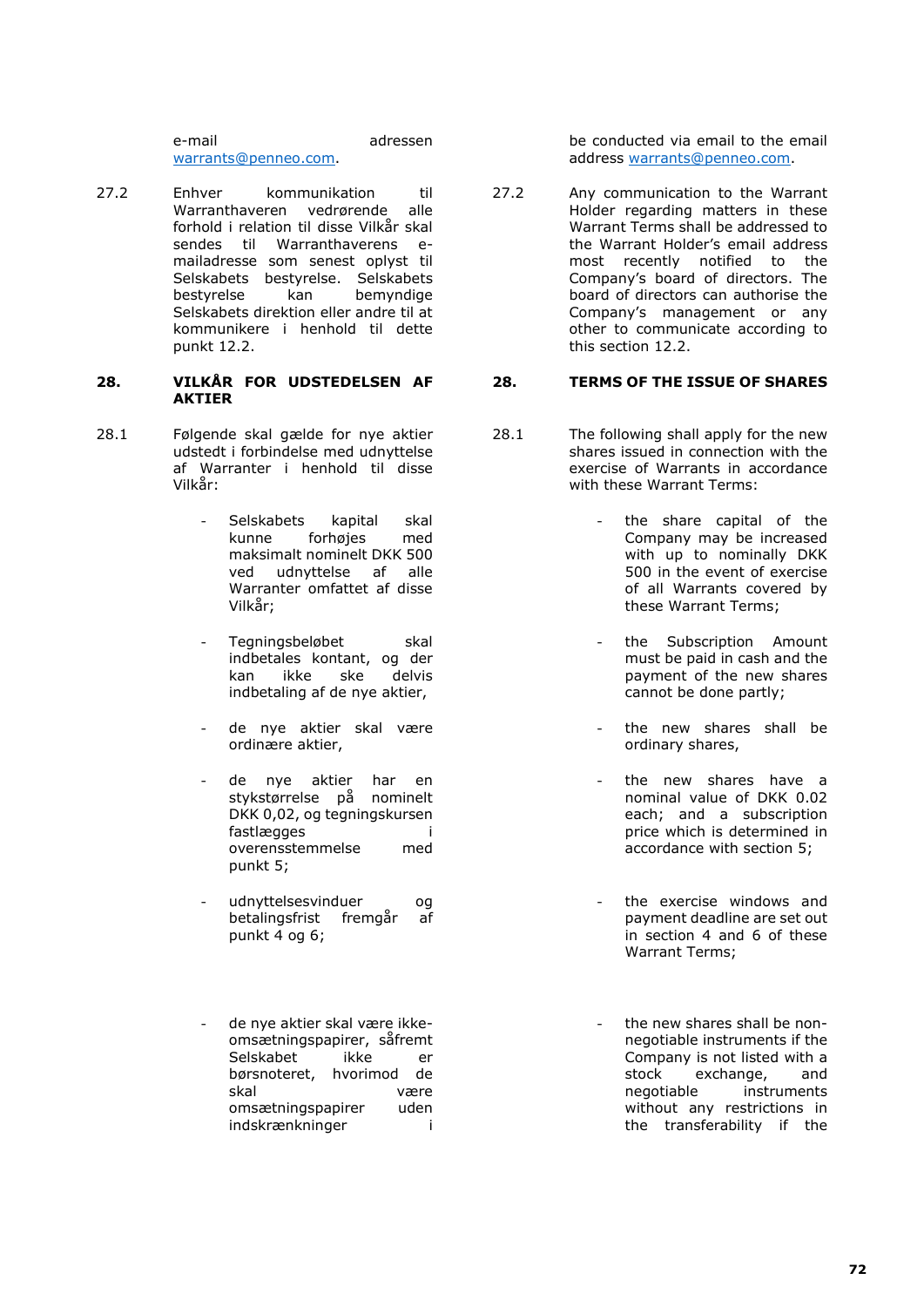e-mail adressen warrants@penneo.com.

be conducted via email to the email address warrants@penneo.com.

27.2 Enhver kommunikation til Warranthaveren vedrørende alle forhold i relation til disse Vilkår skal sendes til Warranthaverens e-mailadresse som senest oplyst til Selskabets bestyrelse. Selskabets bestyrelse kan bemyndige Selskabets direktion eller andre til at kommunikere i henhold til dette punkt 12.2.

27.2 Any communication to the Warrant Holder regarding matters in these Warrant Terms shall be addressed to the Warrant Holder's email address most recently notified to the Company's board of directors. The board of directors can authorise the Company's management or any other to communicate according to this section 12.2.

## 28. VILKÅR FOR UDSTEDELSEN AF AKTIER

## 28. TERMS OF THE ISSUE OF SHARES

28.1 Følgende skal gælde for nye aktier udstedt i forbindelse med udnyttelse af Warranter i henhold til disse Vilkår:

- Selskabets kapital skal kunne forhøjes med maksimalt nominelt DKK 500 ved udnyttelse af alle Warranter omfattet af disse Vilkår;
- Tegningsbeløbet skal indbetales kontant, og der kan ikke ske delvis indbetaling af de nye aktier,
- de nye aktier skal være ordinære aktier,
- de nye aktier har en stykstørrelse på nominelt DKK 0,02, og tegningskursen fastlægges i overensstemmelse med punkt 5;
- udnyttelsesvinduer og betalingsfrist fremgår af punkt 4 og 6;
- de nye aktier skal være ikke-omsætningspapirer, såfremt Selskabet ikke er børsnoteret, hvorimod de skal være omsætningspapirer uden indskrænkninger i

28.1 The following shall apply for the new shares issued in connection with the exercise of Warrants in accordance with these Warrant Terms:

- the share capital of the Company may be increased with up to nominally DKK 500 in the event of exercise of all Warrants covered by these Warrant Terms;
- the Subscription Amount must be paid in cash and the payment of the new shares cannot be done partly;
- the new shares shall be ordinary shares,
- the new shares have a nominal value of DKK 0.02 each; and a subscription price which is determined in accordance with section 5;
- the exercise windows and payment deadline are set out in section 4 and 6 of these Warrant Terms;
- the new shares shall be non-negotiable instruments if the Company is not listed with a stock exchange, and negotiable instruments without any restrictions in the transferability if the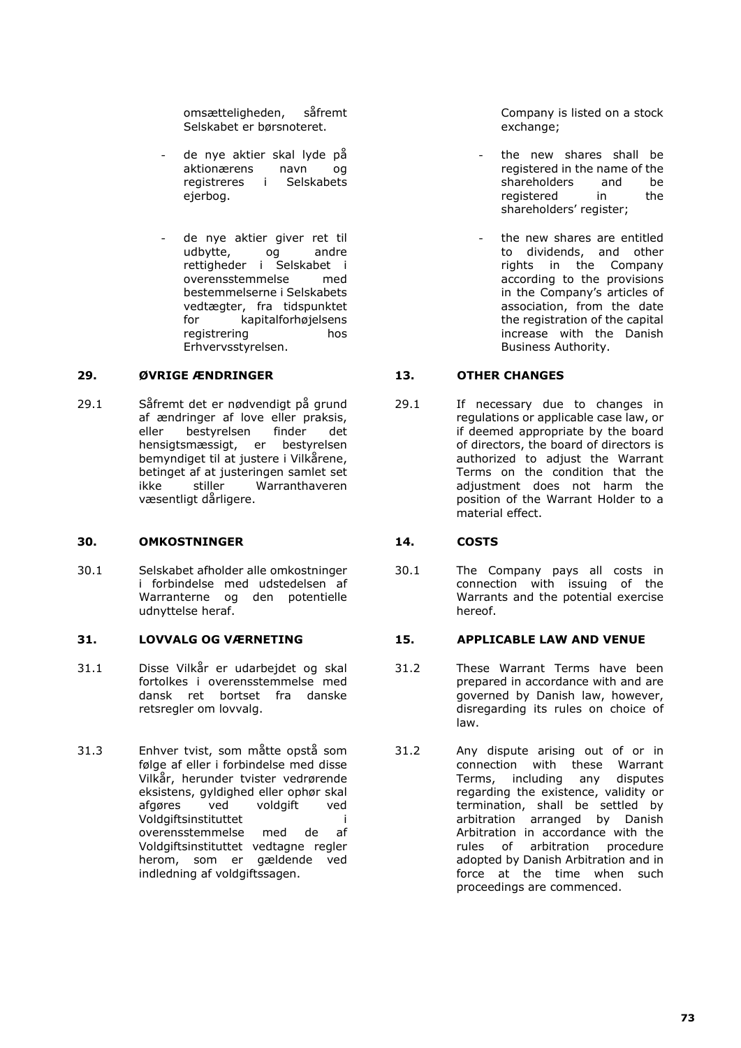omsætteligheden, såfremt Selskabet er børsnoteret.

- de nye aktier skal lyde på aktionærens navn og registreres i Selskabets ejerbog.

- de nye aktier giver ret til udbytte, og andre rettigheder i Selskabet i overensstemmelse med bestemmelserne i Selskabets vedtægter, fra tidspunktet for kapitalforhøjelsens registrering hos Erhvervsstyrelsen.

Company is listed on a stock exchange;

- the new shares shall be registered in the name of the shareholders and be registered in the shareholders' register;

- the new shares are entitled to dividends, and other rights in the Company according to the provisions in the Company's articles of association, from the date the registration of the capital increase with the Danish Business Authority.

## 29. ØVRIGE ÆNDRINGER

29.1 Såfremt det er nødvendigt på grund af ændringer af love eller praksis, eller bestyrelsen finder det hensigtsmæssigt, er bestyrelsen bemyndiget til at justere i Vilkårene, betinget af at justeringen samlet set ikke stiller Warranthaveren væsentligt dårligere.

## 13. OTHER CHANGES

29.1 If necessary due to changes in regulations or applicable case law, or if deemed appropriate by the board of directors, the board of directors is authorized to adjust the Warrant Terms on the condition that the adjustment does not harm the position of the Warrant Holder to a material effect.

## 30. OMKOSTNINGER

30.1 Selskabet afholder alle omkostninger i forbindelse med udstedelsen af Warranterne og den potentielle udnyttelse heraf.

## 14. COSTS

30.1 The Company pays all costs in connection with issuing of the Warrants and the potential exercise hereof.

## 31. LOVVALG OG VÆRNETING

31.1 Disse Vilkår er udarbejdet og skal fortolkes i overensstemmelse med dansk ret bortset fra danske retsregler om lovvalg.

31.3 Enhver tvist, som måtte opstå som følge af eller i forbindelse med disse Vilkår, herunder tvister vedrørende eksistens, gyldighed eller ophør skal afgøres ved voldgift ved Voldgiftsinstituttet i overensstemmelse med de af Voldgiftsinstituttet vedtagne regler herom, som er gældende ved indledning af voldgiftssagen.

## 15. APPLICABLE LAW AND VENUE

31.2 These Warrant Terms have been prepared in accordance with and are governed by Danish law, however, disregarding its rules on choice of law.

31.2 Any dispute arising out of or in connection with these Warrant Terms, including any disputes regarding the existence, validity or termination, shall be settled by arbitration arranged by Danish Arbitration in accordance with the rules of arbitration procedure adopted by Danish Arbitration and in force at the time when such proceedings are commenced.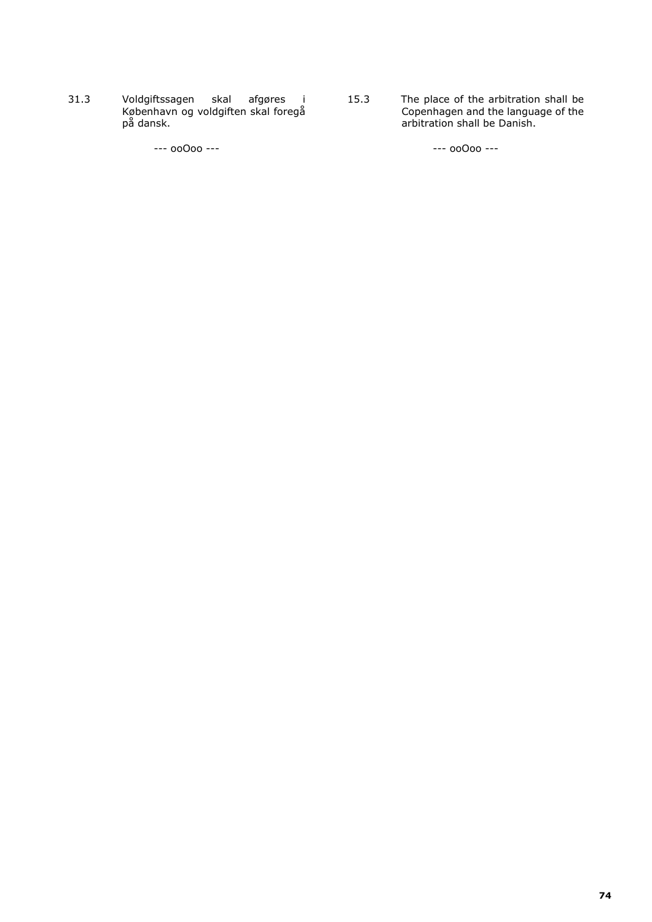31.3 Voldgiftssagen skal afgøres i København og voldgiften skal foregå på dansk.

--- ooOoo ---

15.3 The place of the arbitration shall be Copenhagen and the language of the arbitration shall be Danish.

--- ooOoo ---